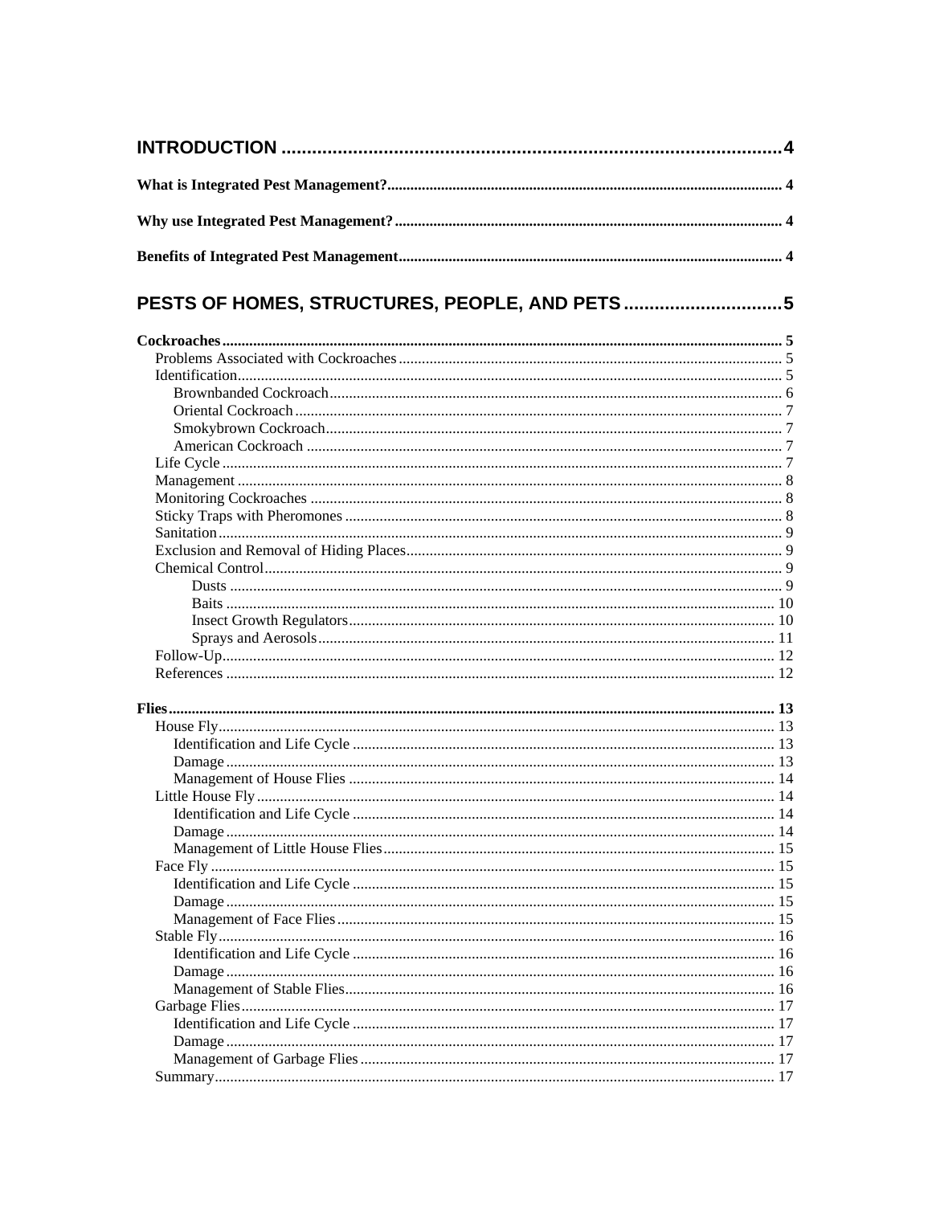**INTRODUCTION** .......... 4

**What is Integrated Pest Management?** .......... 4

**Why use Integrated Pest Management?** .......... 4

**Benefits of Integrated Pest Management** .......... 4

**PESTS OF HOMES, STRUCTURES, PEOPLE, AND PETS** .......... 5

**Cockroaches** .......... 5
- Problems Associated with Cockroaches .......... 5
- Identification .......... 5
  - Brownbanded Cockroach .......... 6
  - Oriental Cockroach .......... 7
  - Smokybrown Cockroach .......... 7
  - American Cockroach .......... 7
- Life Cycle .......... 7
- Management .......... 8
- Monitoring Cockroaches .......... 8
- Sticky Traps with Pheromones .......... 8
- Sanitation .......... 9
- Exclusion and Removal of Hiding Places .......... 9
- Chemical Control .......... 9
  - Dusts .......... 9
  - Baits .......... 10
  - Insect Growth Regulators .......... 10
  - Sprays and Aerosols .......... 11
- Follow-Up .......... 12
- References .......... 12

**Flies** .......... 13
- House Fly .......... 13
  - Identification and Life Cycle .......... 13
  - Damage .......... 13
  - Management of House Flies .......... 14
- Little House Fly .......... 14
  - Identification and Life Cycle .......... 14
  - Damage .......... 14
  - Management of Little House Flies .......... 15
- Face Fly .......... 15
  - Identification and Life Cycle .......... 15
  - Damage .......... 15
  - Management of Face Flies .......... 15
- Stable Fly .......... 16
  - Identification and Life Cycle .......... 16
  - Damage .......... 16
  - Management of Stable Flies .......... 16
- Garbage Flies .......... 17
  - Identification and Life Cycle .......... 17
  - Damage .......... 17
  - Management of Garbage Flies .......... 17
- Summary .......... 17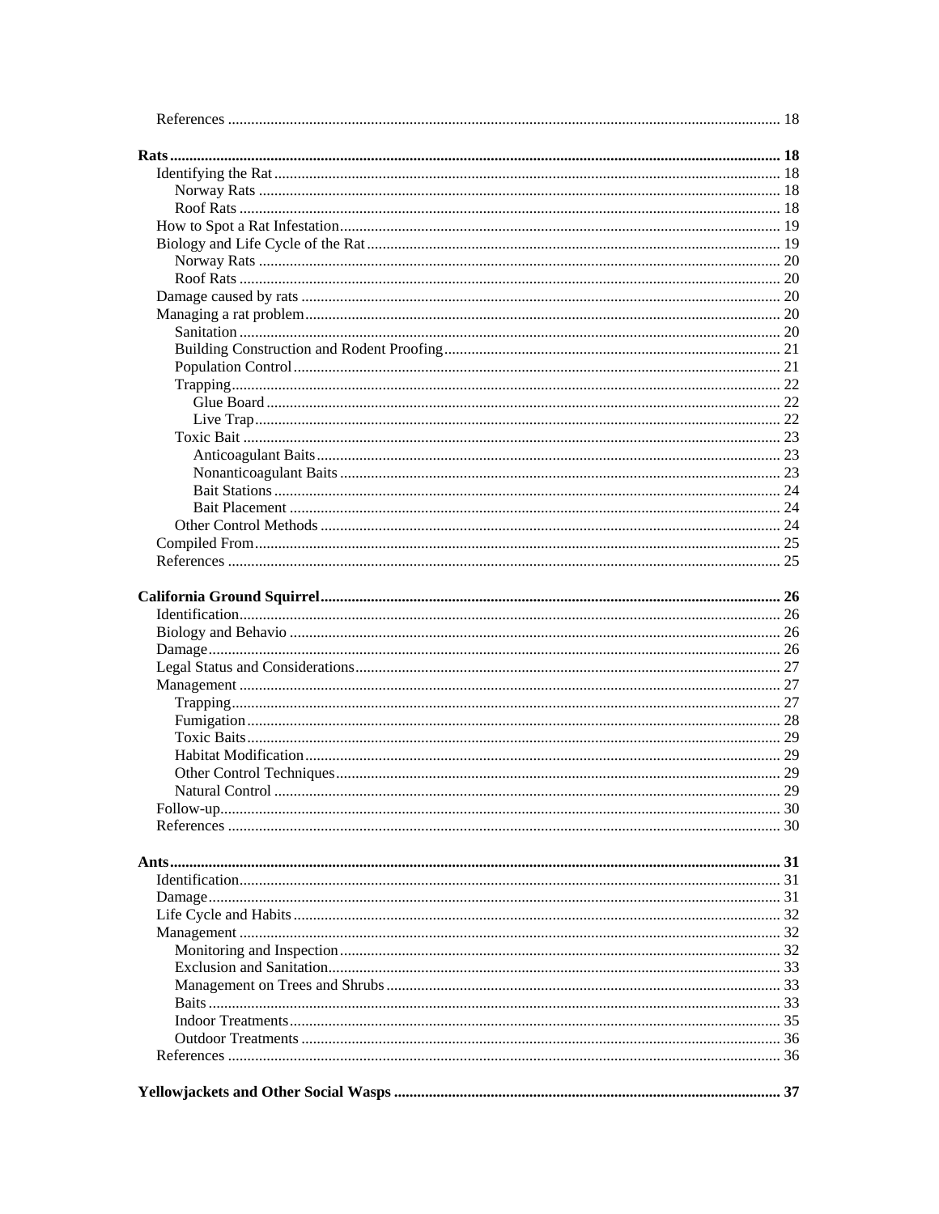References ..... 18

**Rats ..... 18**

- Identifying the Rat ..... 18
  - Norway Rats ..... 18
  - Roof Rats ..... 18
- How to Spot a Rat Infestation ..... 19
- Biology and Life Cycle of the Rat ..... 19
  - Norway Rats ..... 20
  - Roof Rats ..... 20
- Damage caused by rats ..... 20
- Managing a rat problem ..... 20
  - Sanitation ..... 20
  - Building Construction and Rodent Proofing ..... 21
  - Population Control ..... 21
  - Trapping ..... 22
    - Glue Board ..... 22
    - Live Trap ..... 22
  - Toxic Bait ..... 23
    - Anticoagulant Baits ..... 23
    - Nonanticoagulant Baits ..... 23
    - Bait Stations ..... 24
    - Bait Placement ..... 24
  - Other Control Methods ..... 24
- Compiled From ..... 25
- References ..... 25

**California Ground Squirrel ..... 26**

- Identification ..... 26
- Biology and Behavio ..... 26
- Damage ..... 26
- Legal Status and Considerations ..... 27
- Management ..... 27
  - Trapping ..... 27
  - Fumigation ..... 28
  - Toxic Baits ..... 29
  - Habitat Modification ..... 29
  - Other Control Techniques ..... 29
  - Natural Control ..... 29
- Follow-up ..... 30
- References ..... 30

**Ants ..... 31**

- Identification ..... 31
- Damage ..... 31
- Life Cycle and Habits ..... 32
- Management ..... 32
  - Monitoring and Inspection ..... 32
  - Exclusion and Sanitation ..... 33
  - Management on Trees and Shrubs ..... 33
  - Baits ..... 33
  - Indoor Treatments ..... 35
  - Outdoor Treatments ..... 36
- References ..... 36

**Yellowjackets and Other Social Wasps ..... 37**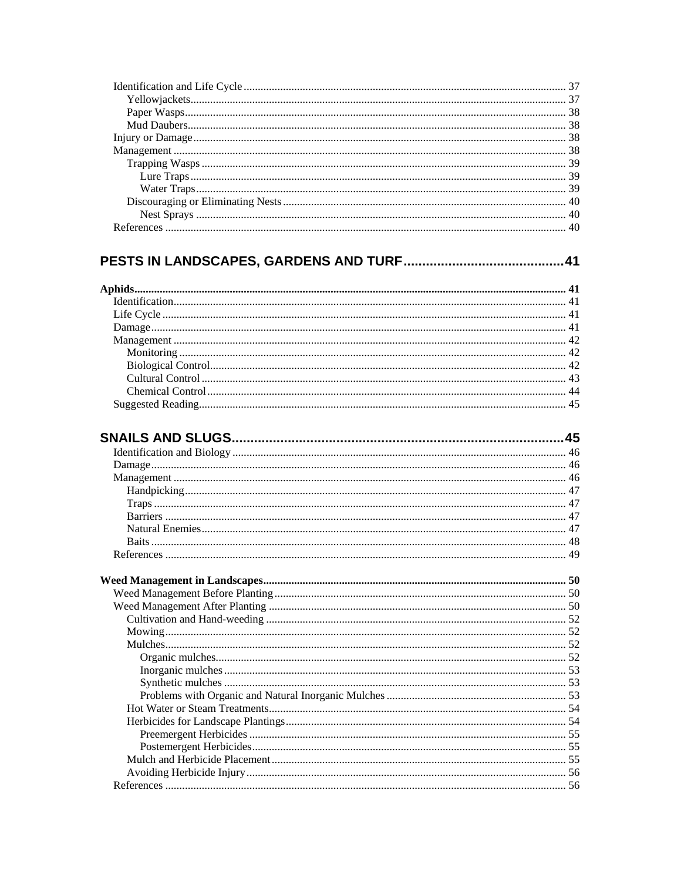Identification and Life Cycle ........................................................................................................ 37
Yellowjackets.................................................................................................................... 37
Paper Wasps...................................................................................................................... 38
Mud Daubers..................................................................................................................... 38
Injury or Damage.................................................................................................................. 38
Management ......................................................................................................................... 38
Trapping Wasps ................................................................................................................ 39
Lure Traps.................................................................................................................... 39
Water Traps.................................................................................................................. 39
Discouraging or Eliminating Nests.................................................................................... 40
Nest Sprays .................................................................................................................. 40
References ............................................................................................................................ 40

## PESTS IN LANDSCAPES, GARDENS AND TURF.......................................... 41

**Aphids.................................................................................................................................... 41**
Identification......................................................................................................................... 41
Life Cycle ............................................................................................................................. 41
Damage................................................................................................................................. 41
Management ......................................................................................................................... 42
Monitoring ........................................................................................................................ 42
Biological Control............................................................................................................. 42
Cultural Control ................................................................................................................ 43
Chemical Control.............................................................................................................. 44
Suggested Reading................................................................................................................ 45

## SNAILS AND SLUGS........................................................................................ 45

Identification and Biology .................................................................................................... 46
Damage................................................................................................................................. 46
Management ......................................................................................................................... 46
Handpicking...................................................................................................................... 47
Traps ................................................................................................................................ 47
Barriers ............................................................................................................................ 47
Natural Enemies................................................................................................................ 47
Baits ................................................................................................................................. 48
References ............................................................................................................................ 49

**Weed Management in Landscapes........................................................................................... 50**
Weed Management Before Planting...................................................................................... 50
Weed Management After Planting ........................................................................................ 50
Cultivation and Hand-weeding ......................................................................................... 52
Mowing............................................................................................................................. 52
Mulches............................................................................................................................. 52
Organic mulches........................................................................................................... 52
Inorganic mulches........................................................................................................ 53
Synthetic mulches ........................................................................................................ 53
Problems with Organic and Natural Inorganic Mulches ............................................... 53
Hot Water or Steam Treatments........................................................................................ 54
Herbicides for Landscape Plantings.................................................................................. 54
Preemergent Herbicides ............................................................................................... 55
Postemergent Herbicides.............................................................................................. 55
Mulch and Herbicide Placement........................................................................................ 55
Avoiding Herbicide Injury................................................................................................ 56
References ............................................................................................................................ 56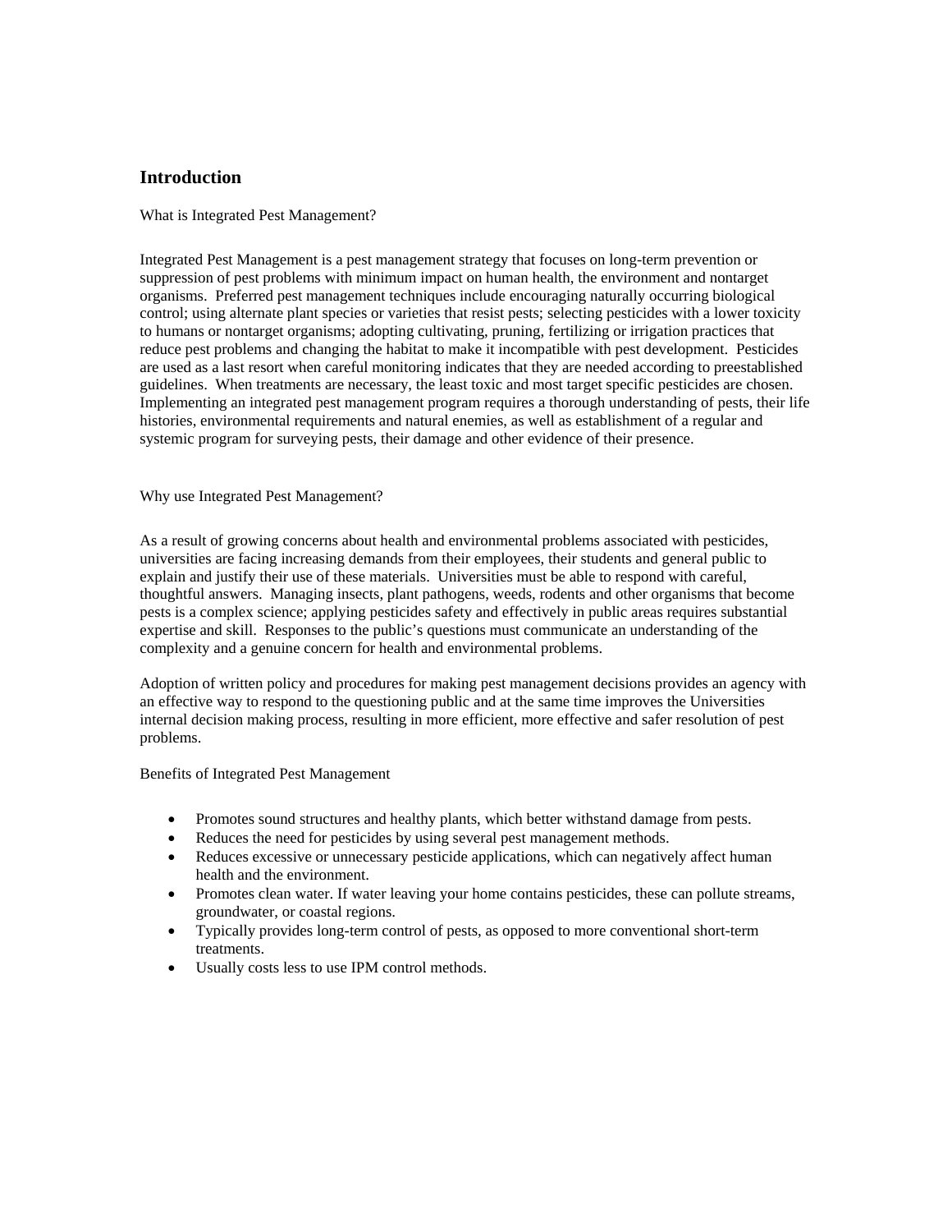## Introduction

What is Integrated Pest Management?

Integrated Pest Management is a pest management strategy that focuses on long-term prevention or suppression of pest problems with minimum impact on human health, the environment and nontarget organisms. Preferred pest management techniques include encouraging naturally occurring biological control; using alternate plant species or varieties that resist pests; selecting pesticides with a lower toxicity to humans or nontarget organisms; adopting cultivating, pruning, fertilizing or irrigation practices that reduce pest problems and changing the habitat to make it incompatible with pest development. Pesticides are used as a last resort when careful monitoring indicates that they are needed according to preestablished guidelines. When treatments are necessary, the least toxic and most target specific pesticides are chosen. Implementing an integrated pest management program requires a thorough understanding of pests, their life histories, environmental requirements and natural enemies, as well as establishment of a regular and systemic program for surveying pests, their damage and other evidence of their presence.

Why use Integrated Pest Management?

As a result of growing concerns about health and environmental problems associated with pesticides, universities are facing increasing demands from their employees, their students and general public to explain and justify their use of these materials. Universities must be able to respond with careful, thoughtful answers. Managing insects, plant pathogens, weeds, rodents and other organisms that become pests is a complex science; applying pesticides safety and effectively in public areas requires substantial expertise and skill. Responses to the public's questions must communicate an understanding of the complexity and a genuine concern for health and environmental problems.

Adoption of written policy and procedures for making pest management decisions provides an agency with an effective way to respond to the questioning public and at the same time improves the Universities internal decision making process, resulting in more efficient, more effective and safer resolution of pest problems.

Benefits of Integrated Pest Management

- Promotes sound structures and healthy plants, which better withstand damage from pests.
- Reduces the need for pesticides by using several pest management methods.
- Reduces excessive or unnecessary pesticide applications, which can negatively affect human health and the environment.
- Promotes clean water. If water leaving your home contains pesticides, these can pollute streams, groundwater, or coastal regions.
- Typically provides long-term control of pests, as opposed to more conventional short-term treatments.
- Usually costs less to use IPM control methods.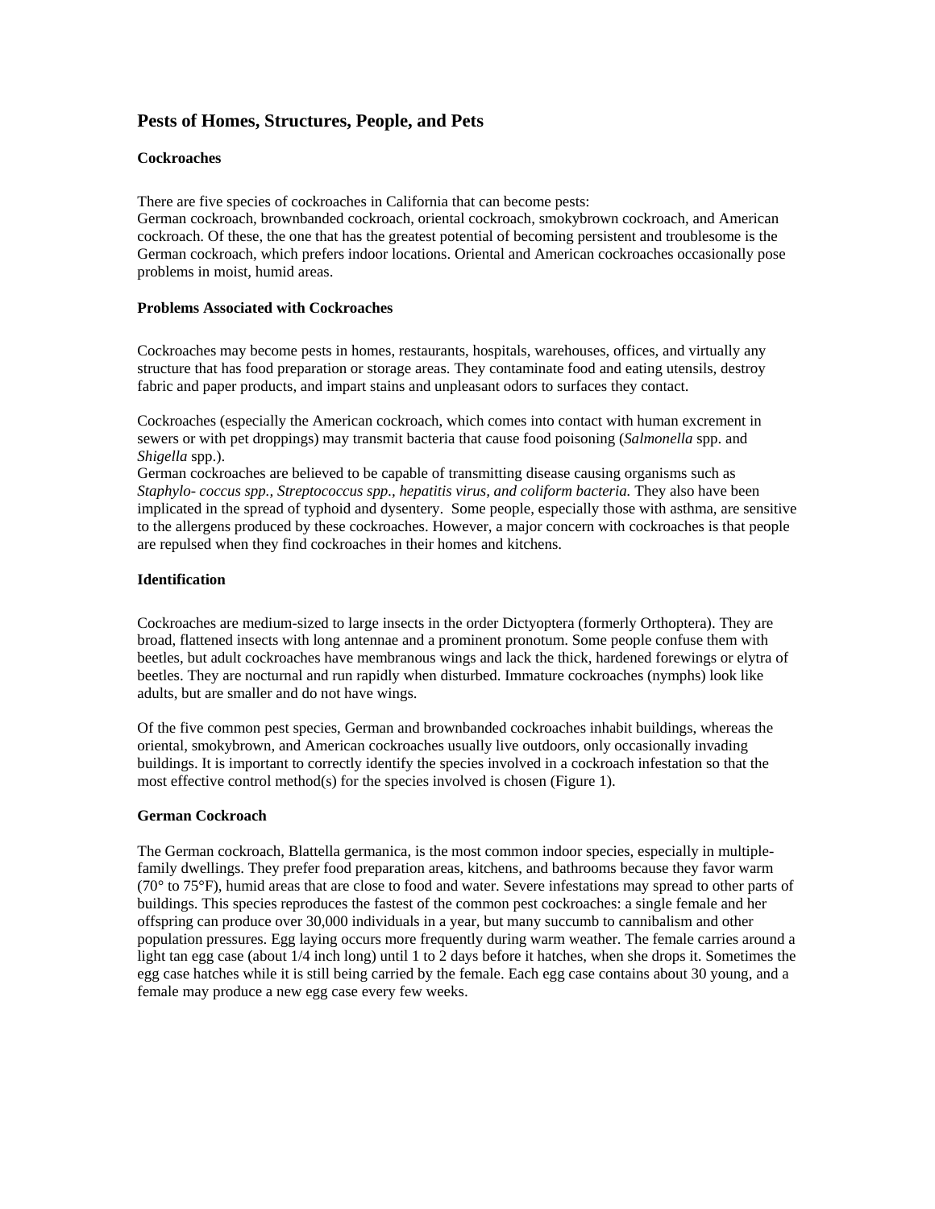## Pests of Homes, Structures, People, and Pets

### Cockroaches

There are five species of cockroaches in California that can become pests:
German cockroach, brownbanded cockroach, oriental cockroach, smokybrown cockroach, and American cockroach. Of these, the one that has the greatest potential of becoming persistent and troublesome is the German cockroach, which prefers indoor locations. Oriental and American cockroaches occasionally pose problems in moist, humid areas.

### Problems Associated with Cockroaches

Cockroaches may become pests in homes, restaurants, hospitals, warehouses, offices, and virtually any structure that has food preparation or storage areas. They contaminate food and eating utensils, destroy fabric and paper products, and impart stains and unpleasant odors to surfaces they contact.

Cockroaches (especially the American cockroach, which comes into contact with human excrement in sewers or with pet droppings) may transmit bacteria that cause food poisoning (*Salmonella* spp. and *Shigella* spp.).
German cockroaches are believed to be capable of transmitting disease causing organisms such as *Staphylo- coccus spp., Streptococcus spp., hepatitis virus, and coliform bacteria.* They also have been implicated in the spread of typhoid and dysentery. Some people, especially those with asthma, are sensitive to the allergens produced by these cockroaches. However, a major concern with cockroaches is that people are repulsed when they find cockroaches in their homes and kitchens.

### Identification

Cockroaches are medium-sized to large insects in the order Dictyoptera (formerly Orthoptera). They are broad, flattened insects with long antennae and a prominent pronotum. Some people confuse them with beetles, but adult cockroaches have membranous wings and lack the thick, hardened forewings or elytra of beetles. They are nocturnal and run rapidly when disturbed. Immature cockroaches (nymphs) look like adults, but are smaller and do not have wings.

Of the five common pest species, German and brownbanded cockroaches inhabit buildings, whereas the oriental, smokybrown, and American cockroaches usually live outdoors, only occasionally invading buildings. It is important to correctly identify the species involved in a cockroach infestation so that the most effective control method(s) for the species involved is chosen (Figure 1).

### German Cockroach

The German cockroach, Blattella germanica, is the most common indoor species, especially in multiple-family dwellings. They prefer food preparation areas, kitchens, and bathrooms because they favor warm (70° to 75°F), humid areas that are close to food and water. Severe infestations may spread to other parts of buildings. This species reproduces the fastest of the common pest cockroaches: a single female and her offspring can produce over 30,000 individuals in a year, but many succumb to cannibalism and other population pressures. Egg laying occurs more frequently during warm weather. The female carries around a light tan egg case (about 1/4 inch long) until 1 to 2 days before it hatches, when she drops it. Sometimes the egg case hatches while it is still being carried by the female. Each egg case contains about 30 young, and a female may produce a new egg case every few weeks.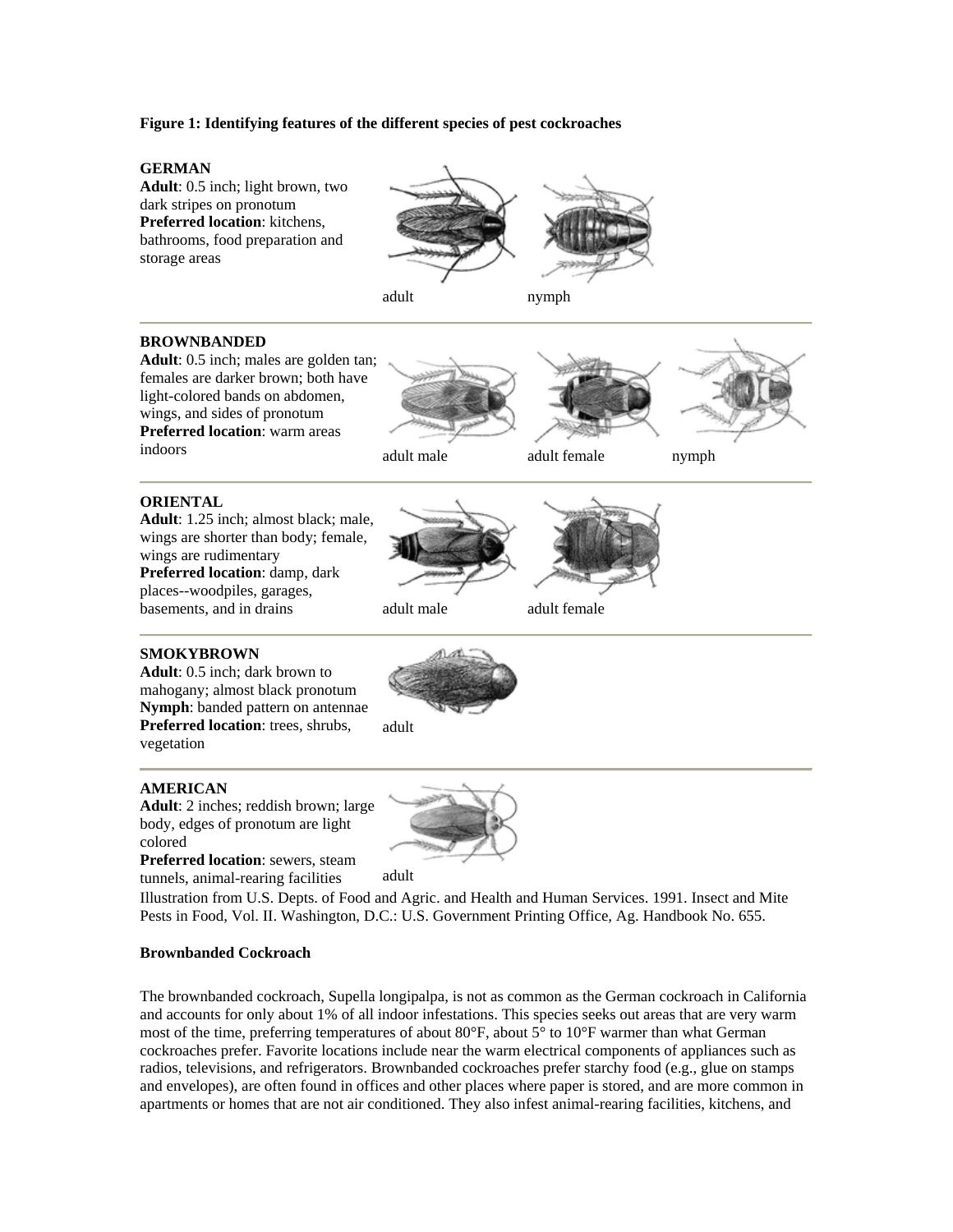**Figure 1: Identifying features of the different species of pest cockroaches**

**GERMAN**
**Adult**: 0.5 inch; light brown, two dark stripes on pronotum
**Preferred location**: kitchens, bathrooms, food preparation and storage areas

adult nymph

**BROWNBANDED**
**Adult**: 0.5 inch; males are golden tan; females are darker brown; both have light-colored bands on abdomen, wings, and sides of pronotum
**Preferred location**: warm areas indoors

adult male adult female nymph

**ORIENTAL**
**Adult**: 1.25 inch; almost black; male, wings are shorter than body; female, wings are rudimentary
**Preferred location**: damp, dark places--woodpiles, garages, basements, and in drains

adult male adult female

**SMOKYBROWN**
**Adult**: 0.5 inch; dark brown to mahogany; almost black pronotum
**Nymph**: banded pattern on antennae
**Preferred location**: trees, shrubs, vegetation

adult

**AMERICAN**
**Adult**: 2 inches; reddish brown; large body, edges of pronotum are light colored
**Preferred location**: sewers, steam tunnels, animal-rearing facilities

adult

Illustration from U.S. Depts. of Food and Agric. and Health and Human Services. 1991. Insect and Mite Pests in Food, Vol. II. Washington, D.C.: U.S. Government Printing Office, Ag. Handbook No. 655.

**Brownbanded Cockroach**

The brownbanded cockroach, Supella longipalpa, is not as common as the German cockroach in California and accounts for only about 1% of all indoor infestations. This species seeks out areas that are very warm most of the time, preferring temperatures of about 80°F, about 5° to 10°F warmer than what German cockroaches prefer. Favorite locations include near the warm electrical components of appliances such as radios, televisions, and refrigerators. Brownbanded cockroaches prefer starchy food (e.g., glue on stamps and envelopes), are often found in offices and other places where paper is stored, and are more common in apartments or homes that are not air conditioned. They also infest animal-rearing facilities, kitchens, and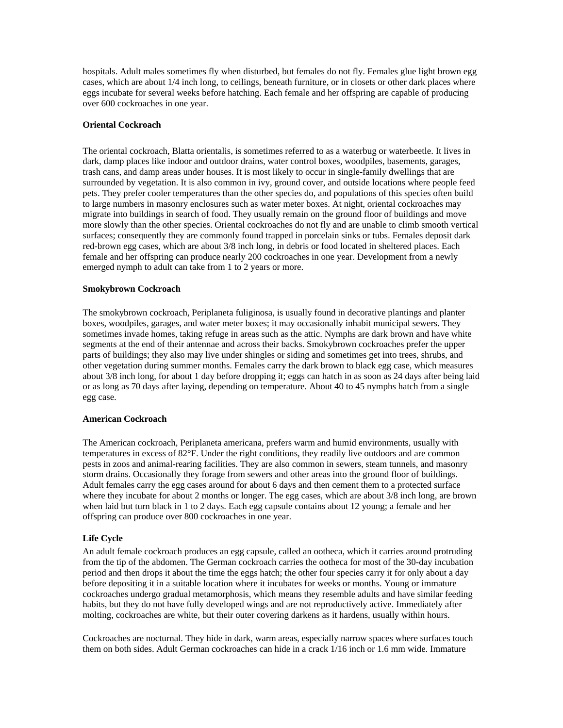hospitals. Adult males sometimes fly when disturbed, but females do not fly. Females glue light brown egg cases, which are about 1/4 inch long, to ceilings, beneath furniture, or in closets or other dark places where eggs incubate for several weeks before hatching. Each female and her offspring are capable of producing over 600 cockroaches in one year.

### Oriental Cockroach

The oriental cockroach, Blatta orientalis, is sometimes referred to as a waterbug or waterbeetle. It lives in dark, damp places like indoor and outdoor drains, water control boxes, woodpiles, basements, garages, trash cans, and damp areas under houses. It is most likely to occur in single-family dwellings that are surrounded by vegetation. It is also common in ivy, ground cover, and outside locations where people feed pets. They prefer cooler temperatures than the other species do, and populations of this species often build to large numbers in masonry enclosures such as water meter boxes. At night, oriental cockroaches may migrate into buildings in search of food. They usually remain on the ground floor of buildings and move more slowly than the other species. Oriental cockroaches do not fly and are unable to climb smooth vertical surfaces; consequently they are commonly found trapped in porcelain sinks or tubs. Females deposit dark red-brown egg cases, which are about 3/8 inch long, in debris or food located in sheltered places. Each female and her offspring can produce nearly 200 cockroaches in one year. Development from a newly emerged nymph to adult can take from 1 to 2 years or more.

### Smokybrown Cockroach

The smokybrown cockroach, Periplaneta fuliginosa, is usually found in decorative plantings and planter boxes, woodpiles, garages, and water meter boxes; it may occasionally inhabit municipal sewers. They sometimes invade homes, taking refuge in areas such as the attic. Nymphs are dark brown and have white segments at the end of their antennae and across their backs. Smokybrown cockroaches prefer the upper parts of buildings; they also may live under shingles or siding and sometimes get into trees, shrubs, and other vegetation during summer months. Females carry the dark brown to black egg case, which measures about 3/8 inch long, for about 1 day before dropping it; eggs can hatch in as soon as 24 days after being laid or as long as 70 days after laying, depending on temperature. About 40 to 45 nymphs hatch from a single egg case.

### American Cockroach

The American cockroach, Periplaneta americana, prefers warm and humid environments, usually with temperatures in excess of 82°F. Under the right conditions, they readily live outdoors and are common pests in zoos and animal-rearing facilities. They are also common in sewers, steam tunnels, and masonry storm drains. Occasionally they forage from sewers and other areas into the ground floor of buildings. Adult females carry the egg cases around for about 6 days and then cement them to a protected surface where they incubate for about 2 months or longer. The egg cases, which are about 3/8 inch long, are brown when laid but turn black in 1 to 2 days. Each egg capsule contains about 12 young; a female and her offspring can produce over 800 cockroaches in one year.

### Life Cycle

An adult female cockroach produces an egg capsule, called an ootheca, which it carries around protruding from the tip of the abdomen. The German cockroach carries the ootheca for most of the 30-day incubation period and then drops it about the time the eggs hatch; the other four species carry it for only about a day before depositing it in a suitable location where it incubates for weeks or months. Young or immature cockroaches undergo gradual metamorphosis, which means they resemble adults and have similar feeding habits, but they do not have fully developed wings and are not reproductively active. Immediately after molting, cockroaches are white, but their outer covering darkens as it hardens, usually within hours.

Cockroaches are nocturnal. They hide in dark, warm areas, especially narrow spaces where surfaces touch them on both sides. Adult German cockroaches can hide in a crack 1/16 inch or 1.6 mm wide. Immature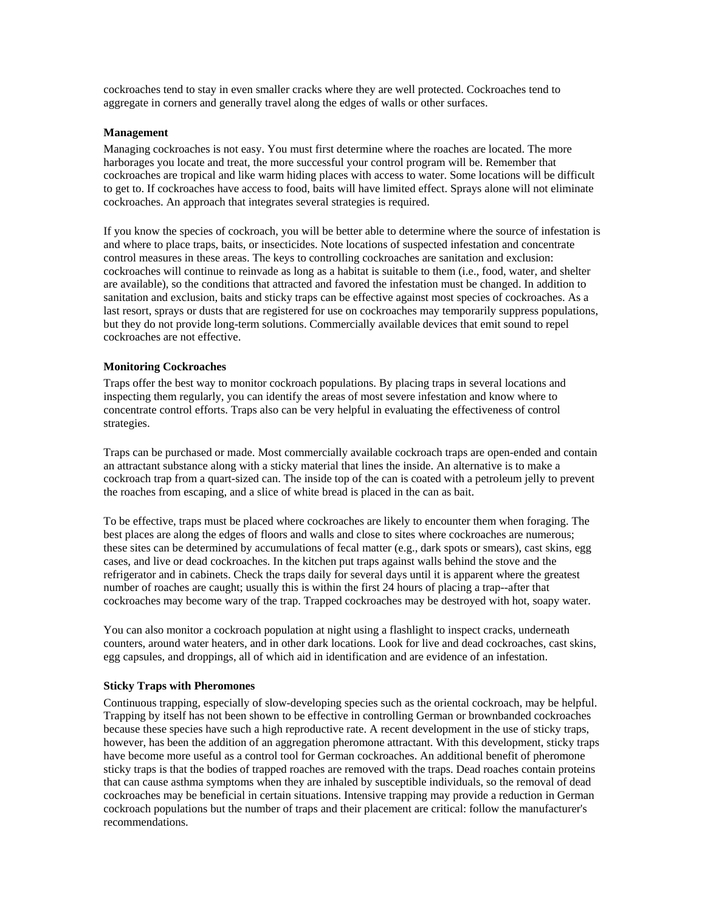cockroaches tend to stay in even smaller cracks where they are well protected. Cockroaches tend to aggregate in corners and generally travel along the edges of walls or other surfaces.

**Management**

Managing cockroaches is not easy. You must first determine where the roaches are located. The more harborages you locate and treat, the more successful your control program will be. Remember that cockroaches are tropical and like warm hiding places with access to water. Some locations will be difficult to get to. If cockroaches have access to food, baits will have limited effect. Sprays alone will not eliminate cockroaches. An approach that integrates several strategies is required.

If you know the species of cockroach, you will be better able to determine where the source of infestation is and where to place traps, baits, or insecticides. Note locations of suspected infestation and concentrate control measures in these areas. The keys to controlling cockroaches are sanitation and exclusion: cockroaches will continue to reinvade as long as a habitat is suitable to them (i.e., food, water, and shelter are available), so the conditions that attracted and favored the infestation must be changed. In addition to sanitation and exclusion, baits and sticky traps can be effective against most species of cockroaches. As a last resort, sprays or dusts that are registered for use on cockroaches may temporarily suppress populations, but they do not provide long-term solutions. Commercially available devices that emit sound to repel cockroaches are not effective.

**Monitoring Cockroaches**

Traps offer the best way to monitor cockroach populations. By placing traps in several locations and inspecting them regularly, you can identify the areas of most severe infestation and know where to concentrate control efforts. Traps also can be very helpful in evaluating the effectiveness of control strategies.

Traps can be purchased or made. Most commercially available cockroach traps are open-ended and contain an attractant substance along with a sticky material that lines the inside. An alternative is to make a cockroach trap from a quart-sized can. The inside top of the can is coated with a petroleum jelly to prevent the roaches from escaping, and a slice of white bread is placed in the can as bait.

To be effective, traps must be placed where cockroaches are likely to encounter them when foraging. The best places are along the edges of floors and walls and close to sites where cockroaches are numerous; these sites can be determined by accumulations of fecal matter (e.g., dark spots or smears), cast skins, egg cases, and live or dead cockroaches. In the kitchen put traps against walls behind the stove and the refrigerator and in cabinets. Check the traps daily for several days until it is apparent where the greatest number of roaches are caught; usually this is within the first 24 hours of placing a trap--after that cockroaches may become wary of the trap. Trapped cockroaches may be destroyed with hot, soapy water.

You can also monitor a cockroach population at night using a flashlight to inspect cracks, underneath counters, around water heaters, and in other dark locations. Look for live and dead cockroaches, cast skins, egg capsules, and droppings, all of which aid in identification and are evidence of an infestation.

**Sticky Traps with Pheromones**

Continuous trapping, especially of slow-developing species such as the oriental cockroach, may be helpful. Trapping by itself has not been shown to be effective in controlling German or brownbanded cockroaches because these species have such a high reproductive rate. A recent development in the use of sticky traps, however, has been the addition of an aggregation pheromone attractant. With this development, sticky traps have become more useful as a control tool for German cockroaches. An additional benefit of pheromone sticky traps is that the bodies of trapped roaches are removed with the traps. Dead roaches contain proteins that can cause asthma symptoms when they are inhaled by susceptible individuals, so the removal of dead cockroaches may be beneficial in certain situations. Intensive trapping may provide a reduction in German cockroach populations but the number of traps and their placement are critical: follow the manufacturer's recommendations.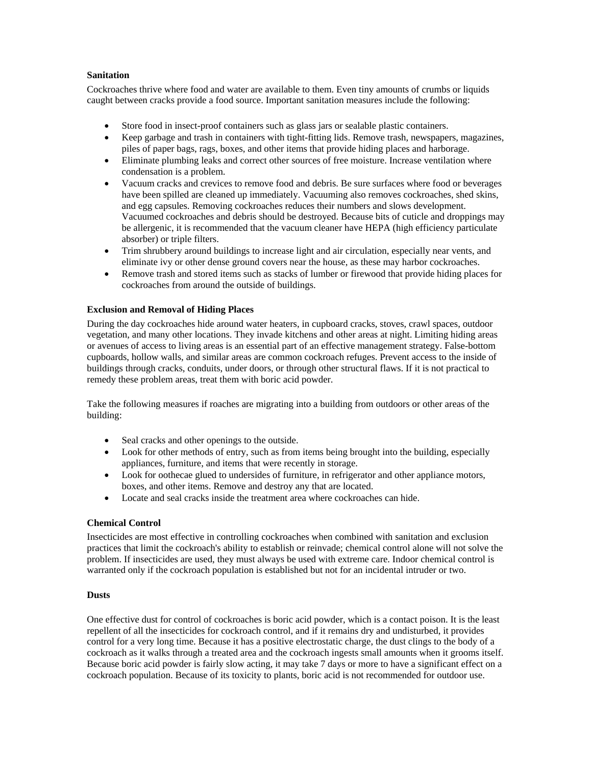**Sanitation**

Cockroaches thrive where food and water are available to them. Even tiny amounts of crumbs or liquids caught between cracks provide a food source. Important sanitation measures include the following:

- Store food in insect-proof containers such as glass jars or sealable plastic containers.
- Keep garbage and trash in containers with tight-fitting lids. Remove trash, newspapers, magazines, piles of paper bags, rags, boxes, and other items that provide hiding places and harborage.
- Eliminate plumbing leaks and correct other sources of free moisture. Increase ventilation where condensation is a problem.
- Vacuum cracks and crevices to remove food and debris. Be sure surfaces where food or beverages have been spilled are cleaned up immediately. Vacuuming also removes cockroaches, shed skins, and egg capsules. Removing cockroaches reduces their numbers and slows development. Vacuumed cockroaches and debris should be destroyed. Because bits of cuticle and droppings may be allergenic, it is recommended that the vacuum cleaner have HEPA (high efficiency particulate absorber) or triple filters.
- Trim shrubbery around buildings to increase light and air circulation, especially near vents, and eliminate ivy or other dense ground covers near the house, as these may harbor cockroaches.
- Remove trash and stored items such as stacks of lumber or firewood that provide hiding places for cockroaches from around the outside of buildings.

**Exclusion and Removal of Hiding Places**

During the day cockroaches hide around water heaters, in cupboard cracks, stoves, crawl spaces, outdoor vegetation, and many other locations. They invade kitchens and other areas at night. Limiting hiding areas or avenues of access to living areas is an essential part of an effective management strategy. False-bottom cupboards, hollow walls, and similar areas are common cockroach refuges. Prevent access to the inside of buildings through cracks, conduits, under doors, or through other structural flaws. If it is not practical to remedy these problem areas, treat them with boric acid powder.

Take the following measures if roaches are migrating into a building from outdoors or other areas of the building:

- Seal cracks and other openings to the outside.
- Look for other methods of entry, such as from items being brought into the building, especially appliances, furniture, and items that were recently in storage.
- Look for oothecae glued to undersides of furniture, in refrigerator and other appliance motors, boxes, and other items. Remove and destroy any that are located.
- Locate and seal cracks inside the treatment area where cockroaches can hide.

**Chemical Control**

Insecticides are most effective in controlling cockroaches when combined with sanitation and exclusion practices that limit the cockroach's ability to establish or reinvade; chemical control alone will not solve the problem. If insecticides are used, they must always be used with extreme care. Indoor chemical control is warranted only if the cockroach population is established but not for an incidental intruder or two.

**Dusts**

One effective dust for control of cockroaches is boric acid powder, which is a contact poison. It is the least repellent of all the insecticides for cockroach control, and if it remains dry and undisturbed, it provides control for a very long time. Because it has a positive electrostatic charge, the dust clings to the body of a cockroach as it walks through a treated area and the cockroach ingests small amounts when it grooms itself. Because boric acid powder is fairly slow acting, it may take 7 days or more to have a significant effect on a cockroach population. Because of its toxicity to plants, boric acid is not recommended for outdoor use.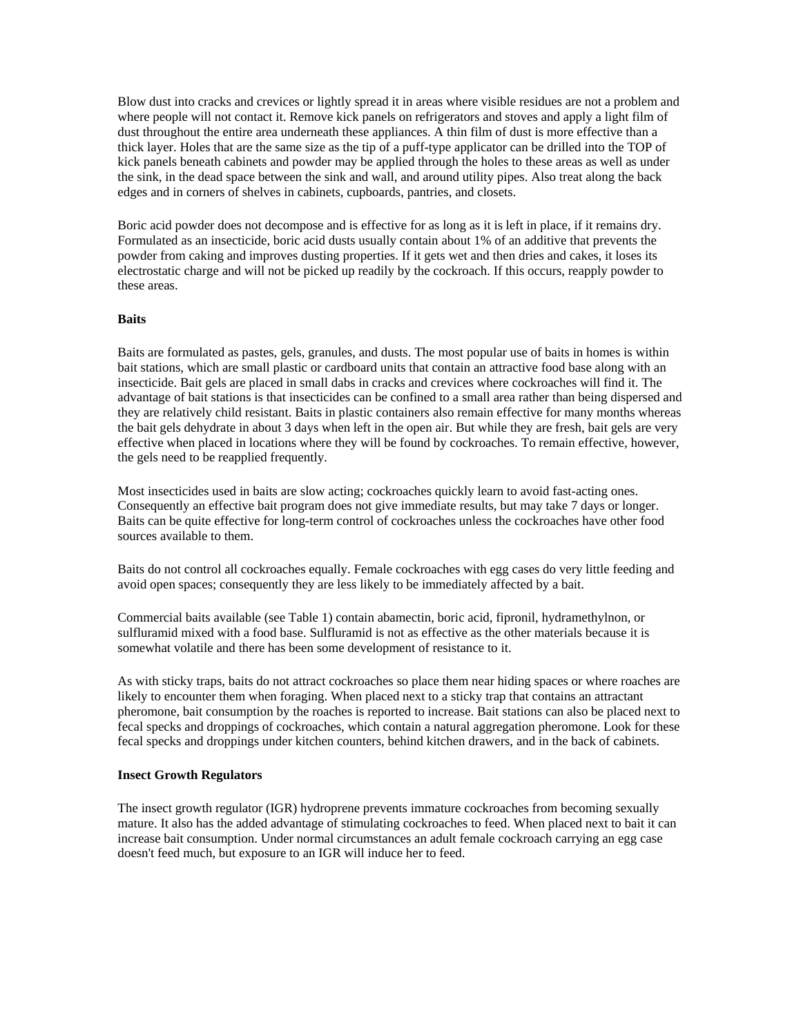Blow dust into cracks and crevices or lightly spread it in areas where visible residues are not a problem and where people will not contact it. Remove kick panels on refrigerators and stoves and apply a light film of dust throughout the entire area underneath these appliances. A thin film of dust is more effective than a thick layer. Holes that are the same size as the tip of a puff-type applicator can be drilled into the TOP of kick panels beneath cabinets and powder may be applied through the holes to these areas as well as under the sink, in the dead space between the sink and wall, and around utility pipes. Also treat along the back edges and in corners of shelves in cabinets, cupboards, pantries, and closets.

Boric acid powder does not decompose and is effective for as long as it is left in place, if it remains dry. Formulated as an insecticide, boric acid dusts usually contain about 1% of an additive that prevents the powder from caking and improves dusting properties. If it gets wet and then dries and cakes, it loses its electrostatic charge and will not be picked up readily by the cockroach. If this occurs, reapply powder to these areas.

**Baits**

Baits are formulated as pastes, gels, granules, and dusts. The most popular use of baits in homes is within bait stations, which are small plastic or cardboard units that contain an attractive food base along with an insecticide. Bait gels are placed in small dabs in cracks and crevices where cockroaches will find it. The advantage of bait stations is that insecticides can be confined to a small area rather than being dispersed and they are relatively child resistant. Baits in plastic containers also remain effective for many months whereas the bait gels dehydrate in about 3 days when left in the open air. But while they are fresh, bait gels are very effective when placed in locations where they will be found by cockroaches. To remain effective, however, the gels need to be reapplied frequently.

Most insecticides used in baits are slow acting; cockroaches quickly learn to avoid fast-acting ones. Consequently an effective bait program does not give immediate results, but may take 7 days or longer. Baits can be quite effective for long-term control of cockroaches unless the cockroaches have other food sources available to them.

Baits do not control all cockroaches equally. Female cockroaches with egg cases do very little feeding and avoid open spaces; consequently they are less likely to be immediately affected by a bait.

Commercial baits available (see Table 1) contain abamectin, boric acid, fipronil, hydramethylnon, or sulfluramid mixed with a food base. Sulfluramid is not as effective as the other materials because it is somewhat volatile and there has been some development of resistance to it.

As with sticky traps, baits do not attract cockroaches so place them near hiding spaces or where roaches are likely to encounter them when foraging. When placed next to a sticky trap that contains an attractant pheromone, bait consumption by the roaches is reported to increase. Bait stations can also be placed next to fecal specks and droppings of cockroaches, which contain a natural aggregation pheromone. Look for these fecal specks and droppings under kitchen counters, behind kitchen drawers, and in the back of cabinets.

**Insect Growth Regulators**

The insect growth regulator (IGR) hydroprene prevents immature cockroaches from becoming sexually mature. It also has the added advantage of stimulating cockroaches to feed. When placed next to bait it can increase bait consumption. Under normal circumstances an adult female cockroach carrying an egg case doesn't feed much, but exposure to an IGR will induce her to feed.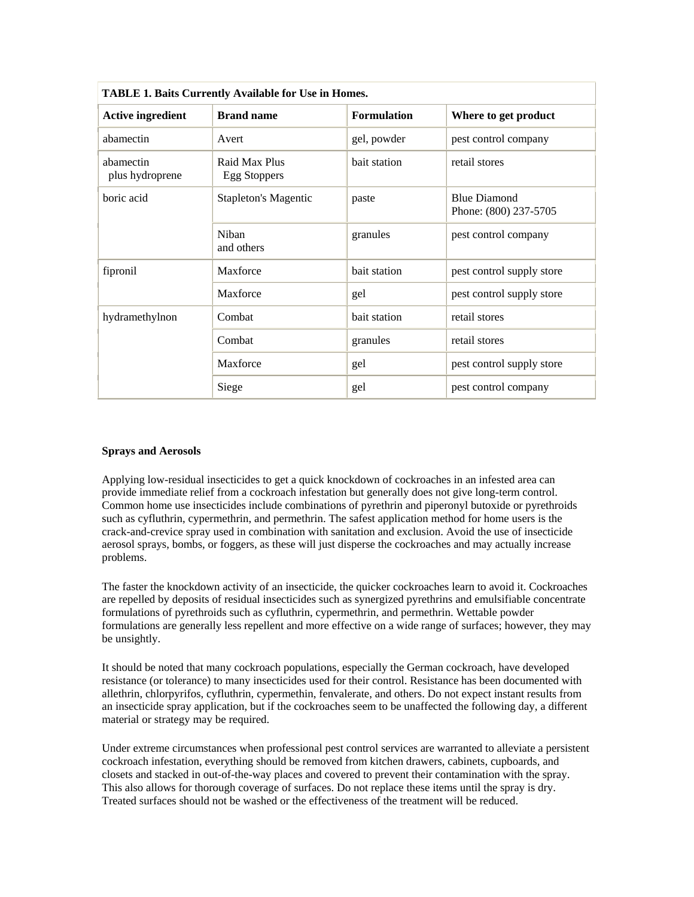**TABLE 1. Baits Currently Available for Use in Homes.**

| Active ingredient | Brand name | Formulation | Where to get product |
| --- | --- | --- | --- |
| abamectin | Avert | gel, powder | pest control company |
| abamectin plus hydroprene | Raid Max Plus Egg Stoppers | bait station | retail stores |
| boric acid | Stapleton's Magentic | paste | Blue Diamond Phone: (800) 237-5705 |
| | Niban and others | granules | pest control company |
| fipronil | Maxforce | bait station | pest control supply store |
| | Maxforce | gel | pest control supply store |
| hydramethylnon | Combat | bait station | retail stores |
| | Combat | granules | retail stores |
| | Maxforce | gel | pest control supply store |
| | Siege | gel | pest control company |

**Sprays and Aerosols**

Applying low-residual insecticides to get a quick knockdown of cockroaches in an infested area can provide immediate relief from a cockroach infestation but generally does not give long-term control. Common home use insecticides include combinations of pyrethrin and piperonyl butoxide or pyrethroids such as cyfluthrin, cypermethrin, and permethrin. The safest application method for home users is the crack-and-crevice spray used in combination with sanitation and exclusion. Avoid the use of insecticide aerosol sprays, bombs, or foggers, as these will just disperse the cockroaches and may actually increase problems.

The faster the knockdown activity of an insecticide, the quicker cockroaches learn to avoid it. Cockroaches are repelled by deposits of residual insecticides such as synergized pyrethrins and emulsifiable concentrate formulations of pyrethroids such as cyfluthrin, cypermethrin, and permethrin. Wettable powder formulations are generally less repellent and more effective on a wide range of surfaces; however, they may be unsightly.

It should be noted that many cockroach populations, especially the German cockroach, have developed resistance (or tolerance) to many insecticides used for their control. Resistance has been documented with allethrin, chlorpyrifos, cyfluthrin, cypermethin, fenvalerate, and others. Do not expect instant results from an insecticide spray application, but if the cockroaches seem to be unaffected the following day, a different material or strategy may be required.

Under extreme circumstances when professional pest control services are warranted to alleviate a persistent cockroach infestation, everything should be removed from kitchen drawers, cabinets, cupboards, and closets and stacked in out-of-the-way places and covered to prevent their contamination with the spray. This also allows for thorough coverage of surfaces. Do not replace these items until the spray is dry. Treated surfaces should not be washed or the effectiveness of the treatment will be reduced.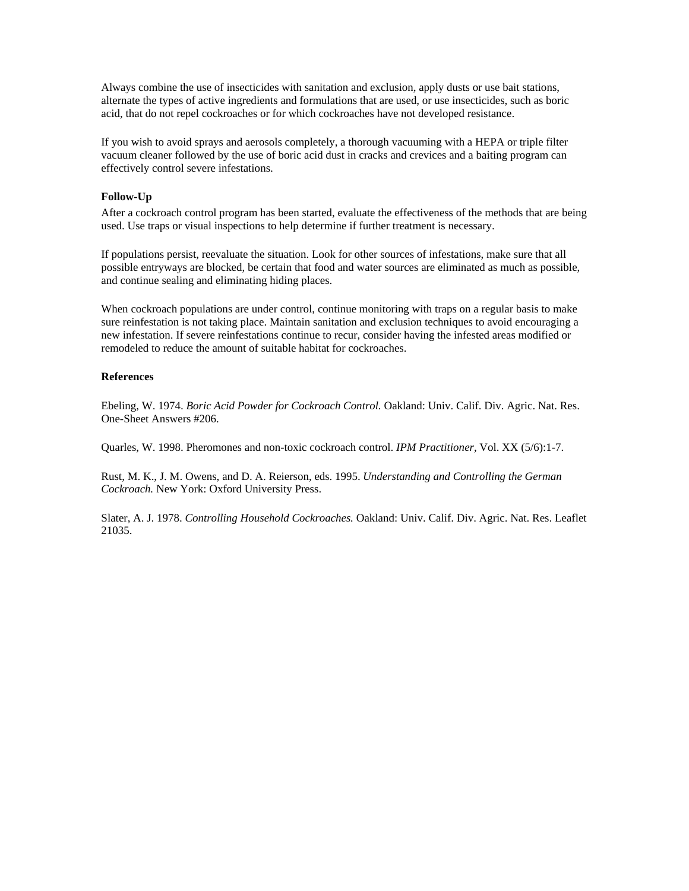Always combine the use of insecticides with sanitation and exclusion, apply dusts or use bait stations, alternate the types of active ingredients and formulations that are used, or use insecticides, such as boric acid, that do not repel cockroaches or for which cockroaches have not developed resistance.

If you wish to avoid sprays and aerosols completely, a thorough vacuuming with a HEPA or triple filter vacuum cleaner followed by the use of boric acid dust in cracks and crevices and a baiting program can effectively control severe infestations.

**Follow-Up**

After a cockroach control program has been started, evaluate the effectiveness of the methods that are being used. Use traps or visual inspections to help determine if further treatment is necessary.

If populations persist, reevaluate the situation. Look for other sources of infestations, make sure that all possible entryways are blocked, be certain that food and water sources are eliminated as much as possible, and continue sealing and eliminating hiding places.

When cockroach populations are under control, continue monitoring with traps on a regular basis to make sure reinfestation is not taking place. Maintain sanitation and exclusion techniques to avoid encouraging a new infestation. If severe reinfestations continue to recur, consider having the infested areas modified or remodeled to reduce the amount of suitable habitat for cockroaches.

**References**

Ebeling, W. 1974. *Boric Acid Powder for Cockroach Control.* Oakland: Univ. Calif. Div. Agric. Nat. Res. One-Sheet Answers #206.

Quarles, W. 1998. Pheromones and non-toxic cockroach control. *IPM Practitioner,* Vol. XX (5/6):1-7.

Rust, M. K., J. M. Owens, and D. A. Reierson, eds. 1995. *Understanding and Controlling the German Cockroach.* New York: Oxford University Press.

Slater, A. J. 1978. *Controlling Household Cockroaches.* Oakland: Univ. Calif. Div. Agric. Nat. Res. Leaflet 21035.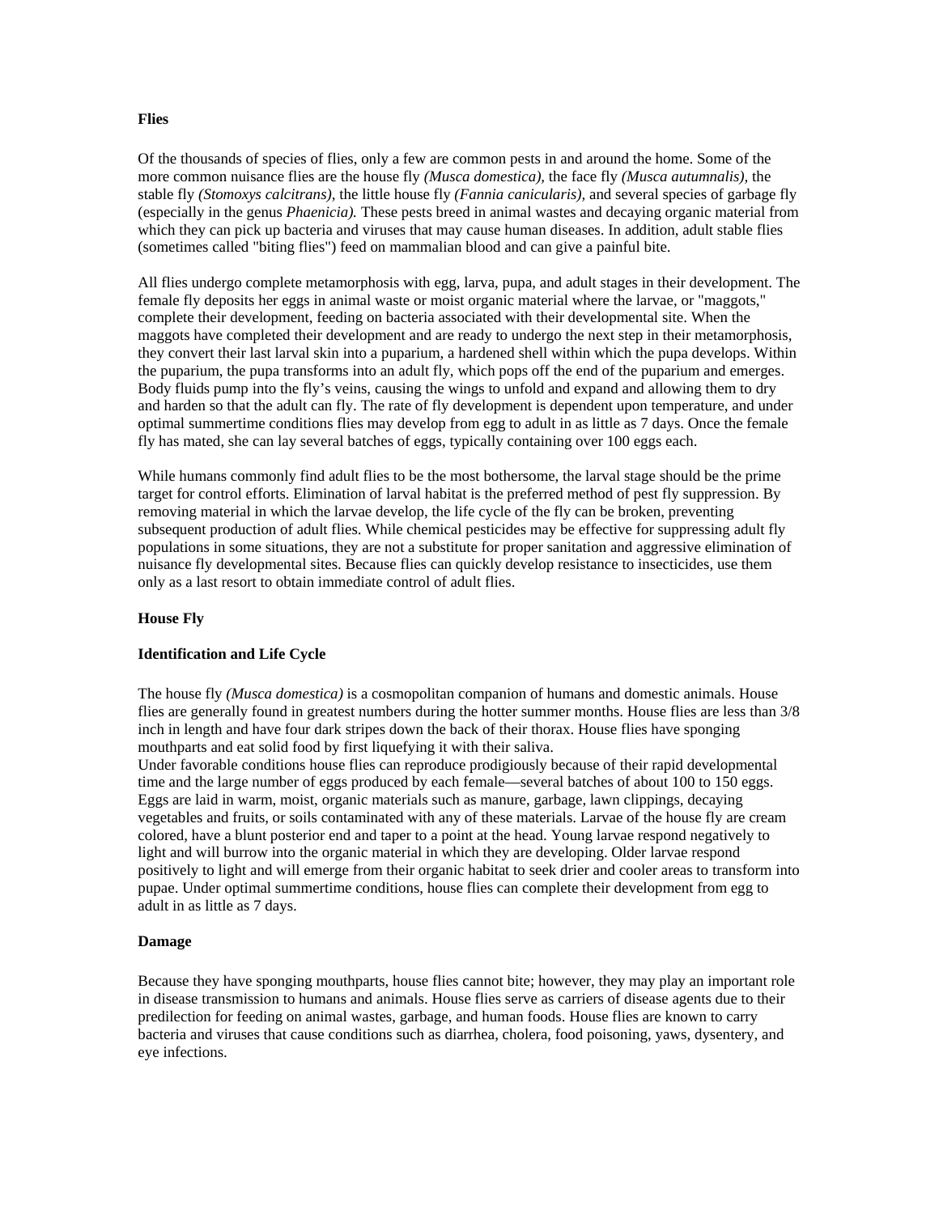**Flies**

Of the thousands of species of flies, only a few are common pests in and around the home. Some of the more common nuisance flies are the house fly *(Musca domestica),* the face fly *(Musca autumnalis),* the stable fly *(Stomoxys calcitrans),* the little house fly *(Fannia canicularis),* and several species of garbage fly (especially in the genus *Phaenicia).* These pests breed in animal wastes and decaying organic material from which they can pick up bacteria and viruses that may cause human diseases. In addition, adult stable flies (sometimes called "biting flies") feed on mammalian blood and can give a painful bite.

All flies undergo complete metamorphosis with egg, larva, pupa, and adult stages in their development. The female fly deposits her eggs in animal waste or moist organic material where the larvae, or "maggots," complete their development, feeding on bacteria associated with their developmental site. When the maggots have completed their development and are ready to undergo the next step in their metamorphosis, they convert their last larval skin into a puparium, a hardened shell within which the pupa develops. Within the puparium, the pupa transforms into an adult fly, which pops off the end of the puparium and emerges. Body fluids pump into the fly's veins, causing the wings to unfold and expand and allowing them to dry and harden so that the adult can fly. The rate of fly development is dependent upon temperature, and under optimal summertime conditions flies may develop from egg to adult in as little as 7 days. Once the female fly has mated, she can lay several batches of eggs, typically containing over 100 eggs each.

While humans commonly find adult flies to be the most bothersome, the larval stage should be the prime target for control efforts. Elimination of larval habitat is the preferred method of pest fly suppression. By removing material in which the larvae develop, the life cycle of the fly can be broken, preventing subsequent production of adult flies. While chemical pesticides may be effective for suppressing adult fly populations in some situations, they are not a substitute for proper sanitation and aggressive elimination of nuisance fly developmental sites. Because flies can quickly develop resistance to insecticides, use them only as a last resort to obtain immediate control of adult flies.

**House Fly**

**Identification and Life Cycle**

The house fly *(Musca domestica)* is a cosmopolitan companion of humans and domestic animals. House flies are generally found in greatest numbers during the hotter summer months. House flies are less than 3/8 inch in length and have four dark stripes down the back of their thorax. House flies have sponging mouthparts and eat solid food by first liquefying it with their saliva.
Under favorable conditions house flies can reproduce prodigiously because of their rapid developmental time and the large number of eggs produced by each female—several batches of about 100 to 150 eggs. Eggs are laid in warm, moist, organic materials such as manure, garbage, lawn clippings, decaying vegetables and fruits, or soils contaminated with any of these materials. Larvae of the house fly are cream colored, have a blunt posterior end and taper to a point at the head. Young larvae respond negatively to light and will burrow into the organic material in which they are developing. Older larvae respond positively to light and will emerge from their organic habitat to seek drier and cooler areas to transform into pupae. Under optimal summertime conditions, house flies can complete their development from egg to adult in as little as 7 days.

**Damage**

Because they have sponging mouthparts, house flies cannot bite; however, they may play an important role in disease transmission to humans and animals. House flies serve as carriers of disease agents due to their predilection for feeding on animal wastes, garbage, and human foods. House flies are known to carry bacteria and viruses that cause conditions such as diarrhea, cholera, food poisoning, yaws, dysentery, and eye infections.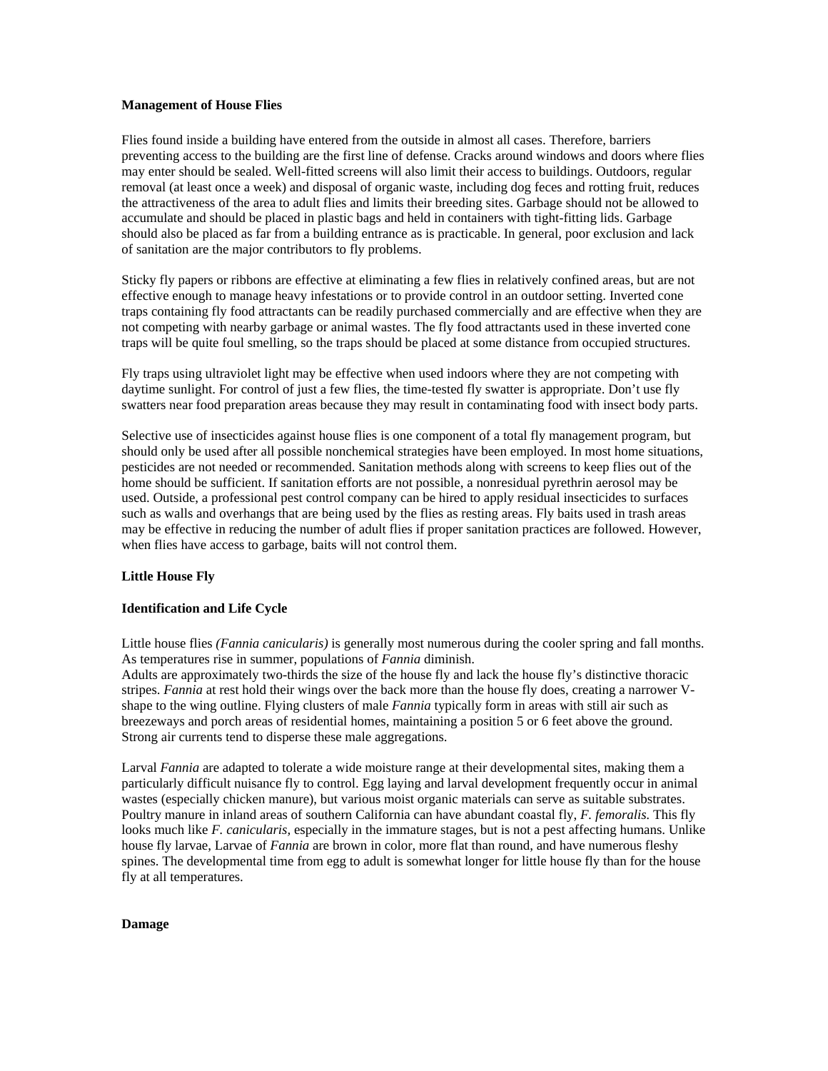**Management of House Flies**

Flies found inside a building have entered from the outside in almost all cases. Therefore, barriers preventing access to the building are the first line of defense. Cracks around windows and doors where flies may enter should be sealed. Well-fitted screens will also limit their access to buildings. Outdoors, regular removal (at least once a week) and disposal of organic waste, including dog feces and rotting fruit, reduces the attractiveness of the area to adult flies and limits their breeding sites. Garbage should not be allowed to accumulate and should be placed in plastic bags and held in containers with tight-fitting lids. Garbage should also be placed as far from a building entrance as is practicable. In general, poor exclusion and lack of sanitation are the major contributors to fly problems.

Sticky fly papers or ribbons are effective at eliminating a few flies in relatively confined areas, but are not effective enough to manage heavy infestations or to provide control in an outdoor setting. Inverted cone traps containing fly food attractants can be readily purchased commercially and are effective when they are not competing with nearby garbage or animal wastes. The fly food attractants used in these inverted cone traps will be quite foul smelling, so the traps should be placed at some distance from occupied structures.

Fly traps using ultraviolet light may be effective when used indoors where they are not competing with daytime sunlight. For control of just a few flies, the time-tested fly swatter is appropriate. Don't use fly swatters near food preparation areas because they may result in contaminating food with insect body parts.

Selective use of insecticides against house flies is one component of a total fly management program, but should only be used after all possible nonchemical strategies have been employed. In most home situations, pesticides are not needed or recommended. Sanitation methods along with screens to keep flies out of the home should be sufficient. If sanitation efforts are not possible, a nonresidual pyrethrin aerosol may be used. Outside, a professional pest control company can be hired to apply residual insecticides to surfaces such as walls and overhangs that are being used by the flies as resting areas. Fly baits used in trash areas may be effective in reducing the number of adult flies if proper sanitation practices are followed. However, when flies have access to garbage, baits will not control them.

**Little House Fly**

**Identification and Life Cycle**

Little house flies *(Fannia canicularis)* is generally most numerous during the cooler spring and fall months. As temperatures rise in summer, populations of *Fannia* diminish.
Adults are approximately two-thirds the size of the house fly and lack the house fly's distinctive thoracic stripes. *Fannia* at rest hold their wings over the back more than the house fly does, creating a narrower V-shape to the wing outline. Flying clusters of male *Fannia* typically form in areas with still air such as breezeways and porch areas of residential homes, maintaining a position 5 or 6 feet above the ground. Strong air currents tend to disperse these male aggregations.

Larval *Fannia* are adapted to tolerate a wide moisture range at their developmental sites, making them a particularly difficult nuisance fly to control. Egg laying and larval development frequently occur in animal wastes (especially chicken manure), but various moist organic materials can serve as suitable substrates. Poultry manure in inland areas of southern California can have abundant coastal fly, *F. femoralis*. This fly looks much like *F. canicularis*, especially in the immature stages, but is not a pest affecting humans. Unlike house fly larvae, Larvae of *Fannia* are brown in color, more flat than round, and have numerous fleshy spines. The developmental time from egg to adult is somewhat longer for little house fly than for the house fly at all temperatures.

**Damage**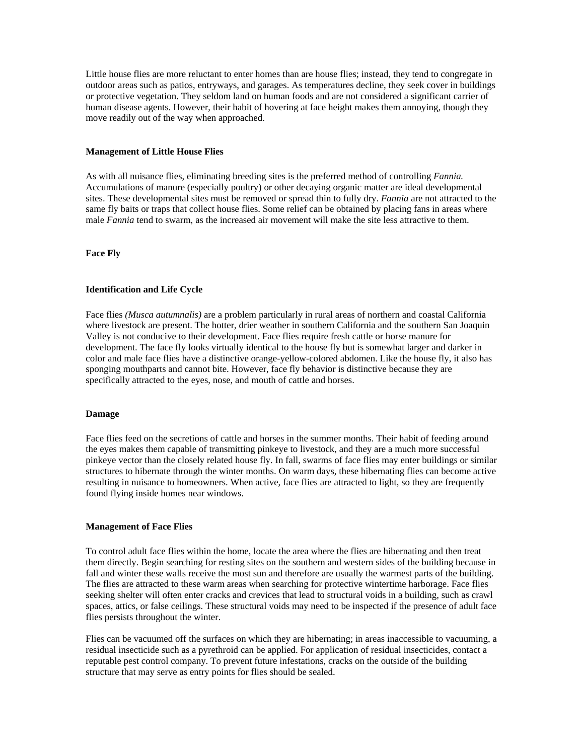Little house flies are more reluctant to enter homes than are house flies; instead, they tend to congregate in outdoor areas such as patios, entryways, and garages. As temperatures decline, they seek cover in buildings or protective vegetation. They seldom land on human foods and are not considered a significant carrier of human disease agents. However, their habit of hovering at face height makes them annoying, though they move readily out of the way when approached.

**Management of Little House Flies**

As with all nuisance flies, eliminating breeding sites is the preferred method of controlling *Fannia.* Accumulations of manure (especially poultry) or other decaying organic matter are ideal developmental sites. These developmental sites must be removed or spread thin to fully dry. *Fannia* are not attracted to the same fly baits or traps that collect house flies. Some relief can be obtained by placing fans in areas where male *Fannia* tend to swarm, as the increased air movement will make the site less attractive to them.

**Face Fly**

**Identification and Life Cycle**

Face flies *(Musca autumnalis)* are a problem particularly in rural areas of northern and coastal California where livestock are present. The hotter, drier weather in southern California and the southern San Joaquin Valley is not conducive to their development. Face flies require fresh cattle or horse manure for development. The face fly looks virtually identical to the house fly but is somewhat larger and darker in color and male face flies have a distinctive orange-yellow-colored abdomen. Like the house fly, it also has sponging mouthparts and cannot bite. However, face fly behavior is distinctive because they are specifically attracted to the eyes, nose, and mouth of cattle and horses.

**Damage**

Face flies feed on the secretions of cattle and horses in the summer months. Their habit of feeding around the eyes makes them capable of transmitting pinkeye to livestock, and they are a much more successful pinkeye vector than the closely related house fly. In fall, swarms of face flies may enter buildings or similar structures to hibernate through the winter months. On warm days, these hibernating flies can become active resulting in nuisance to homeowners. When active, face flies are attracted to light, so they are frequently found flying inside homes near windows.

**Management of Face Flies**

To control adult face flies within the home, locate the area where the flies are hibernating and then treat them directly. Begin searching for resting sites on the southern and western sides of the building because in fall and winter these walls receive the most sun and therefore are usually the warmest parts of the building. The flies are attracted to these warm areas when searching for protective wintertime harborage. Face flies seeking shelter will often enter cracks and crevices that lead to structural voids in a building, such as crawl spaces, attics, or false ceilings. These structural voids may need to be inspected if the presence of adult face flies persists throughout the winter.

Flies can be vacuumed off the surfaces on which they are hibernating; in areas inaccessible to vacuuming, a residual insecticide such as a pyrethroid can be applied. For application of residual insecticides, contact a reputable pest control company. To prevent future infestations, cracks on the outside of the building structure that may serve as entry points for flies should be sealed.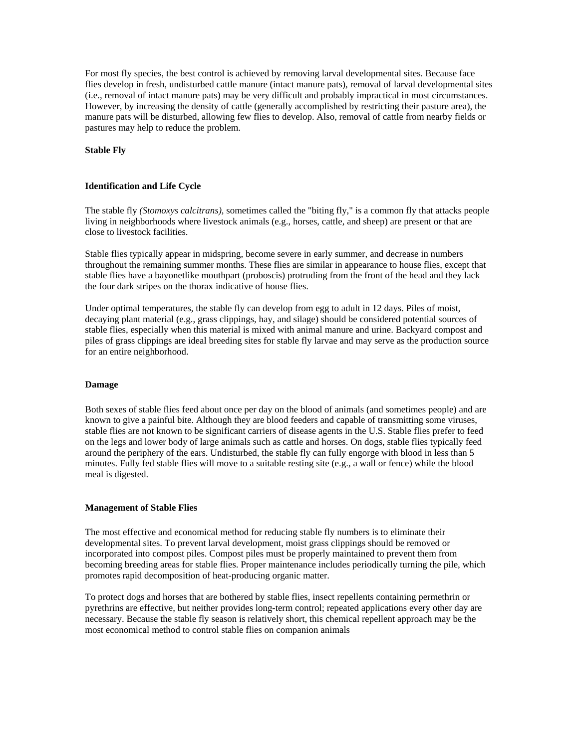For most fly species, the best control is achieved by removing larval developmental sites. Because face flies develop in fresh, undisturbed cattle manure (intact manure pats), removal of larval developmental sites (i.e., removal of intact manure pats) may be very difficult and probably impractical in most circumstances. However, by increasing the density of cattle (generally accomplished by restricting their pasture area), the manure pats will be disturbed, allowing few flies to develop. Also, removal of cattle from nearby fields or pastures may help to reduce the problem.

## Stable Fly

### Identification and Life Cycle

The stable fly *(Stomoxys calcitrans),* sometimes called the "biting fly," is a common fly that attacks people living in neighborhoods where livestock animals (e.g., horses, cattle, and sheep) are present or that are close to livestock facilities.

Stable flies typically appear in midspring, become severe in early summer, and decrease in numbers throughout the remaining summer months. These flies are similar in appearance to house flies, except that stable flies have a bayonetlike mouthpart (proboscis) protruding from the front of the head and they lack the four dark stripes on the thorax indicative of house flies.

Under optimal temperatures, the stable fly can develop from egg to adult in 12 days. Piles of moist, decaying plant material (e.g., grass clippings, hay, and silage) should be considered potential sources of stable flies, especially when this material is mixed with animal manure and urine. Backyard compost and piles of grass clippings are ideal breeding sites for stable fly larvae and may serve as the production source for an entire neighborhood.

### Damage

Both sexes of stable flies feed about once per day on the blood of animals (and sometimes people) and are known to give a painful bite. Although they are blood feeders and capable of transmitting some viruses, stable flies are not known to be significant carriers of disease agents in the U.S. Stable flies prefer to feed on the legs and lower body of large animals such as cattle and horses. On dogs, stable flies typically feed around the periphery of the ears. Undisturbed, the stable fly can fully engorge with blood in less than 5 minutes. Fully fed stable flies will move to a suitable resting site (e.g., a wall or fence) while the blood meal is digested.

### Management of Stable Flies

The most effective and economical method for reducing stable fly numbers is to eliminate their developmental sites. To prevent larval development, moist grass clippings should be removed or incorporated into compost piles. Compost piles must be properly maintained to prevent them from becoming breeding areas for stable flies. Proper maintenance includes periodically turning the pile, which promotes rapid decomposition of heat-producing organic matter.

To protect dogs and horses that are bothered by stable flies, insect repellents containing permethrin or pyrethrins are effective, but neither provides long-term control; repeated applications every other day are necessary. Because the stable fly season is relatively short, this chemical repellent approach may be the most economical method to control stable flies on companion animals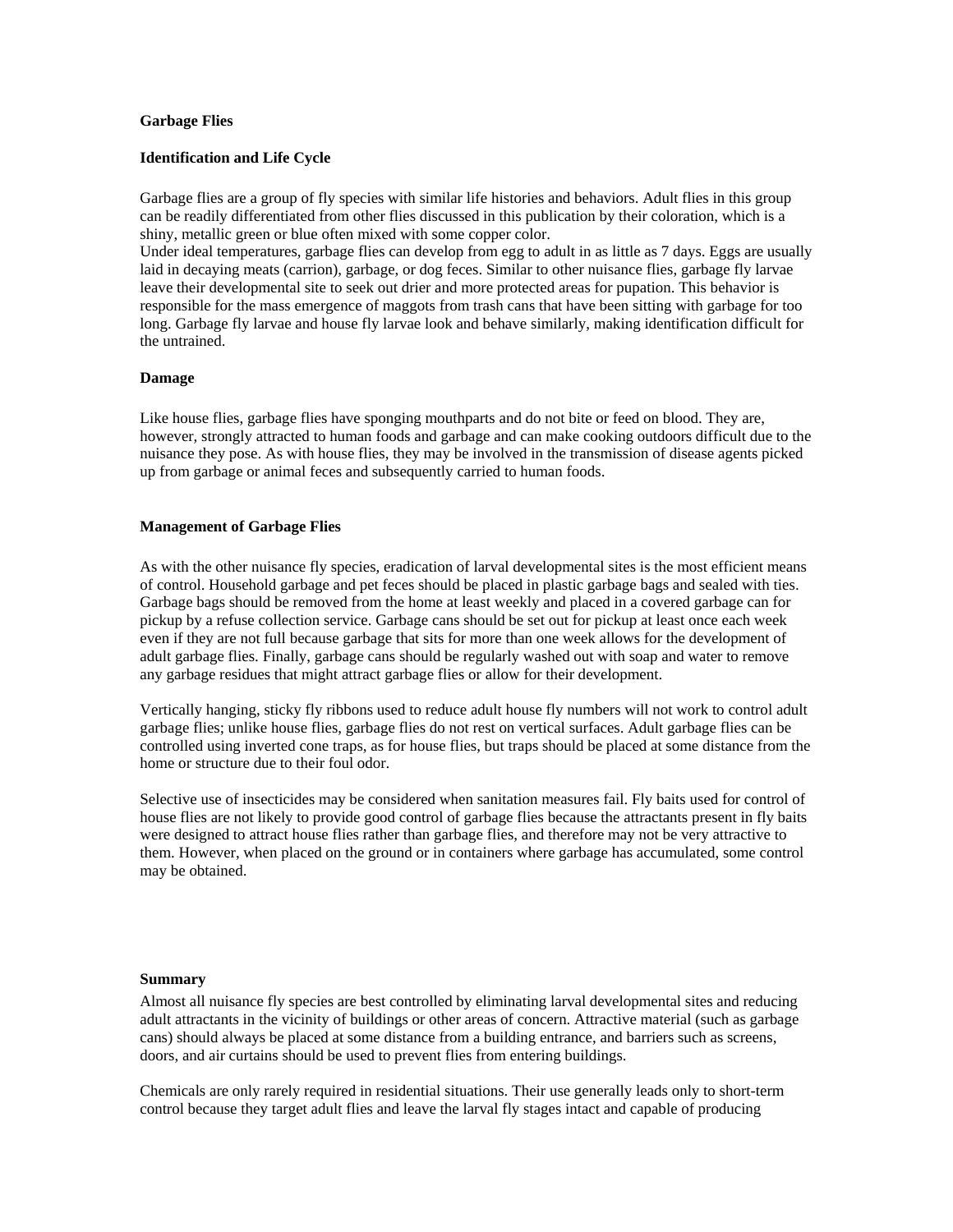## Garbage Flies

### Identification and Life Cycle

Garbage flies are a group of fly species with similar life histories and behaviors. Adult flies in this group can be readily differentiated from other flies discussed in this publication by their coloration, which is a shiny, metallic green or blue often mixed with some copper color.

Under ideal temperatures, garbage flies can develop from egg to adult in as little as 7 days. Eggs are usually laid in decaying meats (carrion), garbage, or dog feces. Similar to other nuisance flies, garbage fly larvae leave their developmental site to seek out drier and more protected areas for pupation. This behavior is responsible for the mass emergence of maggots from trash cans that have been sitting with garbage for too long. Garbage fly larvae and house fly larvae look and behave similarly, making identification difficult for the untrained.

### Damage

Like house flies, garbage flies have sponging mouthparts and do not bite or feed on blood. They are, however, strongly attracted to human foods and garbage and can make cooking outdoors difficult due to the nuisance they pose. As with house flies, they may be involved in the transmission of disease agents picked up from garbage or animal feces and subsequently carried to human foods.

### Management of Garbage Flies

As with the other nuisance fly species, eradication of larval developmental sites is the most efficient means of control. Household garbage and pet feces should be placed in plastic garbage bags and sealed with ties. Garbage bags should be removed from the home at least weekly and placed in a covered garbage can for pickup by a refuse collection service. Garbage cans should be set out for pickup at least once each week even if they are not full because garbage that sits for more than one week allows for the development of adult garbage flies. Finally, garbage cans should be regularly washed out with soap and water to remove any garbage residues that might attract garbage flies or allow for their development.

Vertically hanging, sticky fly ribbons used to reduce adult house fly numbers will not work to control adult garbage flies; unlike house flies, garbage flies do not rest on vertical surfaces. Adult garbage flies can be controlled using inverted cone traps, as for house flies, but traps should be placed at some distance from the home or structure due to their foul odor.

Selective use of insecticides may be considered when sanitation measures fail. Fly baits used for control of house flies are not likely to provide good control of garbage flies because the attractants present in fly baits were designed to attract house flies rather than garbage flies, and therefore may not be very attractive to them. However, when placed on the ground or in containers where garbage has accumulated, some control may be obtained.

### Summary

Almost all nuisance fly species are best controlled by eliminating larval developmental sites and reducing adult attractants in the vicinity of buildings or other areas of concern. Attractive material (such as garbage cans) should always be placed at some distance from a building entrance, and barriers such as screens, doors, and air curtains should be used to prevent flies from entering buildings.

Chemicals are only rarely required in residential situations. Their use generally leads only to short-term control because they target adult flies and leave the larval fly stages intact and capable of producing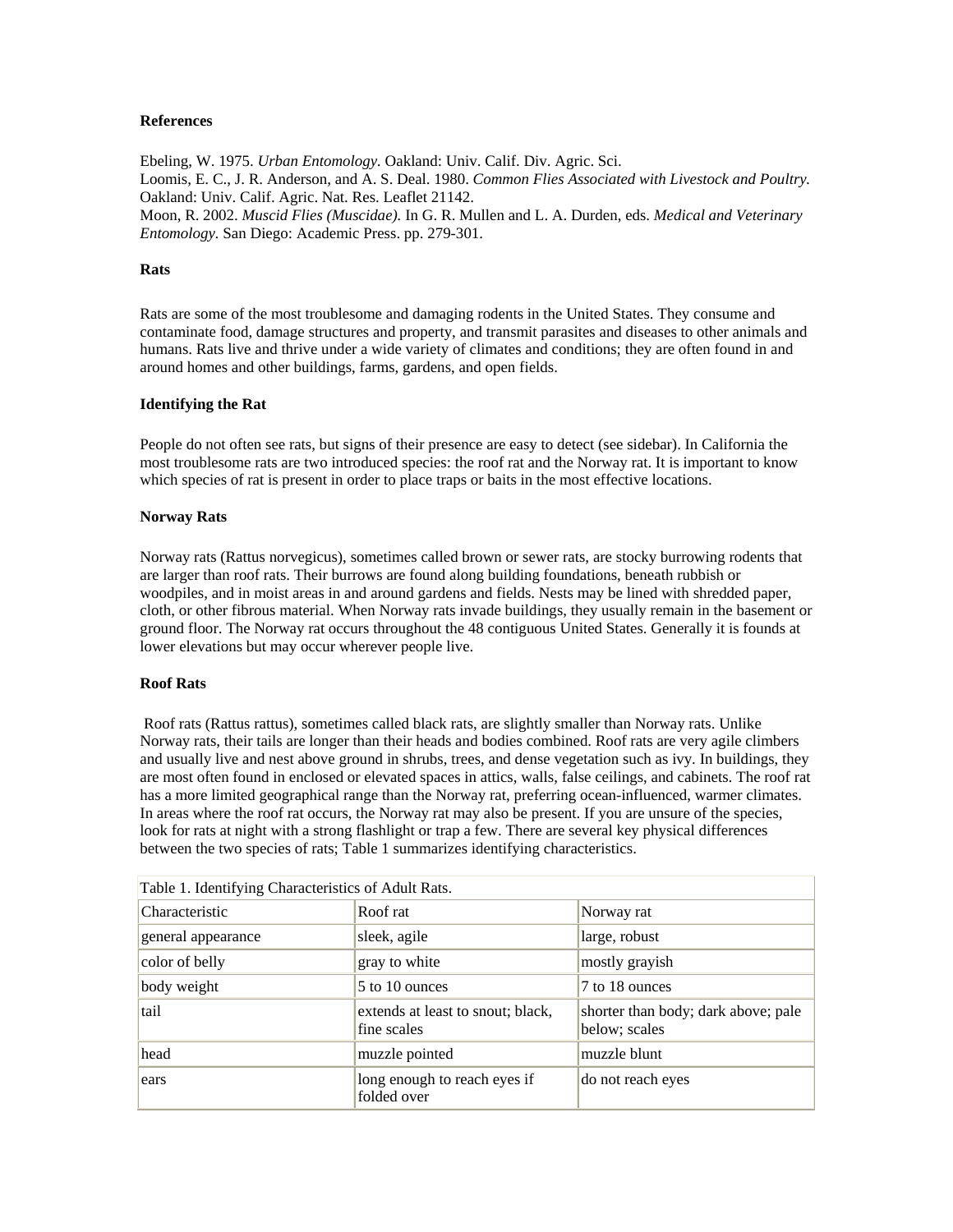**References**

Ebeling, W. 1975. *Urban Entomology.* Oakland: Univ. Calif. Div. Agric. Sci.
Loomis, E. C., J. R. Anderson, and A. S. Deal. 1980. *Common Flies Associated with Livestock and Poultry.* Oakland: Univ. Calif. Agric. Nat. Res. Leaflet 21142.
Moon, R. 2002. *Muscid Flies (Muscidae).* In G. R. Mullen and L. A. Durden, eds. *Medical and Veterinary Entomology.* San Diego: Academic Press. pp. 279-301.

**Rats**

Rats are some of the most troublesome and damaging rodents in the United States. They consume and contaminate food, damage structures and property, and transmit parasites and diseases to other animals and humans. Rats live and thrive under a wide variety of climates and conditions; they are often found in and around homes and other buildings, farms, gardens, and open fields.

**Identifying the Rat**

People do not often see rats, but signs of their presence are easy to detect (see sidebar). In California the most troublesome rats are two introduced species: the roof rat and the Norway rat. It is important to know which species of rat is present in order to place traps or baits in the most effective locations.

**Norway Rats**

Norway rats (Rattus norvegicus), sometimes called brown or sewer rats, are stocky burrowing rodents that are larger than roof rats. Their burrows are found along building foundations, beneath rubbish or woodpiles, and in moist areas in and around gardens and fields. Nests may be lined with shredded paper, cloth, or other fibrous material. When Norway rats invade buildings, they usually remain in the basement or ground floor. The Norway rat occurs throughout the 48 contiguous United States. Generally it is founds at lower elevations but may occur wherever people live.

**Roof Rats**

Roof rats (Rattus rattus), sometimes called black rats, are slightly smaller than Norway rats. Unlike Norway rats, their tails are longer than their heads and bodies combined. Roof rats are very agile climbers and usually live and nest above ground in shrubs, trees, and dense vegetation such as ivy. In buildings, they are most often found in enclosed or elevated spaces in attics, walls, false ceilings, and cabinets. The roof rat has a more limited geographical range than the Norway rat, preferring ocean-influenced, warmer climates. In areas where the roof rat occurs, the Norway rat may also be present. If you are unsure of the species, look for rats at night with a strong flashlight or trap a few. There are several key physical differences between the two species of rats; Table 1 summarizes identifying characteristics.

Table 1. Identifying Characteristics of Adult Rats.

| Characteristic | Roof rat | Norway rat |
|---|---|---|
| general appearance | sleek, agile | large, robust |
| color of belly | gray to white | mostly grayish |
| body weight | 5 to 10 ounces | 7 to 18 ounces |
| tail | extends at least to snout; black, fine scales | shorter than body; dark above; pale below; scales |
| head | muzzle pointed | muzzle blunt |
| ears | long enough to reach eyes if folded over | do not reach eyes |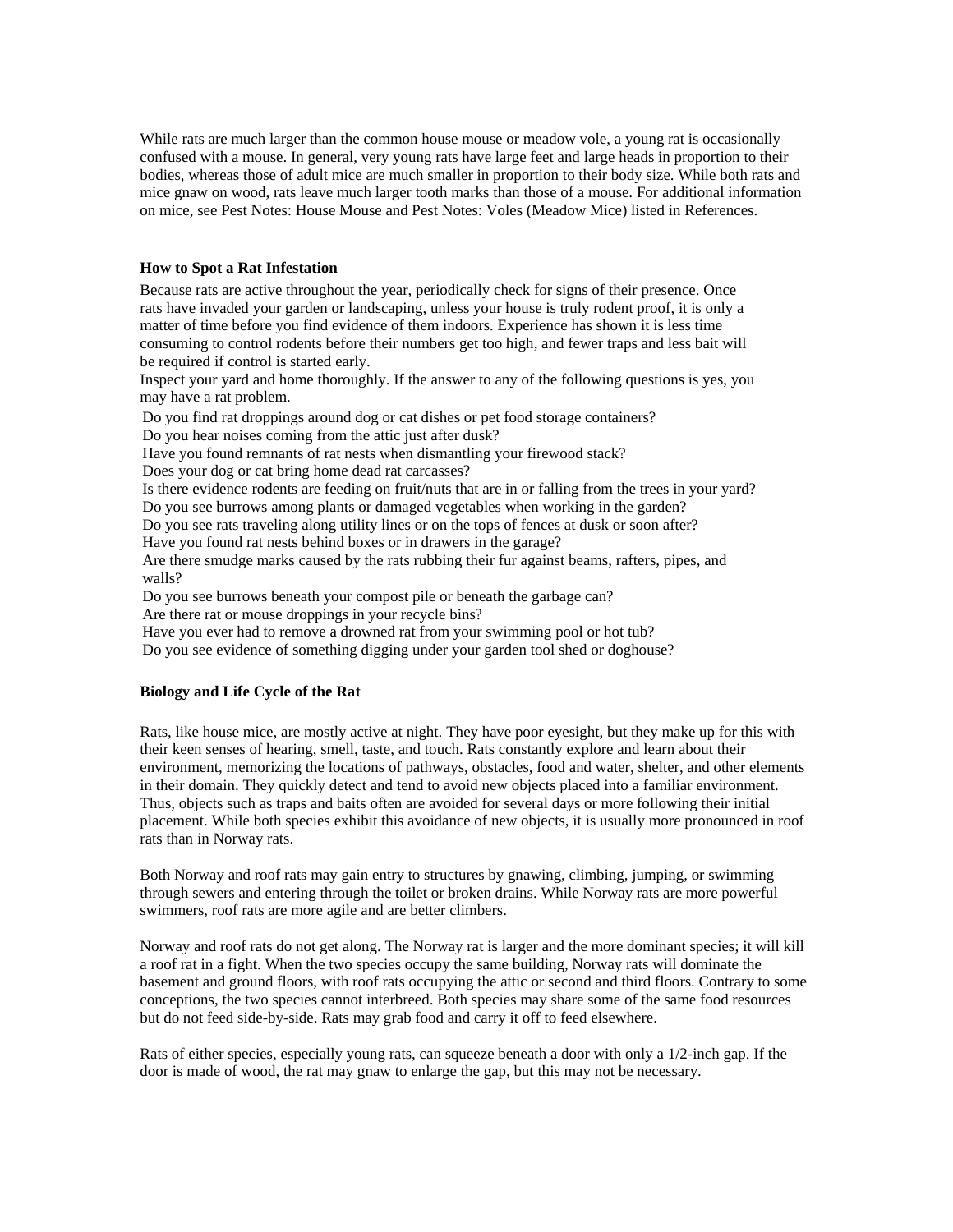While rats are much larger than the common house mouse or meadow vole, a young rat is occasionally confused with a mouse. In general, very young rats have large feet and large heads in proportion to their bodies, whereas those of adult mice are much smaller in proportion to their body size. While both rats and mice gnaw on wood, rats leave much larger tooth marks than those of a mouse. For additional information on mice, see Pest Notes: House Mouse and Pest Notes: Voles (Meadow Mice) listed in References.

### How to Spot a Rat Infestation

Because rats are active throughout the year, periodically check for signs of their presence. Once rats have invaded your garden or landscaping, unless your house is truly rodent proof, it is only a matter of time before you find evidence of them indoors. Experience has shown it is less time consuming to control rodents before their numbers get too high, and fewer traps and less bait will be required if control is started early.

Inspect your yard and home thoroughly. If the answer to any of the following questions is yes, you may have a rat problem.

- Do you find rat droppings around dog or cat dishes or pet food storage containers?
- Do you hear noises coming from the attic just after dusk?
- Have you found remnants of rat nests when dismantling your firewood stack?
- Does your dog or cat bring home dead rat carcasses?
- Is there evidence rodents are feeding on fruit/nuts that are in or falling from the trees in your yard?
- Do you see burrows among plants or damaged vegetables when working in the garden?
- Do you see rats traveling along utility lines or on the tops of fences at dusk or soon after?
- Have you found rat nests behind boxes or in drawers in the garage?
- Are there smudge marks caused by the rats rubbing their fur against beams, rafters, pipes, and walls?
- Do you see burrows beneath your compost pile or beneath the garbage can?
- Are there rat or mouse droppings in your recycle bins?
- Have you ever had to remove a drowned rat from your swimming pool or hot tub?
- Do you see evidence of something digging under your garden tool shed or doghouse?

### Biology and Life Cycle of the Rat

Rats, like house mice, are mostly active at night. They have poor eyesight, but they make up for this with their keen senses of hearing, smell, taste, and touch. Rats constantly explore and learn about their environment, memorizing the locations of pathways, obstacles, food and water, shelter, and other elements in their domain. They quickly detect and tend to avoid new objects placed into a familiar environment. Thus, objects such as traps and baits often are avoided for several days or more following their initial placement. While both species exhibit this avoidance of new objects, it is usually more pronounced in roof rats than in Norway rats.

Both Norway and roof rats may gain entry to structures by gnawing, climbing, jumping, or swimming through sewers and entering through the toilet or broken drains. While Norway rats are more powerful swimmers, roof rats are more agile and are better climbers.

Norway and roof rats do not get along. The Norway rat is larger and the more dominant species; it will kill a roof rat in a fight. When the two species occupy the same building, Norway rats will dominate the basement and ground floors, with roof rats occupying the attic or second and third floors. Contrary to some conceptions, the two species cannot interbreed. Both species may share some of the same food resources but do not feed side-by-side. Rats may grab food and carry it off to feed elsewhere.

Rats of either species, especially young rats, can squeeze beneath a door with only a 1/2-inch gap. If the door is made of wood, the rat may gnaw to enlarge the gap, but this may not be necessary.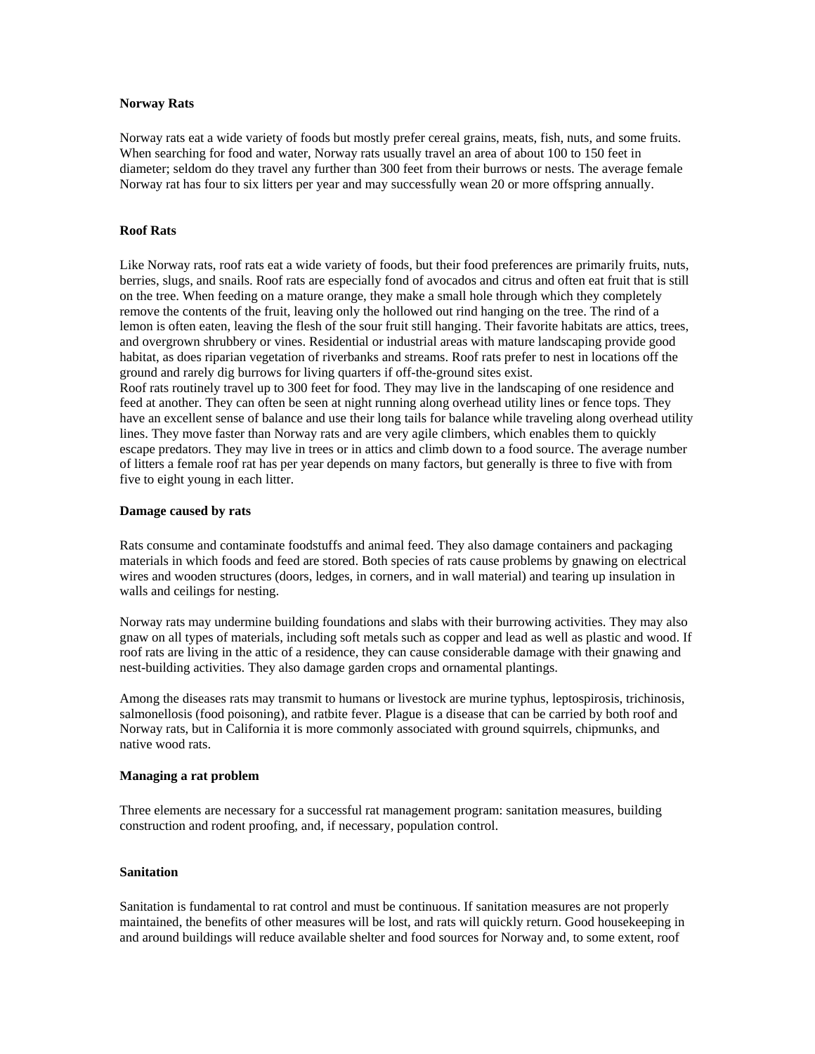**Norway Rats**

Norway rats eat a wide variety of foods but mostly prefer cereal grains, meats, fish, nuts, and some fruits. When searching for food and water, Norway rats usually travel an area of about 100 to 150 feet in diameter; seldom do they travel any further than 300 feet from their burrows or nests. The average female Norway rat has four to six litters per year and may successfully wean 20 or more offspring annually.

**Roof Rats**

Like Norway rats, roof rats eat a wide variety of foods, but their food preferences are primarily fruits, nuts, berries, slugs, and snails. Roof rats are especially fond of avocados and citrus and often eat fruit that is still on the tree. When feeding on a mature orange, they make a small hole through which they completely remove the contents of the fruit, leaving only the hollowed out rind hanging on the tree. The rind of a lemon is often eaten, leaving the flesh of the sour fruit still hanging. Their favorite habitats are attics, trees, and overgrown shrubbery or vines. Residential or industrial areas with mature landscaping provide good habitat, as does riparian vegetation of riverbanks and streams. Roof rats prefer to nest in locations off the ground and rarely dig burrows for living quarters if off-the-ground sites exist.

Roof rats routinely travel up to 300 feet for food. They may live in the landscaping of one residence and feed at another. They can often be seen at night running along overhead utility lines or fence tops. They have an excellent sense of balance and use their long tails for balance while traveling along overhead utility lines. They move faster than Norway rats and are very agile climbers, which enables them to quickly escape predators. They may live in trees or in attics and climb down to a food source. The average number of litters a female roof rat has per year depends on many factors, but generally is three to five with from five to eight young in each litter.

**Damage caused by rats**

Rats consume and contaminate foodstuffs and animal feed. They also damage containers and packaging materials in which foods and feed are stored. Both species of rats cause problems by gnawing on electrical wires and wooden structures (doors, ledges, in corners, and in wall material) and tearing up insulation in walls and ceilings for nesting.

Norway rats may undermine building foundations and slabs with their burrowing activities. They may also gnaw on all types of materials, including soft metals such as copper and lead as well as plastic and wood. If roof rats are living in the attic of a residence, they can cause considerable damage with their gnawing and nest-building activities. They also damage garden crops and ornamental plantings.

Among the diseases rats may transmit to humans or livestock are murine typhus, leptospirosis, trichinosis, salmonellosis (food poisoning), and ratbite fever. Plague is a disease that can be carried by both roof and Norway rats, but in California it is more commonly associated with ground squirrels, chipmunks, and native wood rats.

**Managing a rat problem**

Three elements are necessary for a successful rat management program: sanitation measures, building construction and rodent proofing, and, if necessary, population control.

**Sanitation**

Sanitation is fundamental to rat control and must be continuous. If sanitation measures are not properly maintained, the benefits of other measures will be lost, and rats will quickly return. Good housekeeping in and around buildings will reduce available shelter and food sources for Norway and, to some extent, roof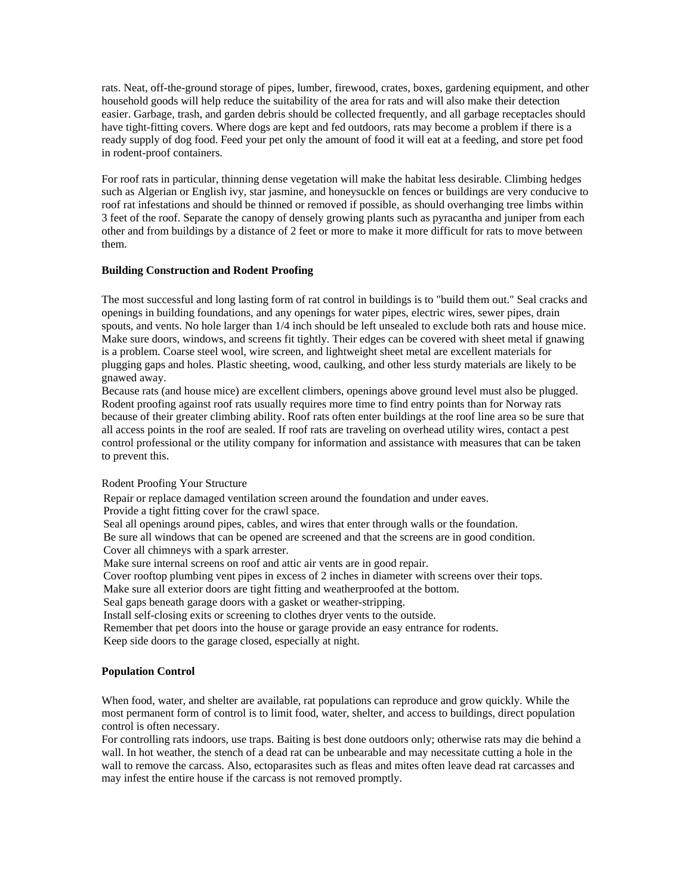rats. Neat, off-the-ground storage of pipes, lumber, firewood, crates, boxes, gardening equipment, and other household goods will help reduce the suitability of the area for rats and will also make their detection easier. Garbage, trash, and garden debris should be collected frequently, and all garbage receptacles should have tight-fitting covers. Where dogs are kept and fed outdoors, rats may become a problem if there is a ready supply of dog food. Feed your pet only the amount of food it will eat at a feeding, and store pet food in rodent-proof containers.

For roof rats in particular, thinning dense vegetation will make the habitat less desirable. Climbing hedges such as Algerian or English ivy, star jasmine, and honeysuckle on fences or buildings are very conducive to roof rat infestations and should be thinned or removed if possible, as should overhanging tree limbs within 3 feet of the roof. Separate the canopy of densely growing plants such as pyracantha and juniper from each other and from buildings by a distance of 2 feet or more to make it more difficult for rats to move between them.

**Building Construction and Rodent Proofing**

The most successful and long lasting form of rat control in buildings is to "build them out." Seal cracks and openings in building foundations, and any openings for water pipes, electric wires, sewer pipes, drain spouts, and vents. No hole larger than 1/4 inch should be left unsealed to exclude both rats and house mice. Make sure doors, windows, and screens fit tightly. Their edges can be covered with sheet metal if gnawing is a problem. Coarse steel wool, wire screen, and lightweight sheet metal are excellent materials for plugging gaps and holes. Plastic sheeting, wood, caulking, and other less sturdy materials are likely to be gnawed away.

Because rats (and house mice) are excellent climbers, openings above ground level must also be plugged. Rodent proofing against roof rats usually requires more time to find entry points than for Norway rats because of their greater climbing ability. Roof rats often enter buildings at the roof line area so be sure that all access points in the roof are sealed. If roof rats are traveling on overhead utility wires, contact a pest control professional or the utility company for information and assistance with measures that can be taken to prevent this.

Rodent Proofing Your Structure

- Repair or replace damaged ventilation screen around the foundation and under eaves.
- Provide a tight fitting cover for the crawl space.
- Seal all openings around pipes, cables, and wires that enter through walls or the foundation.
- Be sure all windows that can be opened are screened and that the screens are in good condition.
- Cover all chimneys with a spark arrester.
- Make sure internal screens on roof and attic air vents are in good repair.
- Cover rooftop plumbing vent pipes in excess of 2 inches in diameter with screens over their tops.
- Make sure all exterior doors are tight fitting and weatherproofed at the bottom.
- Seal gaps beneath garage doors with a gasket or weather-stripping.
- Install self-closing exits or screening to clothes dryer vents to the outside.
- Remember that pet doors into the house or garage provide an easy entrance for rodents.
- Keep side doors to the garage closed, especially at night.

**Population Control**

When food, water, and shelter are available, rat populations can reproduce and grow quickly. While the most permanent form of control is to limit food, water, shelter, and access to buildings, direct population control is often necessary.

For controlling rats indoors, use traps. Baiting is best done outdoors only; otherwise rats may die behind a wall. In hot weather, the stench of a dead rat can be unbearable and may necessitate cutting a hole in the wall to remove the carcass. Also, ectoparasites such as fleas and mites often leave dead rat carcasses and may infest the entire house if the carcass is not removed promptly.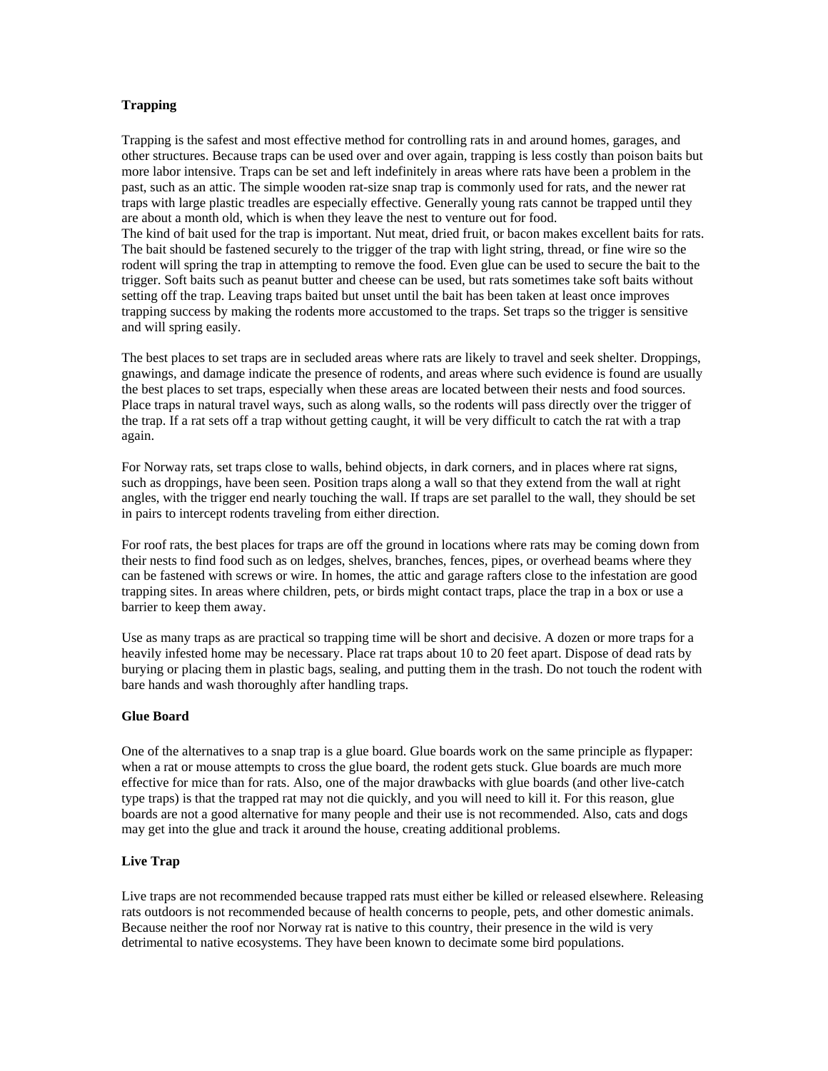**Trapping**

Trapping is the safest and most effective method for controlling rats in and around homes, garages, and other structures. Because traps can be used over and over again, trapping is less costly than poison baits but more labor intensive. Traps can be set and left indefinitely in areas where rats have been a problem in the past, such as an attic. The simple wooden rat-size snap trap is commonly used for rats, and the newer rat traps with large plastic treadles are especially effective. Generally young rats cannot be trapped until they are about a month old, which is when they leave the nest to venture out for food.

The kind of bait used for the trap is important. Nut meat, dried fruit, or bacon makes excellent baits for rats. The bait should be fastened securely to the trigger of the trap with light string, thread, or fine wire so the rodent will spring the trap in attempting to remove the food. Even glue can be used to secure the bait to the trigger. Soft baits such as peanut butter and cheese can be used, but rats sometimes take soft baits without setting off the trap. Leaving traps baited but unset until the bait has been taken at least once improves trapping success by making the rodents more accustomed to the traps. Set traps so the trigger is sensitive and will spring easily.

The best places to set traps are in secluded areas where rats are likely to travel and seek shelter. Droppings, gnawings, and damage indicate the presence of rodents, and areas where such evidence is found are usually the best places to set traps, especially when these areas are located between their nests and food sources. Place traps in natural travel ways, such as along walls, so the rodents will pass directly over the trigger of the trap. If a rat sets off a trap without getting caught, it will be very difficult to catch the rat with a trap again.

For Norway rats, set traps close to walls, behind objects, in dark corners, and in places where rat signs, such as droppings, have been seen. Position traps along a wall so that they extend from the wall at right angles, with the trigger end nearly touching the wall. If traps are set parallel to the wall, they should be set in pairs to intercept rodents traveling from either direction.

For roof rats, the best places for traps are off the ground in locations where rats may be coming down from their nests to find food such as on ledges, shelves, branches, fences, pipes, or overhead beams where they can be fastened with screws or wire. In homes, the attic and garage rafters close to the infestation are good trapping sites. In areas where children, pets, or birds might contact traps, place the trap in a box or use a barrier to keep them away.

Use as many traps as are practical so trapping time will be short and decisive. A dozen or more traps for a heavily infested home may be necessary. Place rat traps about 10 to 20 feet apart. Dispose of dead rats by burying or placing them in plastic bags, sealing, and putting them in the trash. Do not touch the rodent with bare hands and wash thoroughly after handling traps.

**Glue Board**

One of the alternatives to a snap trap is a glue board. Glue boards work on the same principle as flypaper: when a rat or mouse attempts to cross the glue board, the rodent gets stuck. Glue boards are much more effective for mice than for rats. Also, one of the major drawbacks with glue boards (and other live-catch type traps) is that the trapped rat may not die quickly, and you will need to kill it. For this reason, glue boards are not a good alternative for many people and their use is not recommended. Also, cats and dogs may get into the glue and track it around the house, creating additional problems.

**Live Trap**

Live traps are not recommended because trapped rats must either be killed or released elsewhere. Releasing rats outdoors is not recommended because of health concerns to people, pets, and other domestic animals. Because neither the roof nor Norway rat is native to this country, their presence in the wild is very detrimental to native ecosystems. They have been known to decimate some bird populations.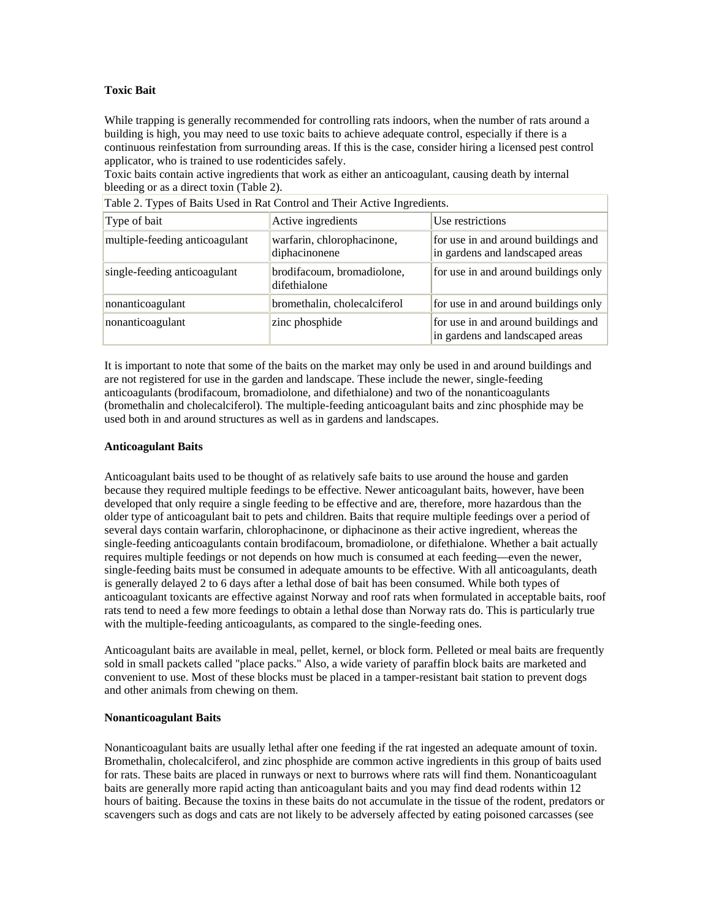**Toxic Bait**

While trapping is generally recommended for controlling rats indoors, when the number of rats around a building is high, you may need to use toxic baits to achieve adequate control, especially if there is a continuous reinfestation from surrounding areas. If this is the case, consider hiring a licensed pest control applicator, who is trained to use rodenticides safely.
Toxic baits contain active ingredients that work as either an anticoagulant, causing death by internal bleeding or as a direct toxin (Table 2).

Table 2. Types of Baits Used in Rat Control and Their Active Ingredients.

| Type of bait | Active ingredients | Use restrictions |
|---|---|---|
| multiple-feeding anticoagulant | warfarin, chlorophacinone, diphacinonene | for use in and around buildings and in gardens and landscaped areas |
| single-feeding anticoagulant | brodifacoum, bromadiolone, difethialone | for use in and around buildings only |
| nonanticoagulant | bromethalin, cholecalciferol | for use in and around buildings only |
| nonanticoagulant | zinc phosphide | for use in and around buildings and in gardens and landscaped areas |

It is important to note that some of the baits on the market may only be used in and around buildings and are not registered for use in the garden and landscape. These include the newer, single-feeding anticoagulants (brodifacoum, bromadiolone, and difethialone) and two of the nonanticoagulants (bromethalin and cholecalciferol). The multiple-feeding anticoagulant baits and zinc phosphide may be used both in and around structures as well as in gardens and landscapes.

**Anticoagulant Baits**

Anticoagulant baits used to be thought of as relatively safe baits to use around the house and garden because they required multiple feedings to be effective. Newer anticoagulant baits, however, have been developed that only require a single feeding to be effective and are, therefore, more hazardous than the older type of anticoagulant bait to pets and children. Baits that require multiple feedings over a period of several days contain warfarin, chlorophacinone, or diphacinone as their active ingredient, whereas the single-feeding anticoagulants contain brodifacoum, bromadiolone, or difethialone. Whether a bait actually requires multiple feedings or not depends on how much is consumed at each feeding—even the newer, single-feeding baits must be consumed in adequate amounts to be effective. With all anticoagulants, death is generally delayed 2 to 6 days after a lethal dose of bait has been consumed. While both types of anticoagulant toxicants are effective against Norway and roof rats when formulated in acceptable baits, roof rats tend to need a few more feedings to obtain a lethal dose than Norway rats do. This is particularly true with the multiple-feeding anticoagulants, as compared to the single-feeding ones.

Anticoagulant baits are available in meal, pellet, kernel, or block form. Pelleted or meal baits are frequently sold in small packets called "place packs." Also, a wide variety of paraffin block baits are marketed and convenient to use. Most of these blocks must be placed in a tamper-resistant bait station to prevent dogs and other animals from chewing on them.

**Nonanticoagulant Baits**

Nonanticoagulant baits are usually lethal after one feeding if the rat ingested an adequate amount of toxin. Bromethalin, cholecalciferol, and zinc phosphide are common active ingredients in this group of baits used for rats. These baits are placed in runways or next to burrows where rats will find them. Nonanticoagulant baits are generally more rapid acting than anticoagulant baits and you may find dead rodents within 12 hours of baiting. Because the toxins in these baits do not accumulate in the tissue of the rodent, predators or scavengers such as dogs and cats are not likely to be adversely affected by eating poisoned carcasses (see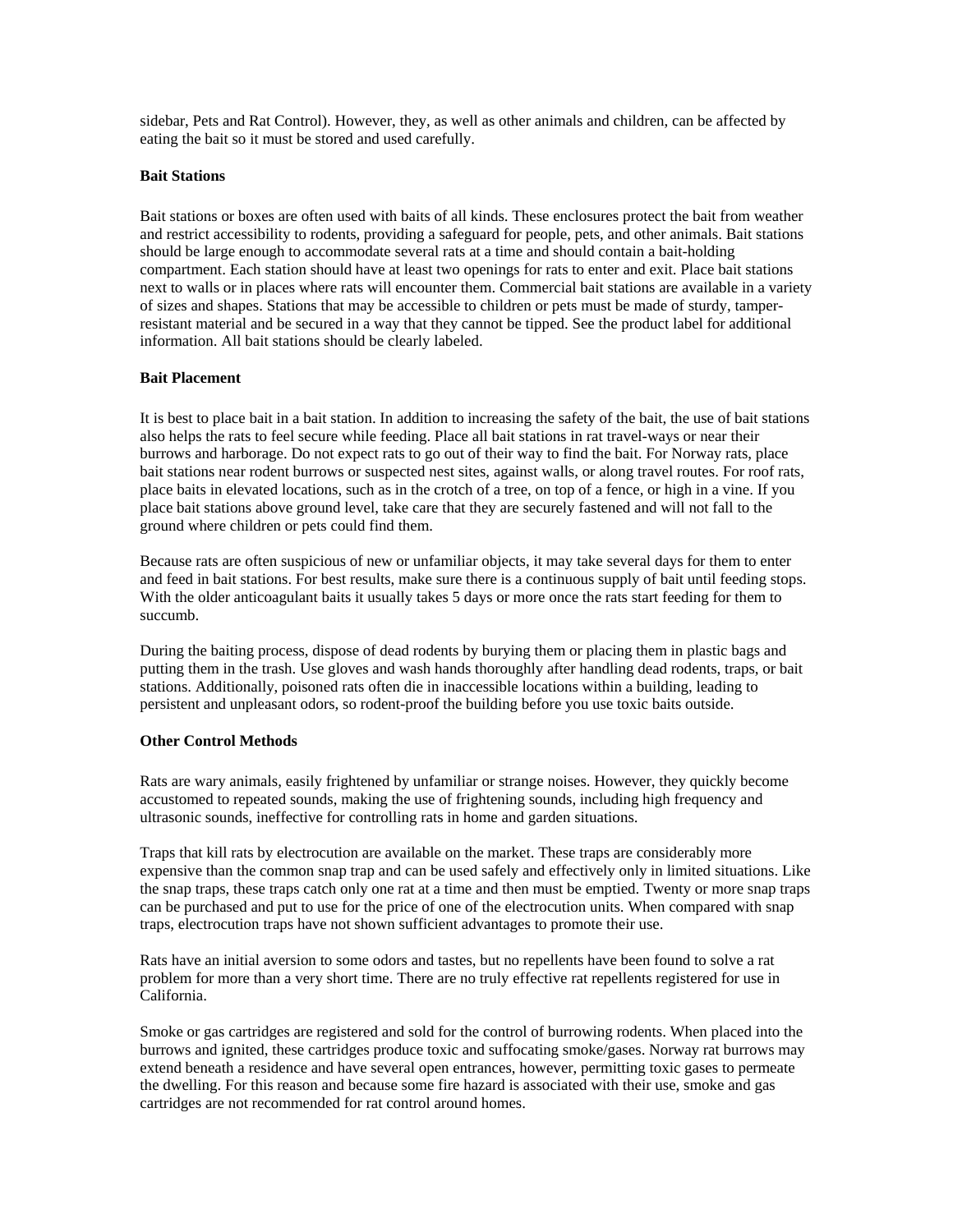sidebar, Pets and Rat Control). However, they, as well as other animals and children, can be affected by eating the bait so it must be stored and used carefully.

**Bait Stations**

Bait stations or boxes are often used with baits of all kinds. These enclosures protect the bait from weather and restrict accessibility to rodents, providing a safeguard for people, pets, and other animals. Bait stations should be large enough to accommodate several rats at a time and should contain a bait-holding compartment. Each station should have at least two openings for rats to enter and exit. Place bait stations next to walls or in places where rats will encounter them. Commercial bait stations are available in a variety of sizes and shapes. Stations that may be accessible to children or pets must be made of sturdy, tamper-resistant material and be secured in a way that they cannot be tipped. See the product label for additional information. All bait stations should be clearly labeled.

**Bait Placement**

It is best to place bait in a bait station. In addition to increasing the safety of the bait, the use of bait stations also helps the rats to feel secure while feeding. Place all bait stations in rat travel-ways or near their burrows and harborage. Do not expect rats to go out of their way to find the bait. For Norway rats, place bait stations near rodent burrows or suspected nest sites, against walls, or along travel routes. For roof rats, place baits in elevated locations, such as in the crotch of a tree, on top of a fence, or high in a vine. If you place bait stations above ground level, take care that they are securely fastened and will not fall to the ground where children or pets could find them.

Because rats are often suspicious of new or unfamiliar objects, it may take several days for them to enter and feed in bait stations. For best results, make sure there is a continuous supply of bait until feeding stops. With the older anticoagulant baits it usually takes 5 days or more once the rats start feeding for them to succumb.

During the baiting process, dispose of dead rodents by burying them or placing them in plastic bags and putting them in the trash. Use gloves and wash hands thoroughly after handling dead rodents, traps, or bait stations. Additionally, poisoned rats often die in inaccessible locations within a building, leading to persistent and unpleasant odors, so rodent-proof the building before you use toxic baits outside.

**Other Control Methods**

Rats are wary animals, easily frightened by unfamiliar or strange noises. However, they quickly become accustomed to repeated sounds, making the use of frightening sounds, including high frequency and ultrasonic sounds, ineffective for controlling rats in home and garden situations.

Traps that kill rats by electrocution are available on the market. These traps are considerably more expensive than the common snap trap and can be used safely and effectively only in limited situations. Like the snap traps, these traps catch only one rat at a time and then must be emptied. Twenty or more snap traps can be purchased and put to use for the price of one of the electrocution units. When compared with snap traps, electrocution traps have not shown sufficient advantages to promote their use.

Rats have an initial aversion to some odors and tastes, but no repellents have been found to solve a rat problem for more than a very short time. There are no truly effective rat repellents registered for use in California.

Smoke or gas cartridges are registered and sold for the control of burrowing rodents. When placed into the burrows and ignited, these cartridges produce toxic and suffocating smoke/gases. Norway rat burrows may extend beneath a residence and have several open entrances, however, permitting toxic gases to permeate the dwelling. For this reason and because some fire hazard is associated with their use, smoke and gas cartridges are not recommended for rat control around homes.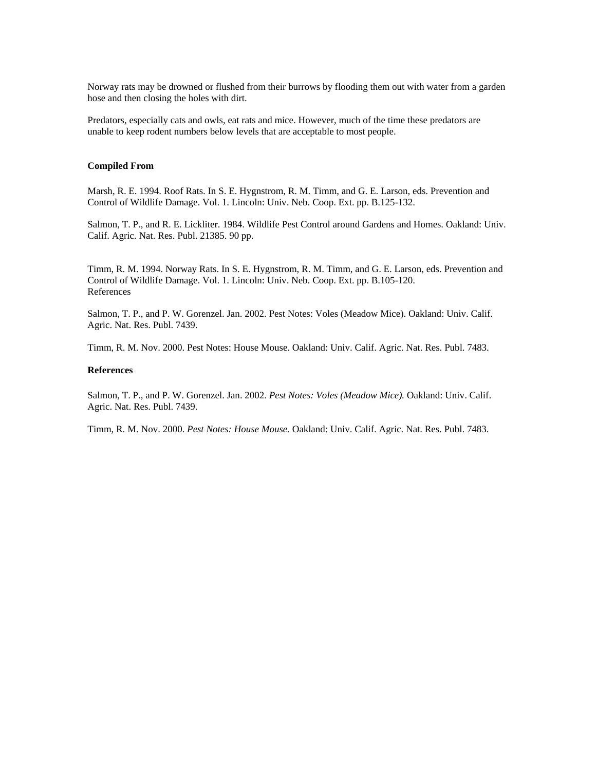Norway rats may be drowned or flushed from their burrows by flooding them out with water from a garden hose and then closing the holes with dirt.

Predators, especially cats and owls, eat rats and mice. However, much of the time these predators are unable to keep rodent numbers below levels that are acceptable to most people.

**Compiled From**

Marsh, R. E. 1994. Roof Rats. In S. E. Hygnstrom, R. M. Timm, and G. E. Larson, eds. Prevention and Control of Wildlife Damage. Vol. 1. Lincoln: Univ. Neb. Coop. Ext. pp. B.125-132.

Salmon, T. P., and R. E. Lickliter. 1984. Wildlife Pest Control around Gardens and Homes. Oakland: Univ. Calif. Agric. Nat. Res. Publ. 21385. 90 pp.

Timm, R. M. 1994. Norway Rats. In S. E. Hygnstrom, R. M. Timm, and G. E. Larson, eds. Prevention and Control of Wildlife Damage. Vol. 1. Lincoln: Univ. Neb. Coop. Ext. pp. B.105-120.
References

Salmon, T. P., and P. W. Gorenzel. Jan. 2002. Pest Notes: Voles (Meadow Mice). Oakland: Univ. Calif. Agric. Nat. Res. Publ. 7439.

Timm, R. M. Nov. 2000. Pest Notes: House Mouse. Oakland: Univ. Calif. Agric. Nat. Res. Publ. 7483.

**References**

Salmon, T. P., and P. W. Gorenzel. Jan. 2002. *Pest Notes: Voles (Meadow Mice).* Oakland: Univ. Calif. Agric. Nat. Res. Publ. 7439.

Timm, R. M. Nov. 2000. *Pest Notes: House Mouse.* Oakland: Univ. Calif. Agric. Nat. Res. Publ. 7483.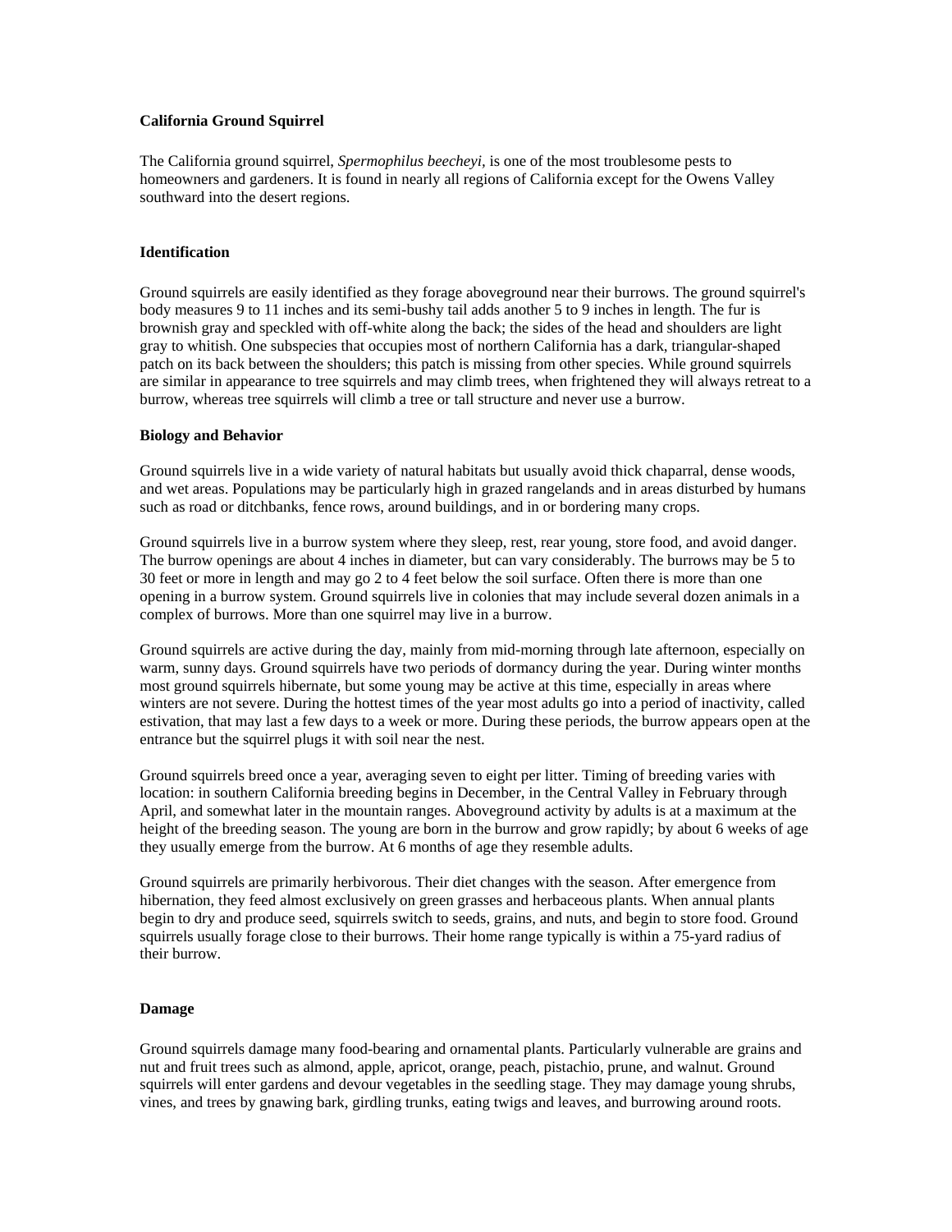**California Ground Squirrel**

The California ground squirrel, *Spermophilus beecheyi,* is one of the most troublesome pests to homeowners and gardeners. It is found in nearly all regions of California except for the Owens Valley southward into the desert regions.

**Identification**

Ground squirrels are easily identified as they forage aboveground near their burrows. The ground squirrel's body measures 9 to 11 inches and its semi-bushy tail adds another 5 to 9 inches in length. The fur is brownish gray and speckled with off-white along the back; the sides of the head and shoulders are light gray to whitish. One subspecies that occupies most of northern California has a dark, triangular-shaped patch on its back between the shoulders; this patch is missing from other species. While ground squirrels are similar in appearance to tree squirrels and may climb trees, when frightened they will always retreat to a burrow, whereas tree squirrels will climb a tree or tall structure and never use a burrow.

**Biology and Behavior**

Ground squirrels live in a wide variety of natural habitats but usually avoid thick chaparral, dense woods, and wet areas. Populations may be particularly high in grazed rangelands and in areas disturbed by humans such as road or ditchbanks, fence rows, around buildings, and in or bordering many crops.

Ground squirrels live in a burrow system where they sleep, rest, rear young, store food, and avoid danger. The burrow openings are about 4 inches in diameter, but can vary considerably. The burrows may be 5 to 30 feet or more in length and may go 2 to 4 feet below the soil surface. Often there is more than one opening in a burrow system. Ground squirrels live in colonies that may include several dozen animals in a complex of burrows. More than one squirrel may live in a burrow.

Ground squirrels are active during the day, mainly from mid-morning through late afternoon, especially on warm, sunny days. Ground squirrels have two periods of dormancy during the year. During winter months most ground squirrels hibernate, but some young may be active at this time, especially in areas where winters are not severe. During the hottest times of the year most adults go into a period of inactivity, called estivation, that may last a few days to a week or more. During these periods, the burrow appears open at the entrance but the squirrel plugs it with soil near the nest.

Ground squirrels breed once a year, averaging seven to eight per litter. Timing of breeding varies with location: in southern California breeding begins in December, in the Central Valley in February through April, and somewhat later in the mountain ranges. Aboveground activity by adults is at a maximum at the height of the breeding season. The young are born in the burrow and grow rapidly; by about 6 weeks of age they usually emerge from the burrow. At 6 months of age they resemble adults.

Ground squirrels are primarily herbivorous. Their diet changes with the season. After emergence from hibernation, they feed almost exclusively on green grasses and herbaceous plants. When annual plants begin to dry and produce seed, squirrels switch to seeds, grains, and nuts, and begin to store food. Ground squirrels usually forage close to their burrows. Their home range typically is within a 75-yard radius of their burrow.

**Damage**

Ground squirrels damage many food-bearing and ornamental plants. Particularly vulnerable are grains and nut and fruit trees such as almond, apple, apricot, orange, peach, pistachio, prune, and walnut. Ground squirrels will enter gardens and devour vegetables in the seedling stage. They may damage young shrubs, vines, and trees by gnawing bark, girdling trunks, eating twigs and leaves, and burrowing around roots.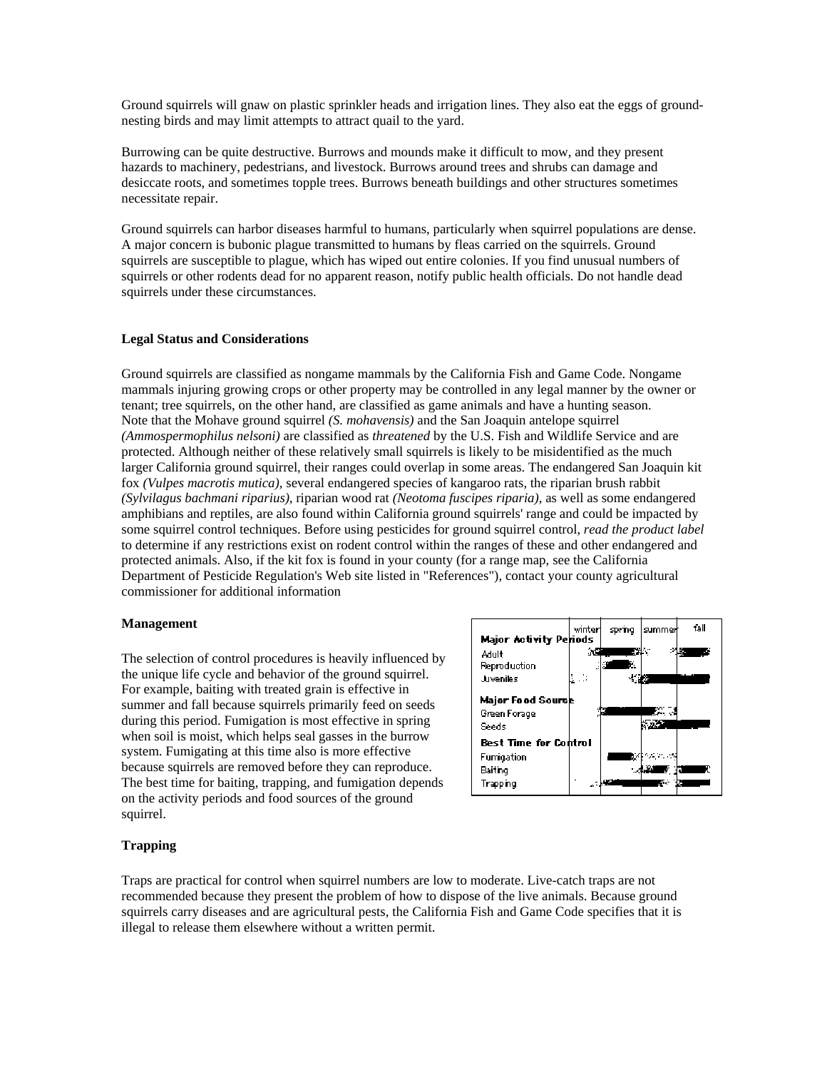Ground squirrels will gnaw on plastic sprinkler heads and irrigation lines. They also eat the eggs of ground-nesting birds and may limit attempts to attract quail to the yard.

Burrowing can be quite destructive. Burrows and mounds make it difficult to mow, and they present hazards to machinery, pedestrians, and livestock. Burrows around trees and shrubs can damage and desiccate roots, and sometimes topple trees. Burrows beneath buildings and other structures sometimes necessitate repair.

Ground squirrels can harbor diseases harmful to humans, particularly when squirrel populations are dense. A major concern is bubonic plague transmitted to humans by fleas carried on the squirrels. Ground squirrels are susceptible to plague, which has wiped out entire colonies. If you find unusual numbers of squirrels or other rodents dead for no apparent reason, notify public health officials. Do not handle dead squirrels under these circumstances.

**Legal Status and Considerations**

Ground squirrels are classified as nongame mammals by the California Fish and Game Code. Nongame mammals injuring growing crops or other property may be controlled in any legal manner by the owner or tenant; tree squirrels, on the other hand, are classified as game animals and have a hunting season. Note that the Mohave ground squirrel *(S. mohavensis)* and the San Joaquin antelope squirrel *(Ammospermophilus nelsoni)* are classified as *threatened* by the U.S. Fish and Wildlife Service and are protected. Although neither of these relatively small squirrels is likely to be misidentified as the much larger California ground squirrel, their ranges could overlap in some areas. The endangered San Joaquin kit fox *(Vulpes macrotis mutica)*, several endangered species of kangaroo rats, the riparian brush rabbit *(Sylvilagus bachmani riparius)*, riparian wood rat *(Neotoma fuscipes riparia)*, as well as some endangered amphibians and reptiles, are also found within California ground squirrels' range and could be impacted by some squirrel control techniques. Before using pesticides for ground squirrel control, *read the product label* to determine if any restrictions exist on rodent control within the ranges of these and other endangered and protected animals. Also, if the kit fox is found in your county (for a range map, see the California Department of Pesticide Regulation's Web site listed in "References"), contact your county agricultural commissioner for additional information

**Management**

The selection of control procedures is heavily influenced by the unique life cycle and behavior of the ground squirrel. For example, baiting with treated grain is effective in summer and fall because squirrels primarily feed on seeds during this period. Fumigation is most effective in spring when soil is moist, which helps seal gasses in the burrow system. Fumigating at this time also is more effective because squirrels are removed before they can reproduce. The best time for baiting, trapping, and fumigation depends on the activity periods and food sources of the ground squirrel.

| | winter | spring | summer | fall |
|---|---|---|---|---|
| **Major Activity Periods** | | | | |
| Adult | | | | |
| Reproduction | | | | |
| Juveniles | | | | |
| **Major Food Source** | | | | |
| Green Forage | | | | |
| Seeds | | | | |
| **Best Time for Control** | | | | |
| Fumigation | | | | |
| Baiting | | | | |
| Trapping | | | | |

**Trapping**

Traps are practical for control when squirrel numbers are low to moderate. Live-catch traps are not recommended because they present the problem of how to dispose of the live animals. Because ground squirrels carry diseases and are agricultural pests, the California Fish and Game Code specifies that it is illegal to release them elsewhere without a written permit.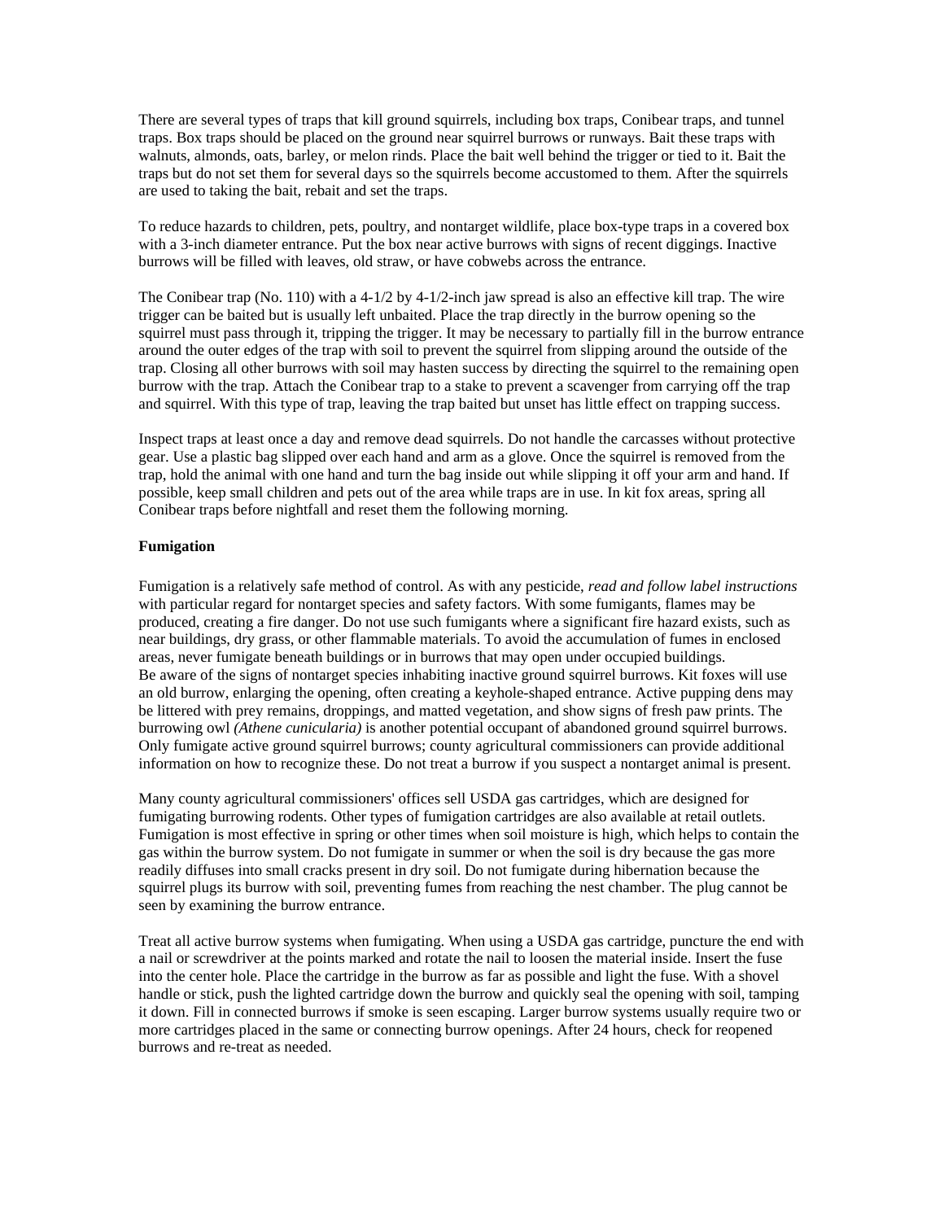There are several types of traps that kill ground squirrels, including box traps, Conibear traps, and tunnel traps. Box traps should be placed on the ground near squirrel burrows or runways. Bait these traps with walnuts, almonds, oats, barley, or melon rinds. Place the bait well behind the trigger or tied to it. Bait the traps but do not set them for several days so the squirrels become accustomed to them. After the squirrels are used to taking the bait, rebait and set the traps.

To reduce hazards to children, pets, poultry, and nontarget wildlife, place box-type traps in a covered box with a 3-inch diameter entrance. Put the box near active burrows with signs of recent diggings. Inactive burrows will be filled with leaves, old straw, or have cobwebs across the entrance.

The Conibear trap (No. 110) with a 4-1/2 by 4-1/2-inch jaw spread is also an effective kill trap. The wire trigger can be baited but is usually left unbaited. Place the trap directly in the burrow opening so the squirrel must pass through it, tripping the trigger. It may be necessary to partially fill in the burrow entrance around the outer edges of the trap with soil to prevent the squirrel from slipping around the outside of the trap. Closing all other burrows with soil may hasten success by directing the squirrel to the remaining open burrow with the trap. Attach the Conibear trap to a stake to prevent a scavenger from carrying off the trap and squirrel. With this type of trap, leaving the trap baited but unset has little effect on trapping success.

Inspect traps at least once a day and remove dead squirrels. Do not handle the carcasses without protective gear. Use a plastic bag slipped over each hand and arm as a glove. Once the squirrel is removed from the trap, hold the animal with one hand and turn the bag inside out while slipping it off your arm and hand. If possible, keep small children and pets out of the area while traps are in use. In kit fox areas, spring all Conibear traps before nightfall and reset them the following morning.

**Fumigation**

Fumigation is a relatively safe method of control. As with any pesticide, *read and follow label instructions* with particular regard for nontarget species and safety factors. With some fumigants, flames may be produced, creating a fire danger. Do not use such fumigants where a significant fire hazard exists, such as near buildings, dry grass, or other flammable materials. To avoid the accumulation of fumes in enclosed areas, never fumigate beneath buildings or in burrows that may open under occupied buildings.
Be aware of the signs of nontarget species inhabiting inactive ground squirrel burrows. Kit foxes will use an old burrow, enlarging the opening, often creating a keyhole-shaped entrance. Active pupping dens may be littered with prey remains, droppings, and matted vegetation, and show signs of fresh paw prints. The burrowing owl *(Athene cunicularia)* is another potential occupant of abandoned ground squirrel burrows. Only fumigate active ground squirrel burrows; county agricultural commissioners can provide additional information on how to recognize these. Do not treat a burrow if you suspect a nontarget animal is present.

Many county agricultural commissioners' offices sell USDA gas cartridges, which are designed for fumigating burrowing rodents. Other types of fumigation cartridges are also available at retail outlets. Fumigation is most effective in spring or other times when soil moisture is high, which helps to contain the gas within the burrow system. Do not fumigate in summer or when the soil is dry because the gas more readily diffuses into small cracks present in dry soil. Do not fumigate during hibernation because the squirrel plugs its burrow with soil, preventing fumes from reaching the nest chamber. The plug cannot be seen by examining the burrow entrance.

Treat all active burrow systems when fumigating. When using a USDA gas cartridge, puncture the end with a nail or screwdriver at the points marked and rotate the nail to loosen the material inside. Insert the fuse into the center hole. Place the cartridge in the burrow as far as possible and light the fuse. With a shovel handle or stick, push the lighted cartridge down the burrow and quickly seal the opening with soil, tamping it down. Fill in connected burrows if smoke is seen escaping. Larger burrow systems usually require two or more cartridges placed in the same or connecting burrow openings. After 24 hours, check for reopened burrows and re-treat as needed.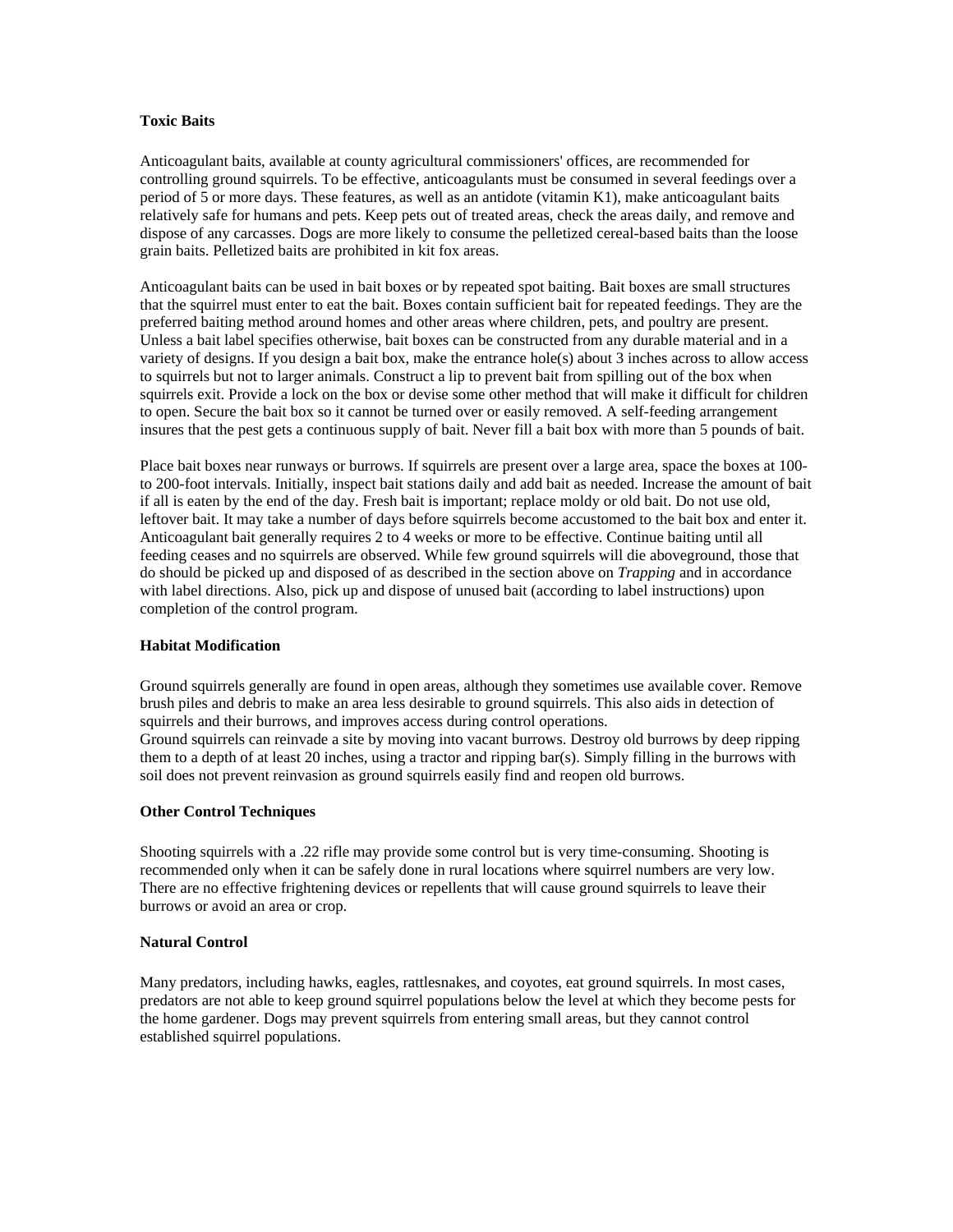**Toxic Baits**

Anticoagulant baits, available at county agricultural commissioners' offices, are recommended for controlling ground squirrels. To be effective, anticoagulants must be consumed in several feedings over a period of 5 or more days. These features, as well as an antidote (vitamin K1), make anticoagulant baits relatively safe for humans and pets. Keep pets out of treated areas, check the areas daily, and remove and dispose of any carcasses. Dogs are more likely to consume the pelletized cereal-based baits than the loose grain baits. Pelletized baits are prohibited in kit fox areas.

Anticoagulant baits can be used in bait boxes or by repeated spot baiting. Bait boxes are small structures that the squirrel must enter to eat the bait. Boxes contain sufficient bait for repeated feedings. They are the preferred baiting method around homes and other areas where children, pets, and poultry are present. Unless a bait label specifies otherwise, bait boxes can be constructed from any durable material and in a variety of designs. If you design a bait box, make the entrance hole(s) about 3 inches across to allow access to squirrels but not to larger animals. Construct a lip to prevent bait from spilling out of the box when squirrels exit. Provide a lock on the box or devise some other method that will make it difficult for children to open. Secure the bait box so it cannot be turned over or easily removed. A self-feeding arrangement insures that the pest gets a continuous supply of bait. Never fill a bait box with more than 5 pounds of bait.

Place bait boxes near runways or burrows. If squirrels are present over a large area, space the boxes at 100- to 200-foot intervals. Initially, inspect bait stations daily and add bait as needed. Increase the amount of bait if all is eaten by the end of the day. Fresh bait is important; replace moldy or old bait. Do not use old, leftover bait. It may take a number of days before squirrels become accustomed to the bait box and enter it. Anticoagulant bait generally requires 2 to 4 weeks or more to be effective. Continue baiting until all feeding ceases and no squirrels are observed. While few ground squirrels will die aboveground, those that do should be picked up and disposed of as described in the section above on *Trapping* and in accordance with label directions. Also, pick up and dispose of unused bait (according to label instructions) upon completion of the control program.

**Habitat Modification**

Ground squirrels generally are found in open areas, although they sometimes use available cover. Remove brush piles and debris to make an area less desirable to ground squirrels. This also aids in detection of squirrels and their burrows, and improves access during control operations.
Ground squirrels can reinvade a site by moving into vacant burrows. Destroy old burrows by deep ripping them to a depth of at least 20 inches, using a tractor and ripping bar(s). Simply filling in the burrows with soil does not prevent reinvasion as ground squirrels easily find and reopen old burrows.

**Other Control Techniques**

Shooting squirrels with a .22 rifle may provide some control but is very time-consuming. Shooting is recommended only when it can be safely done in rural locations where squirrel numbers are very low. There are no effective frightening devices or repellents that will cause ground squirrels to leave their burrows or avoid an area or crop.

**Natural Control**

Many predators, including hawks, eagles, rattlesnakes, and coyotes, eat ground squirrels. In most cases, predators are not able to keep ground squirrel populations below the level at which they become pests for the home gardener. Dogs may prevent squirrels from entering small areas, but they cannot control established squirrel populations.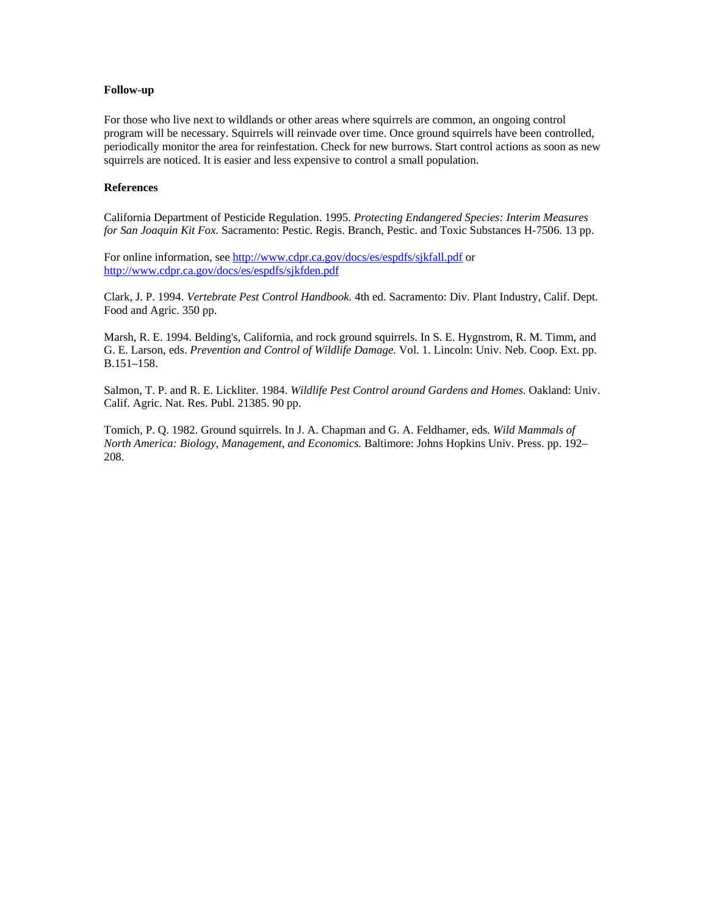**Follow-up**

For those who live next to wildlands or other areas where squirrels are common, an ongoing control program will be necessary. Squirrels will reinvade over time. Once ground squirrels have been controlled, periodically monitor the area for reinfestation. Check for new burrows. Start control actions as soon as new squirrels are noticed. It is easier and less expensive to control a small population.

**References**

California Department of Pesticide Regulation. 1995. *Protecting Endangered Species: Interim Measures for San Joaquin Kit Fox.* Sacramento: Pestic. Regis. Branch, Pestic. and Toxic Substances H-7506. 13 pp.

For online information, see [http://www.cdpr.ca.gov/docs/es/espdfs/sjkfall.pdf](http://www.cdpr.ca.gov/docs/es/espdfs/sjkfall.pdf) or [http://www.cdpr.ca.gov/docs/es/espdfs/sjkfden.pdf](http://www.cdpr.ca.gov/docs/es/espdfs/sjkfden.pdf)

Clark, J. P. 1994. *Vertebrate Pest Control Handbook.* 4th ed. Sacramento: Div. Plant Industry, Calif. Dept. Food and Agric. 350 pp.

Marsh, R. E. 1994. Belding's, California, and rock ground squirrels. In S. E. Hygnstrom, R. M. Timm, and G. E. Larson, eds. *Prevention and Control of Wildlife Damage.* Vol. 1. Lincoln: Univ. Neb. Coop. Ext. pp. B.151–158.

Salmon, T. P. and R. E. Lickliter. 1984. *Wildlife Pest Control around Gardens and Homes.* Oakland: Univ. Calif. Agric. Nat. Res. Publ. 21385. 90 pp.

Tomich, P. Q. 1982. Ground squirrels. In J. A. Chapman and G. A. Feldhamer, eds. *Wild Mammals of North America: Biology, Management, and Economics.* Baltimore: Johns Hopkins Univ. Press. pp. 192–208.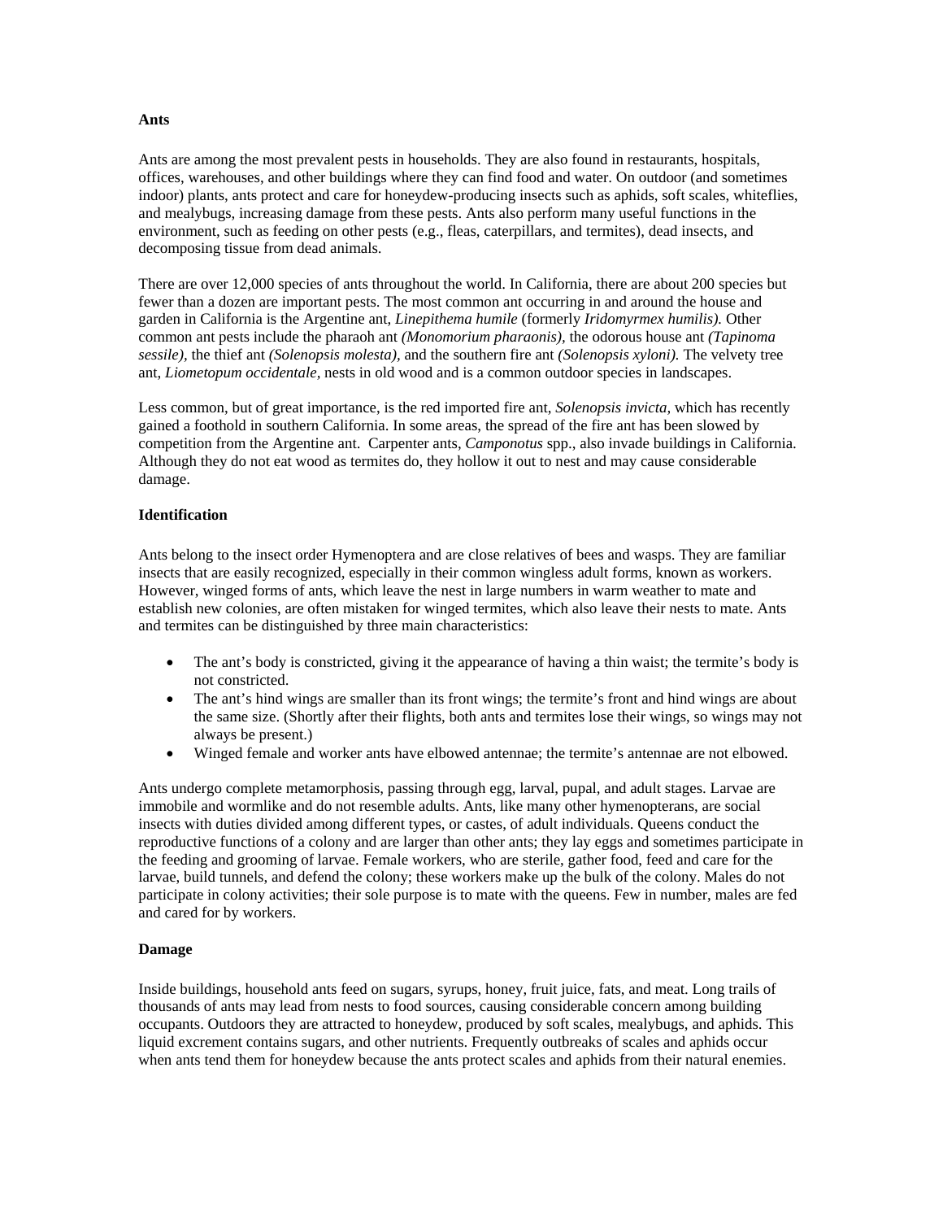**Ants**

Ants are among the most prevalent pests in households. They are also found in restaurants, hospitals, offices, warehouses, and other buildings where they can find food and water. On outdoor (and sometimes indoor) plants, ants protect and care for honeydew-producing insects such as aphids, soft scales, whiteflies, and mealybugs, increasing damage from these pests. Ants also perform many useful functions in the environment, such as feeding on other pests (e.g., fleas, caterpillars, and termites), dead insects, and decomposing tissue from dead animals.

There are over 12,000 species of ants throughout the world. In California, there are about 200 species but fewer than a dozen are important pests. The most common ant occurring in and around the house and garden in California is the Argentine ant, *Linepithema humile* (formerly *Iridomyrmex humilis).* Other common ant pests include the pharaoh ant *(Monomorium pharaonis),* the odorous house ant *(Tapinoma sessile),* the thief ant *(Solenopsis molesta),* and the southern fire ant *(Solenopsis xyloni).* The velvety tree ant, *Liometopum occidentale,* nests in old wood and is a common outdoor species in landscapes.

Less common, but of great importance, is the red imported fire ant, *Solenopsis invicta,* which has recently gained a foothold in southern California. In some areas, the spread of the fire ant has been slowed by competition from the Argentine ant. Carpenter ants, *Camponotus* spp., also invade buildings in California. Although they do not eat wood as termites do, they hollow it out to nest and may cause considerable damage.

**Identification**

Ants belong to the insect order Hymenoptera and are close relatives of bees and wasps. They are familiar insects that are easily recognized, especially in their common wingless adult forms, known as workers. However, winged forms of ants, which leave the nest in large numbers in warm weather to mate and establish new colonies, are often mistaken for winged termites, which also leave their nests to mate. Ants and termites can be distinguished by three main characteristics:

- The ant's body is constricted, giving it the appearance of having a thin waist; the termite's body is not constricted.
- The ant's hind wings are smaller than its front wings; the termite's front and hind wings are about the same size. (Shortly after their flights, both ants and termites lose their wings, so wings may not always be present.)
- Winged female and worker ants have elbowed antennae; the termite's antennae are not elbowed.

Ants undergo complete metamorphosis, passing through egg, larval, pupal, and adult stages. Larvae are immobile and wormlike and do not resemble adults. Ants, like many other hymenopterans, are social insects with duties divided among different types, or castes, of adult individuals. Queens conduct the reproductive functions of a colony and are larger than other ants; they lay eggs and sometimes participate in the feeding and grooming of larvae. Female workers, who are sterile, gather food, feed and care for the larvae, build tunnels, and defend the colony; these workers make up the bulk of the colony. Males do not participate in colony activities; their sole purpose is to mate with the queens. Few in number, males are fed and cared for by workers.

**Damage**

Inside buildings, household ants feed on sugars, syrups, honey, fruit juice, fats, and meat. Long trails of thousands of ants may lead from nests to food sources, causing considerable concern among building occupants. Outdoors they are attracted to honeydew, produced by soft scales, mealybugs, and aphids. This liquid excrement contains sugars, and other nutrients. Frequently outbreaks of scales and aphids occur when ants tend them for honeydew because the ants protect scales and aphids from their natural enemies.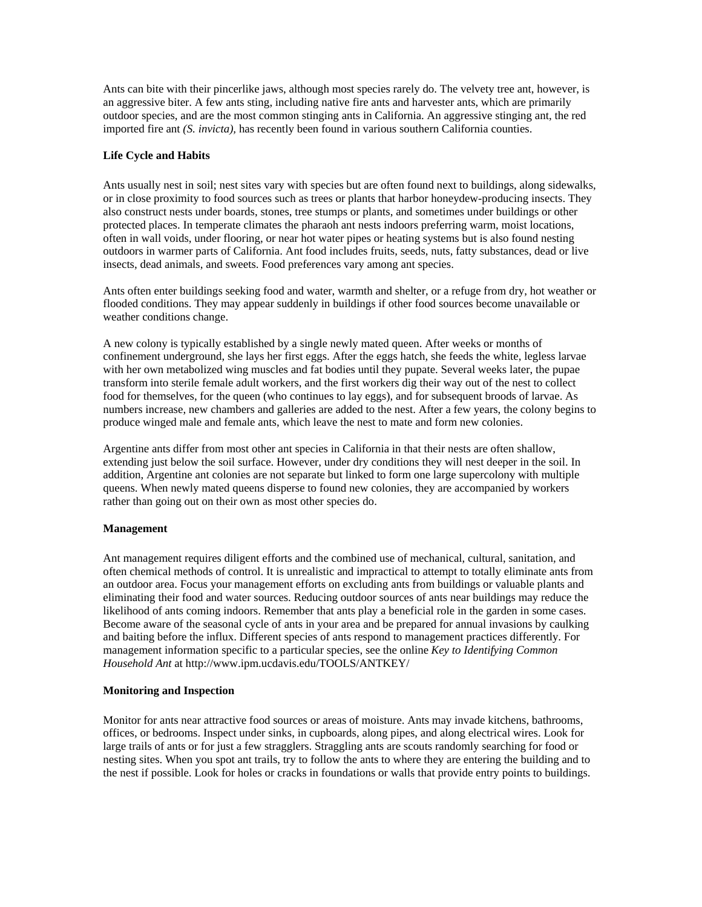Ants can bite with their pincerlike jaws, although most species rarely do. The velvety tree ant, however, is an aggressive biter. A few ants sting, including native fire ants and harvester ants, which are primarily outdoor species, and are the most common stinging ants in California. An aggressive stinging ant, the red imported fire ant *(S. invicta),* has recently been found in various southern California counties.

**Life Cycle and Habits**

Ants usually nest in soil; nest sites vary with species but are often found next to buildings, along sidewalks, or in close proximity to food sources such as trees or plants that harbor honeydew-producing insects. They also construct nests under boards, stones, tree stumps or plants, and sometimes under buildings or other protected places. In temperate climates the pharaoh ant nests indoors preferring warm, moist locations, often in wall voids, under flooring, or near hot water pipes or heating systems but is also found nesting outdoors in warmer parts of California. Ant food includes fruits, seeds, nuts, fatty substances, dead or live insects, dead animals, and sweets. Food preferences vary among ant species.

Ants often enter buildings seeking food and water, warmth and shelter, or a refuge from dry, hot weather or flooded conditions. They may appear suddenly in buildings if other food sources become unavailable or weather conditions change.

A new colony is typically established by a single newly mated queen. After weeks or months of confinement underground, she lays her first eggs. After the eggs hatch, she feeds the white, legless larvae with her own metabolized wing muscles and fat bodies until they pupate. Several weeks later, the pupae transform into sterile female adult workers, and the first workers dig their way out of the nest to collect food for themselves, for the queen (who continues to lay eggs), and for subsequent broods of larvae. As numbers increase, new chambers and galleries are added to the nest. After a few years, the colony begins to produce winged male and female ants, which leave the nest to mate and form new colonies.

Argentine ants differ from most other ant species in California in that their nests are often shallow, extending just below the soil surface. However, under dry conditions they will nest deeper in the soil. In addition, Argentine ant colonies are not separate but linked to form one large supercolony with multiple queens. When newly mated queens disperse to found new colonies, they are accompanied by workers rather than going out on their own as most other species do.

**Management**

Ant management requires diligent efforts and the combined use of mechanical, cultural, sanitation, and often chemical methods of control. It is unrealistic and impractical to attempt to totally eliminate ants from an outdoor area. Focus your management efforts on excluding ants from buildings or valuable plants and eliminating their food and water sources. Reducing outdoor sources of ants near buildings may reduce the likelihood of ants coming indoors. Remember that ants play a beneficial role in the garden in some cases. Become aware of the seasonal cycle of ants in your area and be prepared for annual invasions by caulking and baiting before the influx. Different species of ants respond to management practices differently. For management information specific to a particular species, see the online *Key to Identifying Common Household Ant* at http://www.ipm.ucdavis.edu/TOOLS/ANTKEY/

**Monitoring and Inspection**

Monitor for ants near attractive food sources or areas of moisture. Ants may invade kitchens, bathrooms, offices, or bedrooms. Inspect under sinks, in cupboards, along pipes, and along electrical wires. Look for large trails of ants or for just a few stragglers. Straggling ants are scouts randomly searching for food or nesting sites. When you spot ant trails, try to follow the ants to where they are entering the building and to the nest if possible. Look for holes or cracks in foundations or walls that provide entry points to buildings.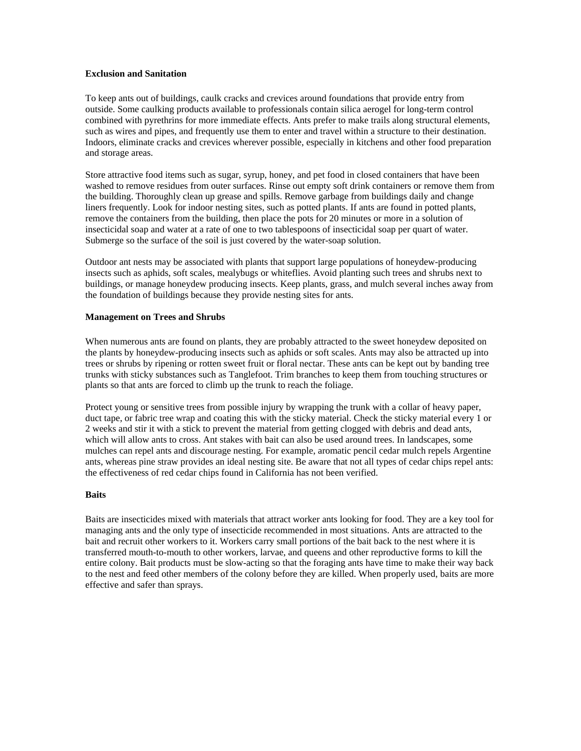**Exclusion and Sanitation**

To keep ants out of buildings, caulk cracks and crevices around foundations that provide entry from outside. Some caulking products available to professionals contain silica aerogel for long-term control combined with pyrethrins for more immediate effects. Ants prefer to make trails along structural elements, such as wires and pipes, and frequently use them to enter and travel within a structure to their destination. Indoors, eliminate cracks and crevices wherever possible, especially in kitchens and other food preparation and storage areas.

Store attractive food items such as sugar, syrup, honey, and pet food in closed containers that have been washed to remove residues from outer surfaces. Rinse out empty soft drink containers or remove them from the building. Thoroughly clean up grease and spills. Remove garbage from buildings daily and change liners frequently. Look for indoor nesting sites, such as potted plants. If ants are found in potted plants, remove the containers from the building, then place the pots for 20 minutes or more in a solution of insecticidal soap and water at a rate of one to two tablespoons of insecticidal soap per quart of water. Submerge so the surface of the soil is just covered by the water-soap solution.

Outdoor ant nests may be associated with plants that support large populations of honeydew-producing insects such as aphids, soft scales, mealybugs or whiteflies. Avoid planting such trees and shrubs next to buildings, or manage honeydew producing insects. Keep plants, grass, and mulch several inches away from the foundation of buildings because they provide nesting sites for ants.

**Management on Trees and Shrubs**

When numerous ants are found on plants, they are probably attracted to the sweet honeydew deposited on the plants by honeydew-producing insects such as aphids or soft scales. Ants may also be attracted up into trees or shrubs by ripening or rotten sweet fruit or floral nectar. These ants can be kept out by banding tree trunks with sticky substances such as Tanglefoot. Trim branches to keep them from touching structures or plants so that ants are forced to climb up the trunk to reach the foliage.

Protect young or sensitive trees from possible injury by wrapping the trunk with a collar of heavy paper, duct tape, or fabric tree wrap and coating this with the sticky material. Check the sticky material every 1 or 2 weeks and stir it with a stick to prevent the material from getting clogged with debris and dead ants, which will allow ants to cross. Ant stakes with bait can also be used around trees. In landscapes, some mulches can repel ants and discourage nesting. For example, aromatic pencil cedar mulch repels Argentine ants, whereas pine straw provides an ideal nesting site. Be aware that not all types of cedar chips repel ants: the effectiveness of red cedar chips found in California has not been verified.

**Baits**

Baits are insecticides mixed with materials that attract worker ants looking for food. They are a key tool for managing ants and the only type of insecticide recommended in most situations. Ants are attracted to the bait and recruit other workers to it. Workers carry small portions of the bait back to the nest where it is transferred mouth-to-mouth to other workers, larvae, and queens and other reproductive forms to kill the entire colony. Bait products must be slow-acting so that the foraging ants have time to make their way back to the nest and feed other members of the colony before they are killed. When properly used, baits are more effective and safer than sprays.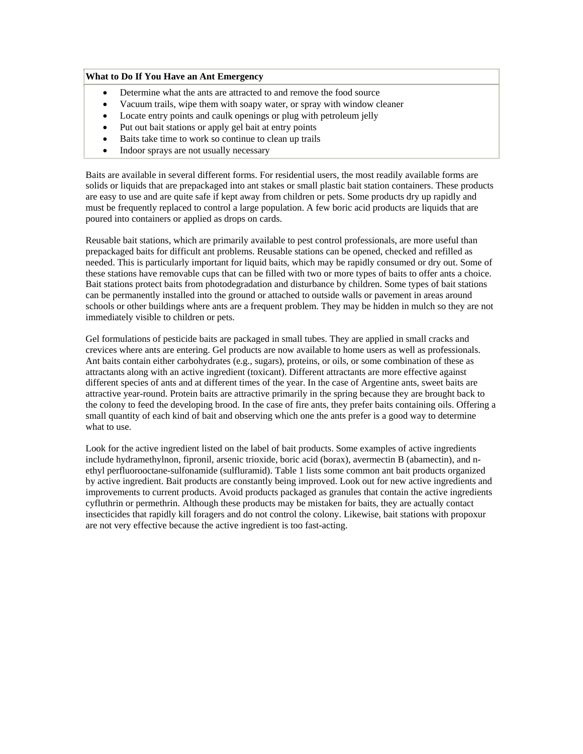| What to Do If You Have an Ant Emergency |
| --- |
| • Determine what the ants are attracted to and remove the food source<br>• Vacuum trails, wipe them with soapy water, or spray with window cleaner<br>• Locate entry points and caulk openings or plug with petroleum jelly<br>• Put out bait stations or apply gel bait at entry points<br>• Baits take time to work so continue to clean up trails<br>• Indoor sprays are not usually necessary |

Baits are available in several different forms. For residential users, the most readily available forms are solids or liquids that are prepackaged into ant stakes or small plastic bait station containers. These products are easy to use and are quite safe if kept away from children or pets. Some products dry up rapidly and must be frequently replaced to control a large population. A few boric acid products are liquids that are poured into containers or applied as drops on cards.

Reusable bait stations, which are primarily available to pest control professionals, are more useful than prepackaged baits for difficult ant problems. Reusable stations can be opened, checked and refilled as needed. This is particularly important for liquid baits, which may be rapidly consumed or dry out. Some of these stations have removable cups that can be filled with two or more types of baits to offer ants a choice. Bait stations protect baits from photodegradation and disturbance by children. Some types of bait stations can be permanently installed into the ground or attached to outside walls or pavement in areas around schools or other buildings where ants are a frequent problem. They may be hidden in mulch so they are not immediately visible to children or pets.

Gel formulations of pesticide baits are packaged in small tubes. They are applied in small cracks and crevices where ants are entering. Gel products are now available to home users as well as professionals. Ant baits contain either carbohydrates (e.g., sugars), proteins, or oils, or some combination of these as attractants along with an active ingredient (toxicant). Different attractants are more effective against different species of ants and at different times of the year. In the case of Argentine ants, sweet baits are attractive year-round. Protein baits are attractive primarily in the spring because they are brought back to the colony to feed the developing brood. In the case of fire ants, they prefer baits containing oils. Offering a small quantity of each kind of bait and observing which one the ants prefer is a good way to determine what to use.

Look for the active ingredient listed on the label of bait products. Some examples of active ingredients include hydramethylnon, fipronil, arsenic trioxide, boric acid (borax), avermectin B (abamectin), and n-ethyl perfluorooctane-sulfonamide (sulfluramid). Table 1 lists some common ant bait products organized by active ingredient. Bait products are constantly being improved. Look out for new active ingredients and improvements to current products. Avoid products packaged as granules that contain the active ingredients cyfluthrin or permethrin. Although these products may be mistaken for baits, they are actually contact insecticides that rapidly kill foragers and do not control the colony. Likewise, bait stations with propoxur are not very effective because the active ingredient is too fast-acting.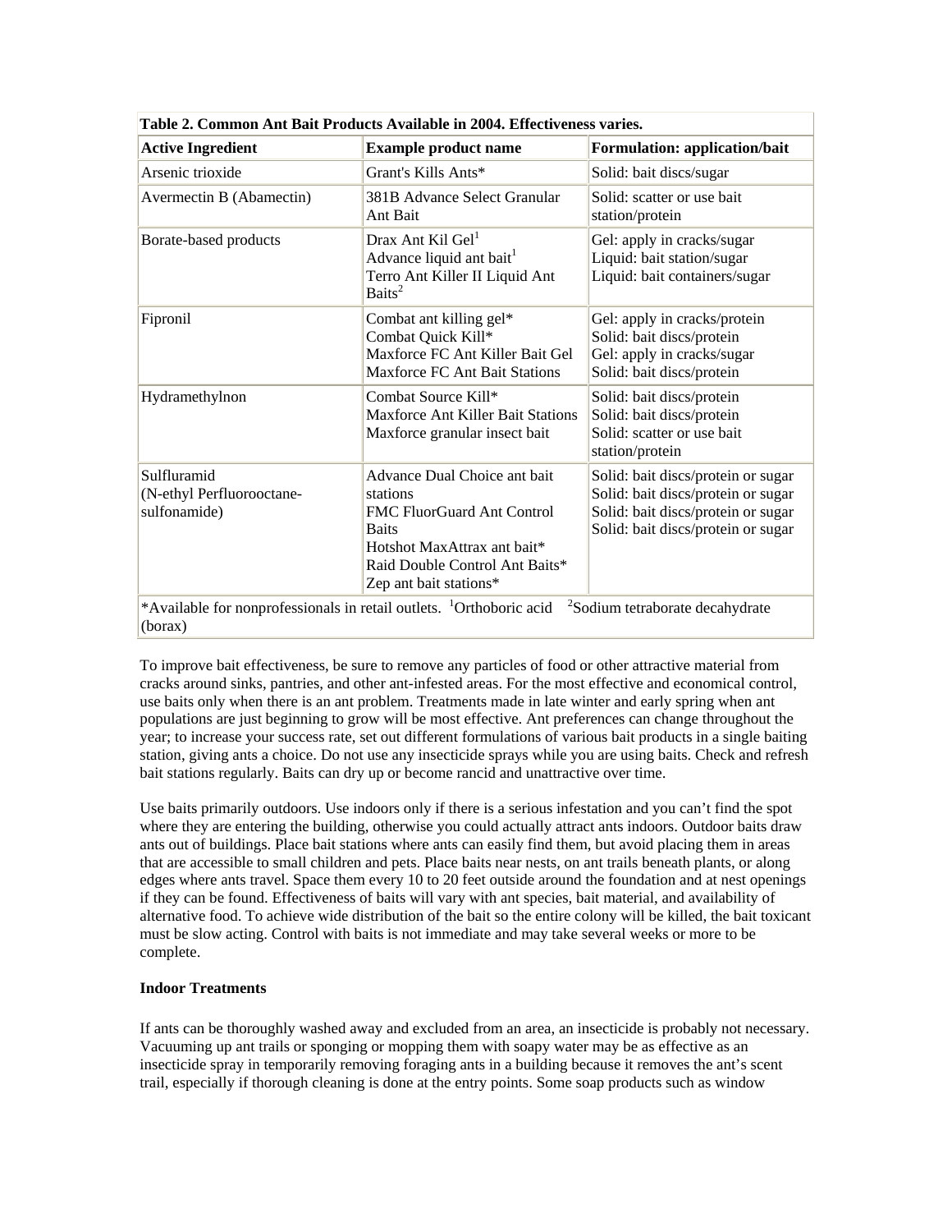| Table 2. Common Ant Bait Products Available in 2004. Effectiveness varies. | | |
|---|---|---|
| **Active Ingredient** | **Example product name** | **Formulation: application/bait** |
| Arsenic trioxide | Grant's Kills Ants* | Solid: bait discs/sugar |
| Avermectin B (Abamectin) | 381B Advance Select Granular Ant Bait | Solid: scatter or use bait station/protein |
| Borate-based products | Drax Ant Kil Gel[1]<br>Advance liquid ant bait[1]<br>Terro Ant Killer II Liquid Ant Baits[2] | Gel: apply in cracks/sugar<br>Liquid: bait station/sugar<br>Liquid: bait containers/sugar |
| Fipronil | Combat ant killing gel*<br>Combat Quick Kill*<br>Maxforce FC Ant Killer Bait Gel<br>Maxforce FC Ant Bait Stations | Gel: apply in cracks/protein<br>Solid: bait discs/protein<br>Gel: apply in cracks/sugar<br>Solid: bait discs/protein |
| Hydramethylnon | Combat Source Kill*<br>Maxforce Ant Killer Bait Stations<br>Maxforce granular insect bait | Solid: bait discs/protein<br>Solid: bait discs/protein<br>Solid: scatter or use bait station/protein |
| Sulfluramid (N-ethyl Perfluorooctane-sulfonamide) | Advance Dual Choice ant bait stations<br>FMC FluorGuard Ant Control Baits<br>Hotshot MaxAttrax ant bait*<br>Raid Double Control Ant Baits*<br>Zep ant bait stations* | Solid: bait discs/protein or sugar<br>Solid: bait discs/protein or sugar<br>Solid: bait discs/protein or sugar<br>Solid: bait discs/protein or sugar |
| *Available for nonprofessionals in retail outlets. [1]Orthoboric acid [2]Sodium tetraborate decahydrate (borax) | | |

To improve bait effectiveness, be sure to remove any particles of food or other attractive material from cracks around sinks, pantries, and other ant-infested areas. For the most effective and economical control, use baits only when there is an ant problem. Treatments made in late winter and early spring when ant populations are just beginning to grow will be most effective. Ant preferences can change throughout the year; to increase your success rate, set out different formulations of various bait products in a single baiting station, giving ants a choice. Do not use any insecticide sprays while you are using baits. Check and refresh bait stations regularly. Baits can dry up or become rancid and unattractive over time.

Use baits primarily outdoors. Use indoors only if there is a serious infestation and you can't find the spot where they are entering the building, otherwise you could actually attract ants indoors. Outdoor baits draw ants out of buildings. Place bait stations where ants can easily find them, but avoid placing them in areas that are accessible to small children and pets. Place baits near nests, on ant trails beneath plants, or along edges where ants travel. Space them every 10 to 20 feet outside around the foundation and at nest openings if they can be found. Effectiveness of baits will vary with ant species, bait material, and availability of alternative food. To achieve wide distribution of the bait so the entire colony will be killed, the bait toxicant must be slow acting. Control with baits is not immediate and may take several weeks or more to be complete.

**Indoor Treatments**

If ants can be thoroughly washed away and excluded from an area, an insecticide is probably not necessary. Vacuuming up ant trails or sponging or mopping them with soapy water may be as effective as an insecticide spray in temporarily removing foraging ants in a building because it removes the ant's scent trail, especially if thorough cleaning is done at the entry points. Some soap products such as window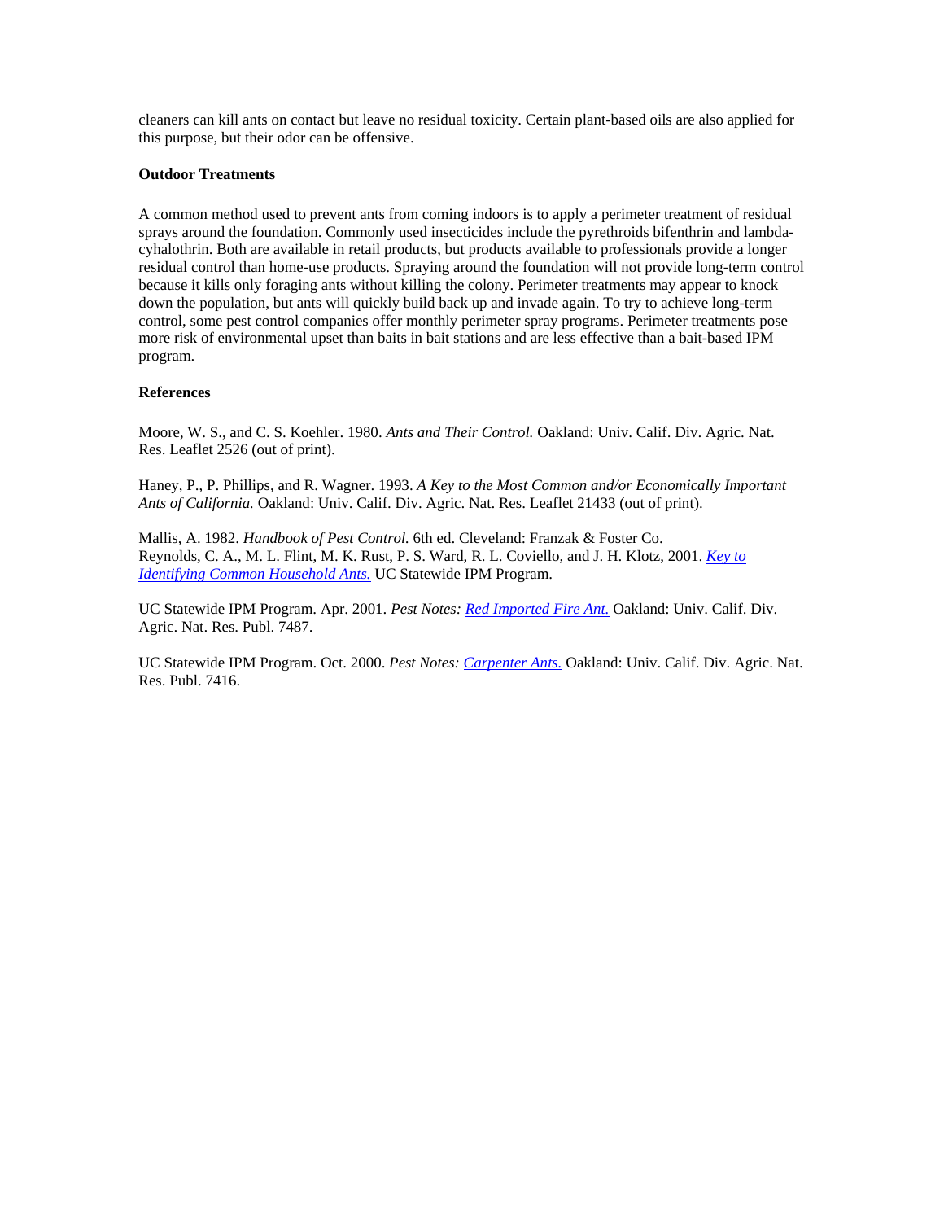cleaners can kill ants on contact but leave no residual toxicity. Certain plant-based oils are also applied for this purpose, but their odor can be offensive.

**Outdoor Treatments**

A common method used to prevent ants from coming indoors is to apply a perimeter treatment of residual sprays around the foundation. Commonly used insecticides include the pyrethroids bifenthrin and lambda-cyhalothrin. Both are available in retail products, but products available to professionals provide a longer residual control than home-use products. Spraying around the foundation will not provide long-term control because it kills only foraging ants without killing the colony. Perimeter treatments may appear to knock down the population, but ants will quickly build back up and invade again. To try to achieve long-term control, some pest control companies offer monthly perimeter spray programs. Perimeter treatments pose more risk of environmental upset than baits in bait stations and are less effective than a bait-based IPM program.

**References**

Moore, W. S., and C. S. Koehler. 1980. *Ants and Their Control.* Oakland: Univ. Calif. Div. Agric. Nat. Res. Leaflet 2526 (out of print).

Haney, P., P. Phillips, and R. Wagner. 1993. *A Key to the Most Common and/or Economically Important Ants of California.* Oakland: Univ. Calif. Div. Agric. Nat. Res. Leaflet 21433 (out of print).

Mallis, A. 1982. *Handbook of Pest Control.* 6th ed. Cleveland: Franzak & Foster Co.
Reynolds, C. A., M. L. Flint, M. K. Rust, P. S. Ward, R. L. Coviello, and J. H. Klotz, 2001. *Key to Identifying Common Household Ants.* UC Statewide IPM Program.

UC Statewide IPM Program. Apr. 2001. *Pest Notes: Red Imported Fire Ant.* Oakland: Univ. Calif. Div. Agric. Nat. Res. Publ. 7487.

UC Statewide IPM Program. Oct. 2000. *Pest Notes: Carpenter Ants.* Oakland: Univ. Calif. Div. Agric. Nat. Res. Publ. 7416.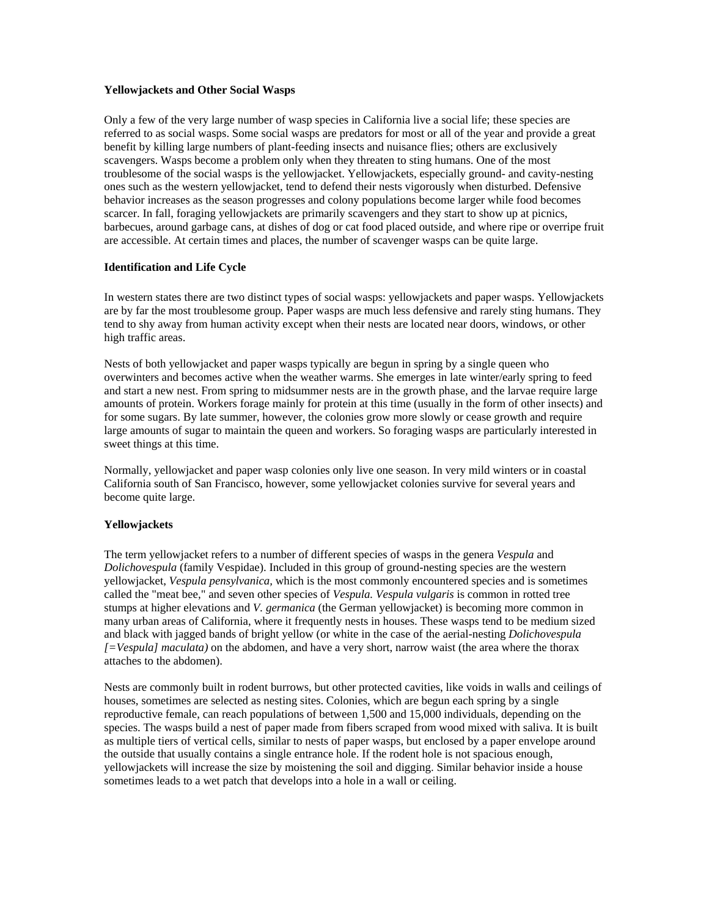**Yellowjackets and Other Social Wasps**

Only a few of the very large number of wasp species in California live a social life; these species are referred to as social wasps. Some social wasps are predators for most or all of the year and provide a great benefit by killing large numbers of plant-feeding insects and nuisance flies; others are exclusively scavengers. Wasps become a problem only when they threaten to sting humans. One of the most troublesome of the social wasps is the yellowjacket. Yellowjackets, especially ground- and cavity-nesting ones such as the western yellowjacket, tend to defend their nests vigorously when disturbed. Defensive behavior increases as the season progresses and colony populations become larger while food becomes scarcer. In fall, foraging yellowjackets are primarily scavengers and they start to show up at picnics, barbecues, around garbage cans, at dishes of dog or cat food placed outside, and where ripe or overripe fruit are accessible. At certain times and places, the number of scavenger wasps can be quite large.

**Identification and Life Cycle**

In western states there are two distinct types of social wasps: yellowjackets and paper wasps. Yellowjackets are by far the most troublesome group. Paper wasps are much less defensive and rarely sting humans. They tend to shy away from human activity except when their nests are located near doors, windows, or other high traffic areas.

Nests of both yellowjacket and paper wasps typically are begun in spring by a single queen who overwinters and becomes active when the weather warms. She emerges in late winter/early spring to feed and start a new nest. From spring to midsummer nests are in the growth phase, and the larvae require large amounts of protein. Workers forage mainly for protein at this time (usually in the form of other insects) and for some sugars. By late summer, however, the colonies grow more slowly or cease growth and require large amounts of sugar to maintain the queen and workers. So foraging wasps are particularly interested in sweet things at this time.

Normally, yellowjacket and paper wasp colonies only live one season. In very mild winters or in coastal California south of San Francisco, however, some yellowjacket colonies survive for several years and become quite large.

**Yellowjackets**

The term yellowjacket refers to a number of different species of wasps in the genera *Vespula* and *Dolichovespula* (family Vespidae). Included in this group of ground-nesting species are the western yellowjacket, *Vespula pensylvanica,* which is the most commonly encountered species and is sometimes called the "meat bee," and seven other species of *Vespula. Vespula vulgaris* is common in rotted tree stumps at higher elevations and *V. germanica* (the German yellowjacket) is becoming more common in many urban areas of California, where it frequently nests in houses. These wasps tend to be medium sized and black with jagged bands of bright yellow (or white in the case of the aerial-nesting *Dolichovespula [=Vespula] maculata)* on the abdomen, and have a very short, narrow waist (the area where the thorax attaches to the abdomen).

Nests are commonly built in rodent burrows, but other protected cavities, like voids in walls and ceilings of houses, sometimes are selected as nesting sites. Colonies, which are begun each spring by a single reproductive female, can reach populations of between 1,500 and 15,000 individuals, depending on the species. The wasps build a nest of paper made from fibers scraped from wood mixed with saliva. It is built as multiple tiers of vertical cells, similar to nests of paper wasps, but enclosed by a paper envelope around the outside that usually contains a single entrance hole. If the rodent hole is not spacious enough, yellowjackets will increase the size by moistening the soil and digging. Similar behavior inside a house sometimes leads to a wet patch that develops into a hole in a wall or ceiling.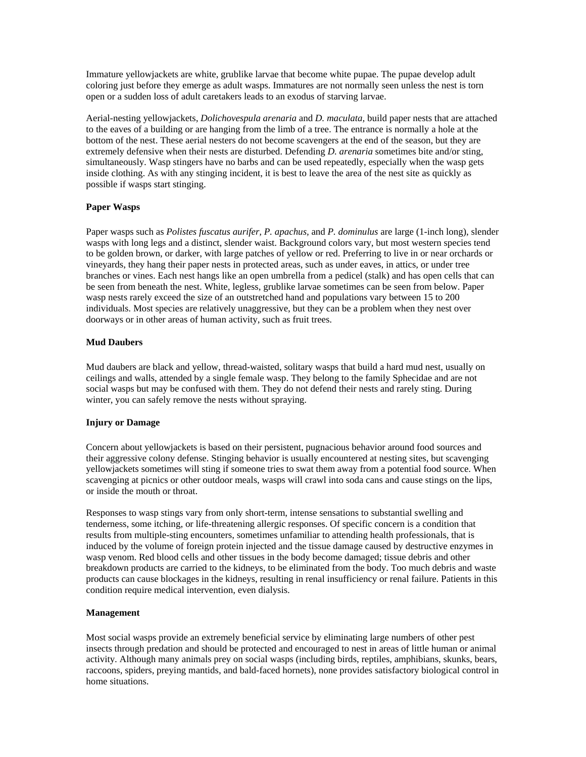Immature yellowjackets are white, grublike larvae that become white pupae. The pupae develop adult coloring just before they emerge as adult wasps. Immatures are not normally seen unless the nest is torn open or a sudden loss of adult caretakers leads to an exodus of starving larvae.

Aerial-nesting yellowjackets, *Dolichovespula arenaria* and *D. maculata,* build paper nests that are attached to the eaves of a building or are hanging from the limb of a tree. The entrance is normally a hole at the bottom of the nest. These aerial nesters do not become scavengers at the end of the season, but they are extremely defensive when their nests are disturbed. Defending *D. arenaria* sometimes bite and/or sting, simultaneously. Wasp stingers have no barbs and can be used repeatedly, especially when the wasp gets inside clothing. As with any stinging incident, it is best to leave the area of the nest site as quickly as possible if wasps start stinging.

**Paper Wasps**

Paper wasps such as *Polistes fuscatus aurifer*, *P. apachus,* and *P. dominulus* are large (1-inch long), slender wasps with long legs and a distinct, slender waist. Background colors vary, but most western species tend to be golden brown, or darker, with large patches of yellow or red. Preferring to live in or near orchards or vineyards, they hang their paper nests in protected areas, such as under eaves, in attics, or under tree branches or vines. Each nest hangs like an open umbrella from a pedicel (stalk) and has open cells that can be seen from beneath the nest. White, legless, grublike larvae sometimes can be seen from below. Paper wasp nests rarely exceed the size of an outstretched hand and populations vary between 15 to 200 individuals. Most species are relatively unaggressive, but they can be a problem when they nest over doorways or in other areas of human activity, such as fruit trees.

**Mud Daubers**

Mud daubers are black and yellow, thread-waisted, solitary wasps that build a hard mud nest, usually on ceilings and walls, attended by a single female wasp. They belong to the family Sphecidae and are not social wasps but may be confused with them. They do not defend their nests and rarely sting. During winter, you can safely remove the nests without spraying.

**Injury or Damage**

Concern about yellowjackets is based on their persistent, pugnacious behavior around food sources and their aggressive colony defense. Stinging behavior is usually encountered at nesting sites, but scavenging yellowjackets sometimes will sting if someone tries to swat them away from a potential food source. When scavenging at picnics or other outdoor meals, wasps will crawl into soda cans and cause stings on the lips, or inside the mouth or throat.

Responses to wasp stings vary from only short-term, intense sensations to substantial swelling and tenderness, some itching, or life-threatening allergic responses. Of specific concern is a condition that results from multiple-sting encounters, sometimes unfamiliar to attending health professionals, that is induced by the volume of foreign protein injected and the tissue damage caused by destructive enzymes in wasp venom. Red blood cells and other tissues in the body become damaged; tissue debris and other breakdown products are carried to the kidneys, to be eliminated from the body. Too much debris and waste products can cause blockages in the kidneys, resulting in renal insufficiency or renal failure. Patients in this condition require medical intervention, even dialysis.

**Management**

Most social wasps provide an extremely beneficial service by eliminating large numbers of other pest insects through predation and should be protected and encouraged to nest in areas of little human or animal activity. Although many animals prey on social wasps (including birds, reptiles, amphibians, skunks, bears, raccoons, spiders, preying mantids, and bald-faced hornets), none provides satisfactory biological control in home situations.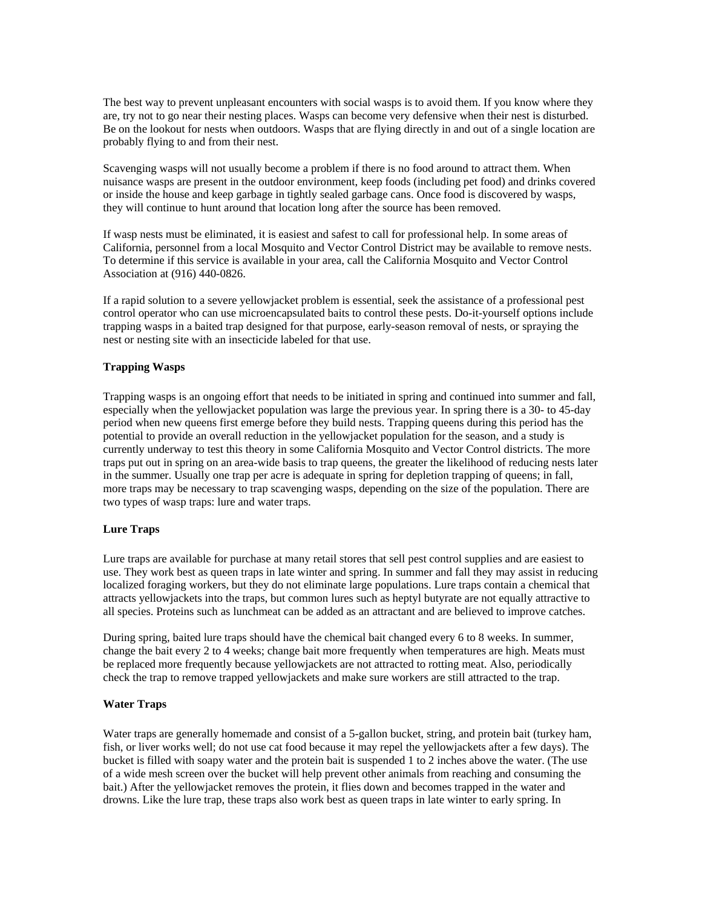The best way to prevent unpleasant encounters with social wasps is to avoid them. If you know where they are, try not to go near their nesting places. Wasps can become very defensive when their nest is disturbed. Be on the lookout for nests when outdoors. Wasps that are flying directly in and out of a single location are probably flying to and from their nest.

Scavenging wasps will not usually become a problem if there is no food around to attract them. When nuisance wasps are present in the outdoor environment, keep foods (including pet food) and drinks covered or inside the house and keep garbage in tightly sealed garbage cans. Once food is discovered by wasps, they will continue to hunt around that location long after the source has been removed.

If wasp nests must be eliminated, it is easiest and safest to call for professional help. In some areas of California, personnel from a local Mosquito and Vector Control District may be available to remove nests. To determine if this service is available in your area, call the California Mosquito and Vector Control Association at (916) 440-0826.

If a rapid solution to a severe yellowjacket problem is essential, seek the assistance of a professional pest control operator who can use microencapsulated baits to control these pests. Do-it-yourself options include trapping wasps in a baited trap designed for that purpose, early-season removal of nests, or spraying the nest or nesting site with an insecticide labeled for that use.

**Trapping Wasps**

Trapping wasps is an ongoing effort that needs to be initiated in spring and continued into summer and fall, especially when the yellowjacket population was large the previous year. In spring there is a 30- to 45-day period when new queens first emerge before they build nests. Trapping queens during this period has the potential to provide an overall reduction in the yellowjacket population for the season, and a study is currently underway to test this theory in some California Mosquito and Vector Control districts. The more traps put out in spring on an area-wide basis to trap queens, the greater the likelihood of reducing nests later in the summer. Usually one trap per acre is adequate in spring for depletion trapping of queens; in fall, more traps may be necessary to trap scavenging wasps, depending on the size of the population. There are two types of wasp traps: lure and water traps.

**Lure Traps**

Lure traps are available for purchase at many retail stores that sell pest control supplies and are easiest to use. They work best as queen traps in late winter and spring. In summer and fall they may assist in reducing localized foraging workers, but they do not eliminate large populations. Lure traps contain a chemical that attracts yellowjackets into the traps, but common lures such as heptyl butyrate are not equally attractive to all species. Proteins such as lunchmeat can be added as an attractant and are believed to improve catches.

During spring, baited lure traps should have the chemical bait changed every 6 to 8 weeks. In summer, change the bait every 2 to 4 weeks; change bait more frequently when temperatures are high. Meats must be replaced more frequently because yellowjackets are not attracted to rotting meat. Also, periodically check the trap to remove trapped yellowjackets and make sure workers are still attracted to the trap.

**Water Traps**

Water traps are generally homemade and consist of a 5-gallon bucket, string, and protein bait (turkey ham, fish, or liver works well; do not use cat food because it may repel the yellowjackets after a few days). The bucket is filled with soapy water and the protein bait is suspended 1 to 2 inches above the water. (The use of a wide mesh screen over the bucket will help prevent other animals from reaching and consuming the bait.) After the yellowjacket removes the protein, it flies down and becomes trapped in the water and drowns. Like the lure trap, these traps also work best as queen traps in late winter to early spring. In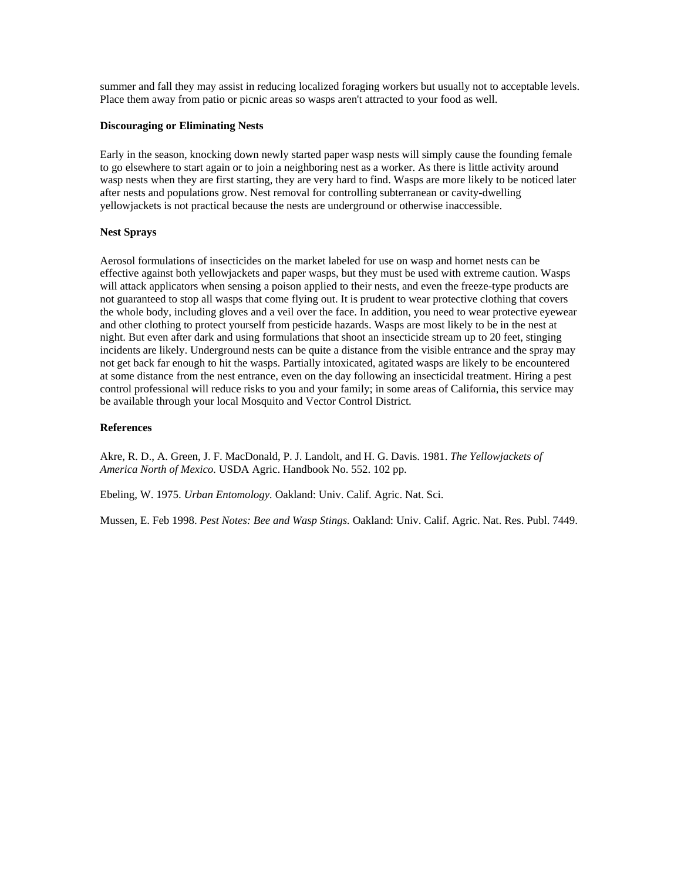summer and fall they may assist in reducing localized foraging workers but usually not to acceptable levels. Place them away from patio or picnic areas so wasps aren't attracted to your food as well.

**Discouraging or Eliminating Nests**

Early in the season, knocking down newly started paper wasp nests will simply cause the founding female to go elsewhere to start again or to join a neighboring nest as a worker. As there is little activity around wasp nests when they are first starting, they are very hard to find. Wasps are more likely to be noticed later after nests and populations grow. Nest removal for controlling subterranean or cavity-dwelling yellowjackets is not practical because the nests are underground or otherwise inaccessible.

**Nest Sprays**

Aerosol formulations of insecticides on the market labeled for use on wasp and hornet nests can be effective against both yellowjackets and paper wasps, but they must be used with extreme caution. Wasps will attack applicators when sensing a poison applied to their nests, and even the freeze-type products are not guaranteed to stop all wasps that come flying out. It is prudent to wear protective clothing that covers the whole body, including gloves and a veil over the face. In addition, you need to wear protective eyewear and other clothing to protect yourself from pesticide hazards. Wasps are most likely to be in the nest at night. But even after dark and using formulations that shoot an insecticide stream up to 20 feet, stinging incidents are likely. Underground nests can be quite a distance from the visible entrance and the spray may not get back far enough to hit the wasps. Partially intoxicated, agitated wasps are likely to be encountered at some distance from the nest entrance, even on the day following an insecticidal treatment. Hiring a pest control professional will reduce risks to you and your family; in some areas of California, this service may be available through your local Mosquito and Vector Control District.

**References**

Akre, R. D., A. Green, J. F. MacDonald, P. J. Landolt, and H. G. Davis. 1981. *The Yellowjackets of America North of Mexico.* USDA Agric. Handbook No. 552. 102 pp.

Ebeling, W. 1975. *Urban Entomology.* Oakland: Univ. Calif. Agric. Nat. Sci.

Mussen, E. Feb 1998. *Pest Notes: Bee and Wasp Stings.* Oakland: Univ. Calif. Agric. Nat. Res. Publ. 7449.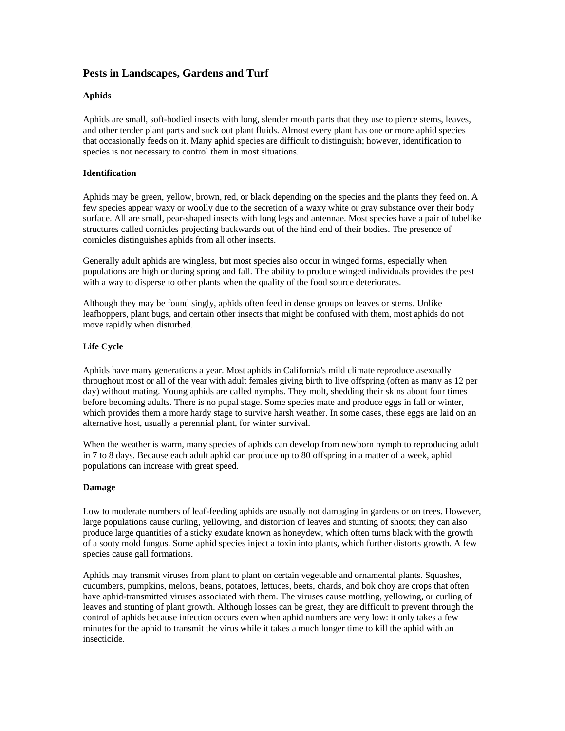# Pests in Landscapes, Gardens and Turf

## Aphids

Aphids are small, soft-bodied insects with long, slender mouth parts that they use to pierce stems, leaves, and other tender plant parts and suck out plant fluids. Almost every plant has one or more aphid species that occasionally feeds on it. Many aphid species are difficult to distinguish; however, identification to species is not necessary to control them in most situations.

### Identification

Aphids may be green, yellow, brown, red, or black depending on the species and the plants they feed on. A few species appear waxy or woolly due to the secretion of a waxy white or gray substance over their body surface. All are small, pear-shaped insects with long legs and antennae. Most species have a pair of tubelike structures called cornicles projecting backwards out of the hind end of their bodies. The presence of cornicles distinguishes aphids from all other insects.

Generally adult aphids are wingless, but most species also occur in winged forms, especially when populations are high or during spring and fall. The ability to produce winged individuals provides the pest with a way to disperse to other plants when the quality of the food source deteriorates.

Although they may be found singly, aphids often feed in dense groups on leaves or stems. Unlike leafhoppers, plant bugs, and certain other insects that might be confused with them, most aphids do not move rapidly when disturbed.

### Life Cycle

Aphids have many generations a year. Most aphids in California's mild climate reproduce asexually throughout most or all of the year with adult females giving birth to live offspring (often as many as 12 per day) without mating. Young aphids are called nymphs. They molt, shedding their skins about four times before becoming adults. There is no pupal stage. Some species mate and produce eggs in fall or winter, which provides them a more hardy stage to survive harsh weather. In some cases, these eggs are laid on an alternative host, usually a perennial plant, for winter survival.

When the weather is warm, many species of aphids can develop from newborn nymph to reproducing adult in 7 to 8 days. Because each adult aphid can produce up to 80 offspring in a matter of a week, aphid populations can increase with great speed.

### Damage

Low to moderate numbers of leaf-feeding aphids are usually not damaging in gardens or on trees. However, large populations cause curling, yellowing, and distortion of leaves and stunting of shoots; they can also produce large quantities of a sticky exudate known as honeydew, which often turns black with the growth of a sooty mold fungus. Some aphid species inject a toxin into plants, which further distorts growth. A few species cause gall formations.

Aphids may transmit viruses from plant to plant on certain vegetable and ornamental plants. Squashes, cucumbers, pumpkins, melons, beans, potatoes, lettuces, beets, chards, and bok choy are crops that often have aphid-transmitted viruses associated with them. The viruses cause mottling, yellowing, or curling of leaves and stunting of plant growth. Although losses can be great, they are difficult to prevent through the control of aphids because infection occurs even when aphid numbers are very low: it only takes a few minutes for the aphid to transmit the virus while it takes a much longer time to kill the aphid with an insecticide.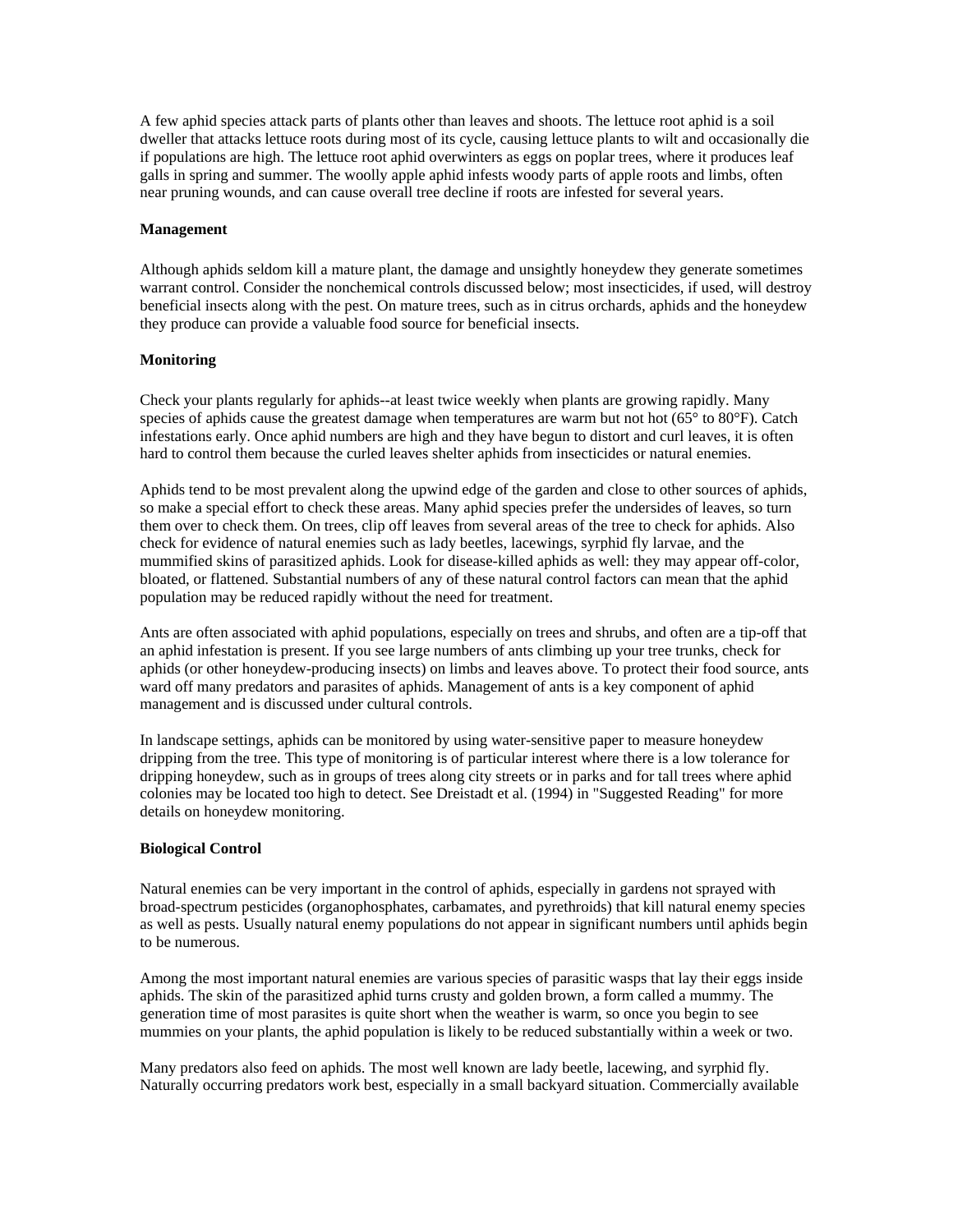A few aphid species attack parts of plants other than leaves and shoots. The lettuce root aphid is a soil dweller that attacks lettuce roots during most of its cycle, causing lettuce plants to wilt and occasionally die if populations are high. The lettuce root aphid overwinters as eggs on poplar trees, where it produces leaf galls in spring and summer. The woolly apple aphid infests woody parts of apple roots and limbs, often near pruning wounds, and can cause overall tree decline if roots are infested for several years.

**Management**

Although aphids seldom kill a mature plant, the damage and unsightly honeydew they generate sometimes warrant control. Consider the nonchemical controls discussed below; most insecticides, if used, will destroy beneficial insects along with the pest. On mature trees, such as in citrus orchards, aphids and the honeydew they produce can provide a valuable food source for beneficial insects.

**Monitoring**

Check your plants regularly for aphids--at least twice weekly when plants are growing rapidly. Many species of aphids cause the greatest damage when temperatures are warm but not hot (65° to 80°F). Catch infestations early. Once aphid numbers are high and they have begun to distort and curl leaves, it is often hard to control them because the curled leaves shelter aphids from insecticides or natural enemies.

Aphids tend to be most prevalent along the upwind edge of the garden and close to other sources of aphids, so make a special effort to check these areas. Many aphid species prefer the undersides of leaves, so turn them over to check them. On trees, clip off leaves from several areas of the tree to check for aphids. Also check for evidence of natural enemies such as lady beetles, lacewings, syrphid fly larvae, and the mummified skins of parasitized aphids. Look for disease-killed aphids as well: they may appear off-color, bloated, or flattened. Substantial numbers of any of these natural control factors can mean that the aphid population may be reduced rapidly without the need for treatment.

Ants are often associated with aphid populations, especially on trees and shrubs, and often are a tip-off that an aphid infestation is present. If you see large numbers of ants climbing up your tree trunks, check for aphids (or other honeydew-producing insects) on limbs and leaves above. To protect their food source, ants ward off many predators and parasites of aphids. Management of ants is a key component of aphid management and is discussed under cultural controls.

In landscape settings, aphids can be monitored by using water-sensitive paper to measure honeydew dripping from the tree. This type of monitoring is of particular interest where there is a low tolerance for dripping honeydew, such as in groups of trees along city streets or in parks and for tall trees where aphid colonies may be located too high to detect. See Dreistadt et al. (1994) in "Suggested Reading" for more details on honeydew monitoring.

**Biological Control**

Natural enemies can be very important in the control of aphids, especially in gardens not sprayed with broad-spectrum pesticides (organophosphates, carbamates, and pyrethroids) that kill natural enemy species as well as pests. Usually natural enemy populations do not appear in significant numbers until aphids begin to be numerous.

Among the most important natural enemies are various species of parasitic wasps that lay their eggs inside aphids. The skin of the parasitized aphid turns crusty and golden brown, a form called a mummy. The generation time of most parasites is quite short when the weather is warm, so once you begin to see mummies on your plants, the aphid population is likely to be reduced substantially within a week or two.

Many predators also feed on aphids. The most well known are lady beetle, lacewing, and syrphid fly. Naturally occurring predators work best, especially in a small backyard situation. Commercially available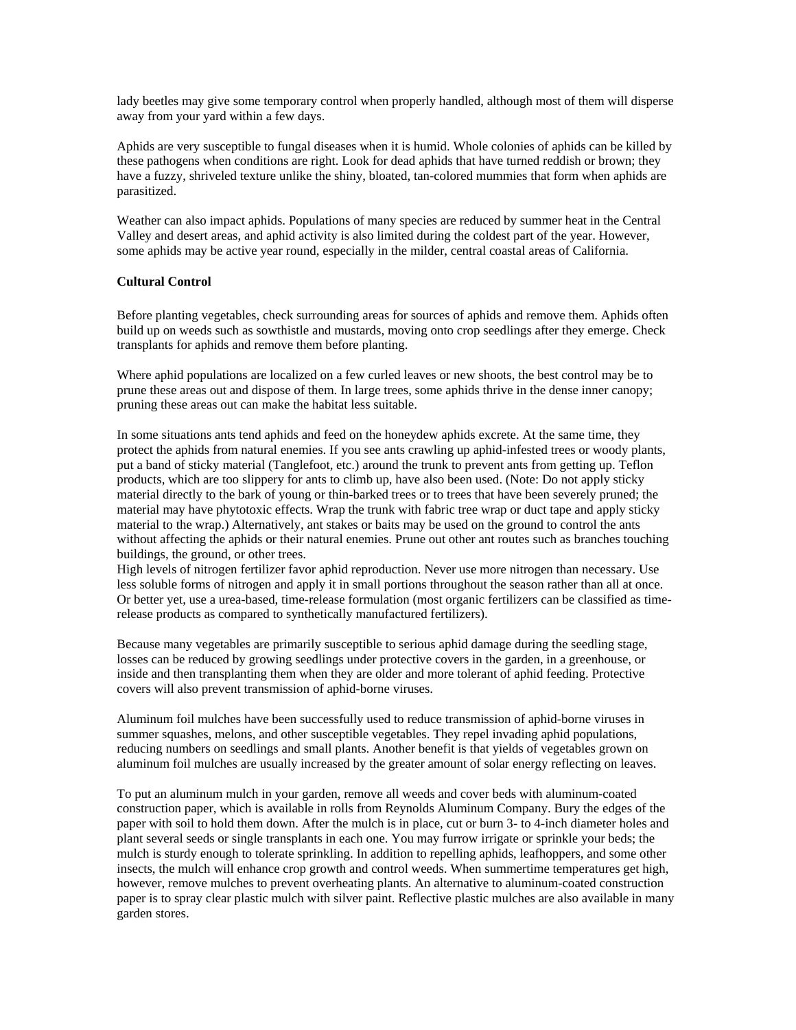lady beetles may give some temporary control when properly handled, although most of them will disperse away from your yard within a few days.

Aphids are very susceptible to fungal diseases when it is humid. Whole colonies of aphids can be killed by these pathogens when conditions are right. Look for dead aphids that have turned reddish or brown; they have a fuzzy, shriveled texture unlike the shiny, bloated, tan-colored mummies that form when aphids are parasitized.

Weather can also impact aphids. Populations of many species are reduced by summer heat in the Central Valley and desert areas, and aphid activity is also limited during the coldest part of the year. However, some aphids may be active year round, especially in the milder, central coastal areas of California.

**Cultural Control**

Before planting vegetables, check surrounding areas for sources of aphids and remove them. Aphids often build up on weeds such as sowthistle and mustards, moving onto crop seedlings after they emerge. Check transplants for aphids and remove them before planting.

Where aphid populations are localized on a few curled leaves or new shoots, the best control may be to prune these areas out and dispose of them. In large trees, some aphids thrive in the dense inner canopy; pruning these areas out can make the habitat less suitable.

In some situations ants tend aphids and feed on the honeydew aphids excrete. At the same time, they protect the aphids from natural enemies. If you see ants crawling up aphid-infested trees or woody plants, put a band of sticky material (Tanglefoot, etc.) around the trunk to prevent ants from getting up. Teflon products, which are too slippery for ants to climb up, have also been used. (Note: Do not apply sticky material directly to the bark of young or thin-barked trees or to trees that have been severely pruned; the material may have phytotoxic effects. Wrap the trunk with fabric tree wrap or duct tape and apply sticky material to the wrap.) Alternatively, ant stakes or baits may be used on the ground to control the ants without affecting the aphids or their natural enemies. Prune out other ant routes such as branches touching buildings, the ground, or other trees.

High levels of nitrogen fertilizer favor aphid reproduction. Never use more nitrogen than necessary. Use less soluble forms of nitrogen and apply it in small portions throughout the season rather than all at once. Or better yet, use a urea-based, time-release formulation (most organic fertilizers can be classified as time-release products as compared to synthetically manufactured fertilizers).

Because many vegetables are primarily susceptible to serious aphid damage during the seedling stage, losses can be reduced by growing seedlings under protective covers in the garden, in a greenhouse, or inside and then transplanting them when they are older and more tolerant of aphid feeding. Protective covers will also prevent transmission of aphid-borne viruses.

Aluminum foil mulches have been successfully used to reduce transmission of aphid-borne viruses in summer squashes, melons, and other susceptible vegetables. They repel invading aphid populations, reducing numbers on seedlings and small plants. Another benefit is that yields of vegetables grown on aluminum foil mulches are usually increased by the greater amount of solar energy reflecting on leaves.

To put an aluminum mulch in your garden, remove all weeds and cover beds with aluminum-coated construction paper, which is available in rolls from Reynolds Aluminum Company. Bury the edges of the paper with soil to hold them down. After the mulch is in place, cut or burn 3- to 4-inch diameter holes and plant several seeds or single transplants in each one. You may furrow irrigate or sprinkle your beds; the mulch is sturdy enough to tolerate sprinkling. In addition to repelling aphids, leafhoppers, and some other insects, the mulch will enhance crop growth and control weeds. When summertime temperatures get high, however, remove mulches to prevent overheating plants. An alternative to aluminum-coated construction paper is to spray clear plastic mulch with silver paint. Reflective plastic mulches are also available in many garden stores.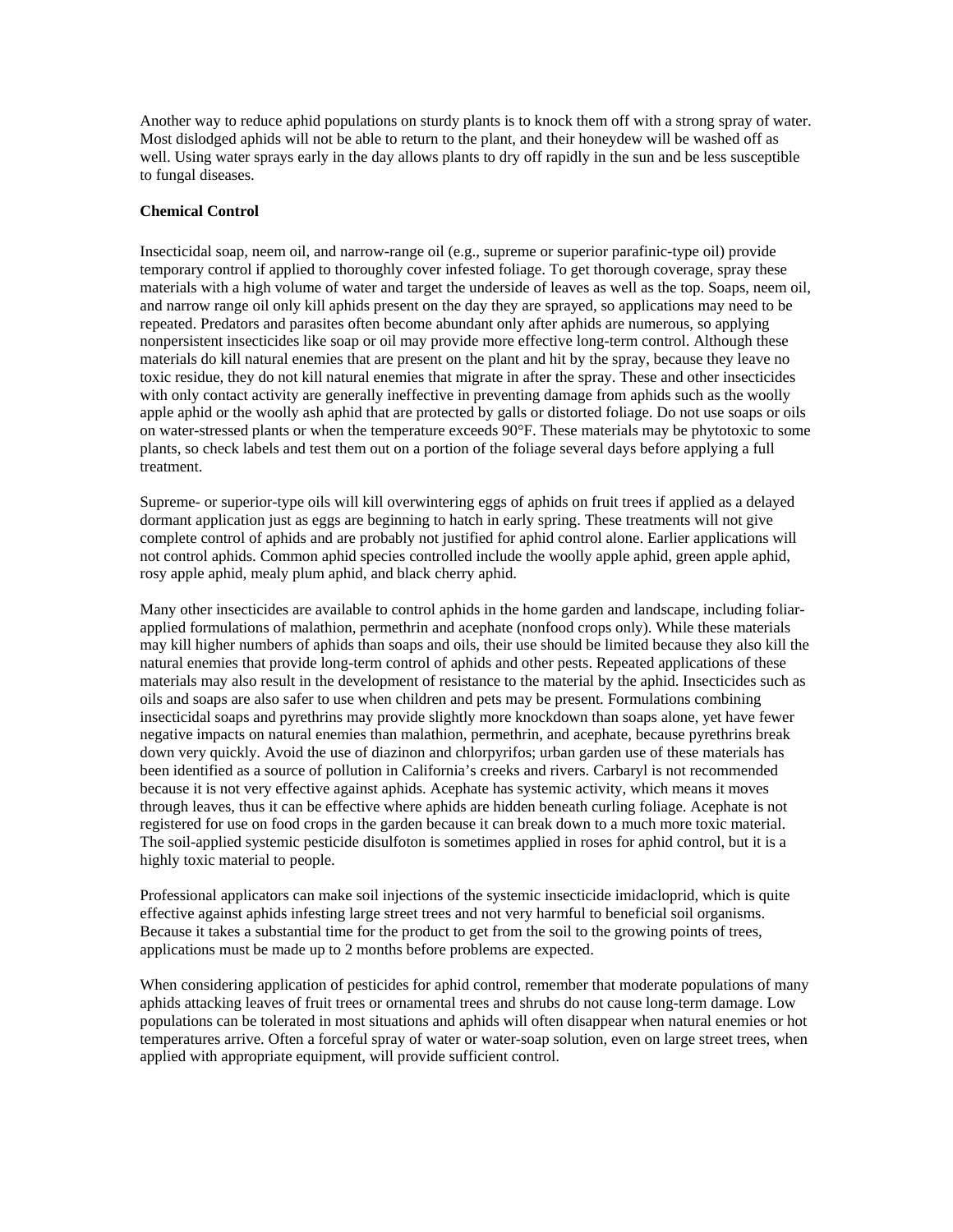Another way to reduce aphid populations on sturdy plants is to knock them off with a strong spray of water. Most dislodged aphids will not be able to return to the plant, and their honeydew will be washed off as well. Using water sprays early in the day allows plants to dry off rapidly in the sun and be less susceptible to fungal diseases.

**Chemical Control**

Insecticidal soap, neem oil, and narrow-range oil (e.g., supreme or superior parafinic-type oil) provide temporary control if applied to thoroughly cover infested foliage. To get thorough coverage, spray these materials with a high volume of water and target the underside of leaves as well as the top. Soaps, neem oil, and narrow range oil only kill aphids present on the day they are sprayed, so applications may need to be repeated. Predators and parasites often become abundant only after aphids are numerous, so applying nonpersistent insecticides like soap or oil may provide more effective long-term control. Although these materials do kill natural enemies that are present on the plant and hit by the spray, because they leave no toxic residue, they do not kill natural enemies that migrate in after the spray. These and other insecticides with only contact activity are generally ineffective in preventing damage from aphids such as the woolly apple aphid or the woolly ash aphid that are protected by galls or distorted foliage. Do not use soaps or oils on water-stressed plants or when the temperature exceeds 90°F. These materials may be phytotoxic to some plants, so check labels and test them out on a portion of the foliage several days before applying a full treatment.

Supreme- or superior-type oils will kill overwintering eggs of aphids on fruit trees if applied as a delayed dormant application just as eggs are beginning to hatch in early spring. These treatments will not give complete control of aphids and are probably not justified for aphid control alone. Earlier applications will not control aphids. Common aphid species controlled include the woolly apple aphid, green apple aphid, rosy apple aphid, mealy plum aphid, and black cherry aphid.

Many other insecticides are available to control aphids in the home garden and landscape, including foliar-applied formulations of malathion, permethrin and acephate (nonfood crops only). While these materials may kill higher numbers of aphids than soaps and oils, their use should be limited because they also kill the natural enemies that provide long-term control of aphids and other pests. Repeated applications of these materials may also result in the development of resistance to the material by the aphid. Insecticides such as oils and soaps are also safer to use when children and pets may be present. Formulations combining insecticidal soaps and pyrethrins may provide slightly more knockdown than soaps alone, yet have fewer negative impacts on natural enemies than malathion, permethrin, and acephate, because pyrethrins break down very quickly. Avoid the use of diazinon and chlorpyrifos; urban garden use of these materials has been identified as a source of pollution in California's creeks and rivers. Carbaryl is not recommended because it is not very effective against aphids. Acephate has systemic activity, which means it moves through leaves, thus it can be effective where aphids are hidden beneath curling foliage. Acephate is not registered for use on food crops in the garden because it can break down to a much more toxic material. The soil-applied systemic pesticide disulfoton is sometimes applied in roses for aphid control, but it is a highly toxic material to people.

Professional applicators can make soil injections of the systemic insecticide imidacloprid, which is quite effective against aphids infesting large street trees and not very harmful to beneficial soil organisms. Because it takes a substantial time for the product to get from the soil to the growing points of trees, applications must be made up to 2 months before problems are expected.

When considering application of pesticides for aphid control, remember that moderate populations of many aphids attacking leaves of fruit trees or ornamental trees and shrubs do not cause long-term damage. Low populations can be tolerated in most situations and aphids will often disappear when natural enemies or hot temperatures arrive. Often a forceful spray of water or water-soap solution, even on large street trees, when applied with appropriate equipment, will provide sufficient control.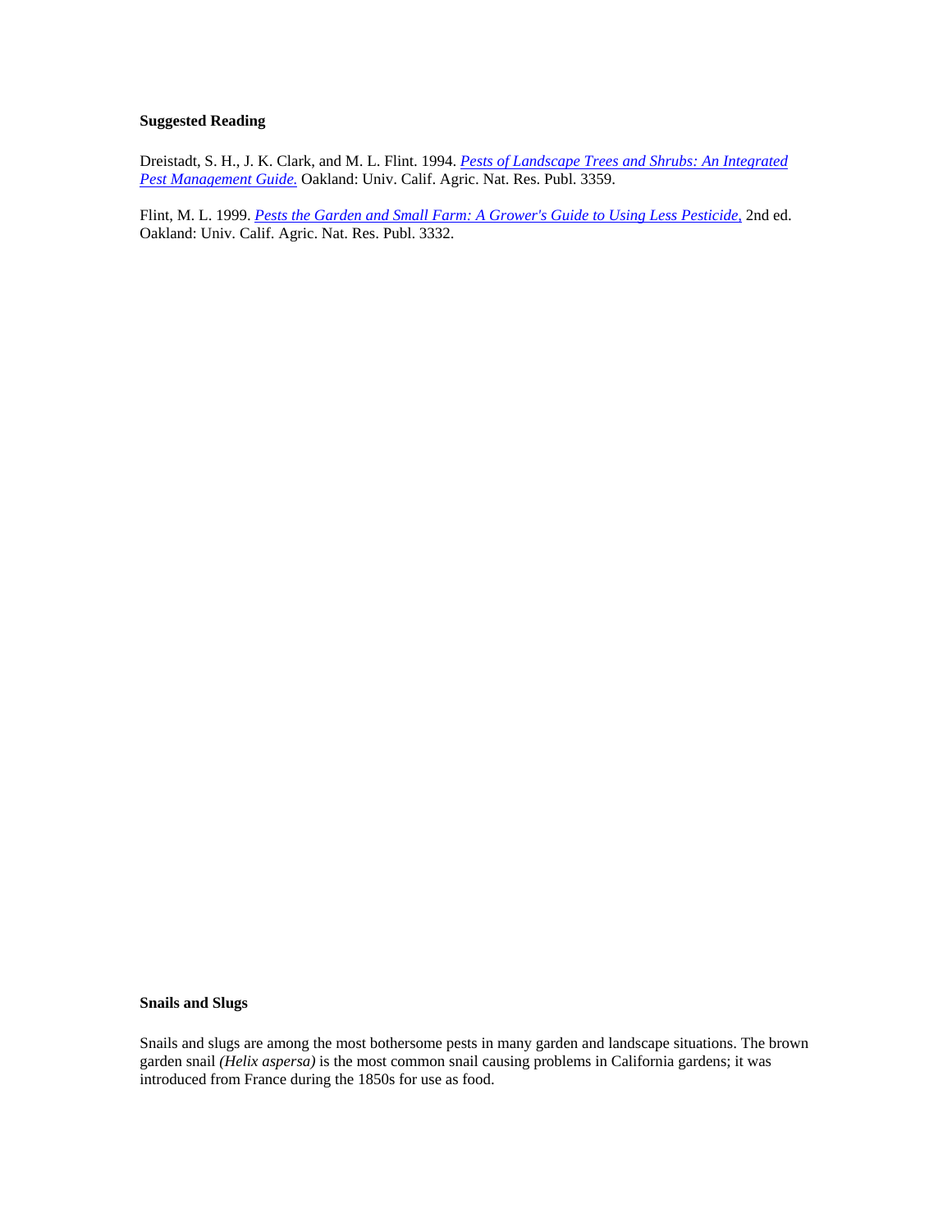**Suggested Reading**

Dreistadt, S. H., J. K. Clark, and M. L. Flint. 1994. *Pests of Landscape Trees and Shrubs: An Integrated Pest Management Guide.* Oakland: Univ. Calif. Agric. Nat. Res. Publ. 3359.

Flint, M. L. 1999. *Pests the Garden and Small Farm: A Grower's Guide to Using Less Pesticide,* 2nd ed. Oakland: Univ. Calif. Agric. Nat. Res. Publ. 3332.

**Snails and Slugs**

Snails and slugs are among the most bothersome pests in many garden and landscape situations. The brown garden snail *(Helix aspersa)* is the most common snail causing problems in California gardens; it was introduced from France during the 1850s for use as food.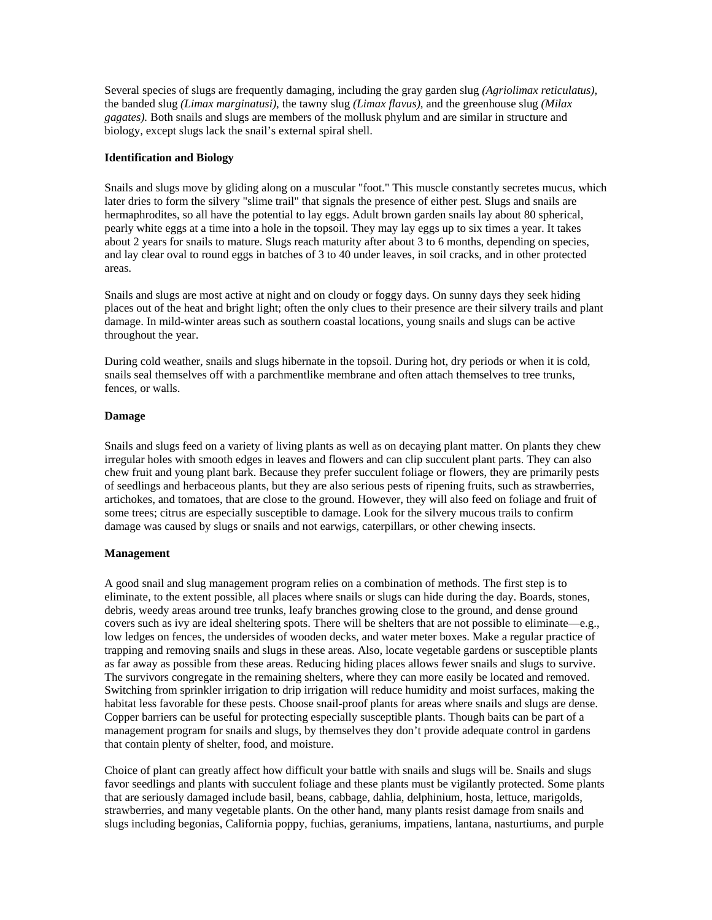Several species of slugs are frequently damaging, including the gray garden slug *(Agriolimax reticulatus),* the banded slug *(Limax marginatusi),* the tawny slug *(Limax flavus),* and the greenhouse slug *(Milax gagates).* Both snails and slugs are members of the mollusk phylum and are similar in structure and biology, except slugs lack the snail's external spiral shell.

**Identification and Biology**

Snails and slugs move by gliding along on a muscular "foot." This muscle constantly secretes mucus, which later dries to form the silvery "slime trail" that signals the presence of either pest. Slugs and snails are hermaphrodites, so all have the potential to lay eggs. Adult brown garden snails lay about 80 spherical, pearly white eggs at a time into a hole in the topsoil. They may lay eggs up to six times a year. It takes about 2 years for snails to mature. Slugs reach maturity after about 3 to 6 months, depending on species, and lay clear oval to round eggs in batches of 3 to 40 under leaves, in soil cracks, and in other protected areas.

Snails and slugs are most active at night and on cloudy or foggy days. On sunny days they seek hiding places out of the heat and bright light; often the only clues to their presence are their silvery trails and plant damage. In mild-winter areas such as southern coastal locations, young snails and slugs can be active throughout the year.

During cold weather, snails and slugs hibernate in the topsoil. During hot, dry periods or when it is cold, snails seal themselves off with a parchmentlike membrane and often attach themselves to tree trunks, fences, or walls.

**Damage**

Snails and slugs feed on a variety of living plants as well as on decaying plant matter. On plants they chew irregular holes with smooth edges in leaves and flowers and can clip succulent plant parts. They can also chew fruit and young plant bark. Because they prefer succulent foliage or flowers, they are primarily pests of seedlings and herbaceous plants, but they are also serious pests of ripening fruits, such as strawberries, artichokes, and tomatoes, that are close to the ground. However, they will also feed on foliage and fruit of some trees; citrus are especially susceptible to damage. Look for the silvery mucous trails to confirm damage was caused by slugs or snails and not earwigs, caterpillars, or other chewing insects.

**Management**

A good snail and slug management program relies on a combination of methods. The first step is to eliminate, to the extent possible, all places where snails or slugs can hide during the day. Boards, stones, debris, weedy areas around tree trunks, leafy branches growing close to the ground, and dense ground covers such as ivy are ideal sheltering spots. There will be shelters that are not possible to eliminate—e.g., low ledges on fences, the undersides of wooden decks, and water meter boxes. Make a regular practice of trapping and removing snails and slugs in these areas. Also, locate vegetable gardens or susceptible plants as far away as possible from these areas. Reducing hiding places allows fewer snails and slugs to survive. The survivors congregate in the remaining shelters, where they can more easily be located and removed. Switching from sprinkler irrigation to drip irrigation will reduce humidity and moist surfaces, making the habitat less favorable for these pests. Choose snail-proof plants for areas where snails and slugs are dense. Copper barriers can be useful for protecting especially susceptible plants. Though baits can be part of a management program for snails and slugs, by themselves they don't provide adequate control in gardens that contain plenty of shelter, food, and moisture.

Choice of plant can greatly affect how difficult your battle with snails and slugs will be. Snails and slugs favor seedlings and plants with succulent foliage and these plants must be vigilantly protected. Some plants that are seriously damaged include basil, beans, cabbage, dahlia, delphinium, hosta, lettuce, marigolds, strawberries, and many vegetable plants. On the other hand, many plants resist damage from snails and slugs including begonias, California poppy, fuchias, geraniums, impatiens, lantana, nasturtiums, and purple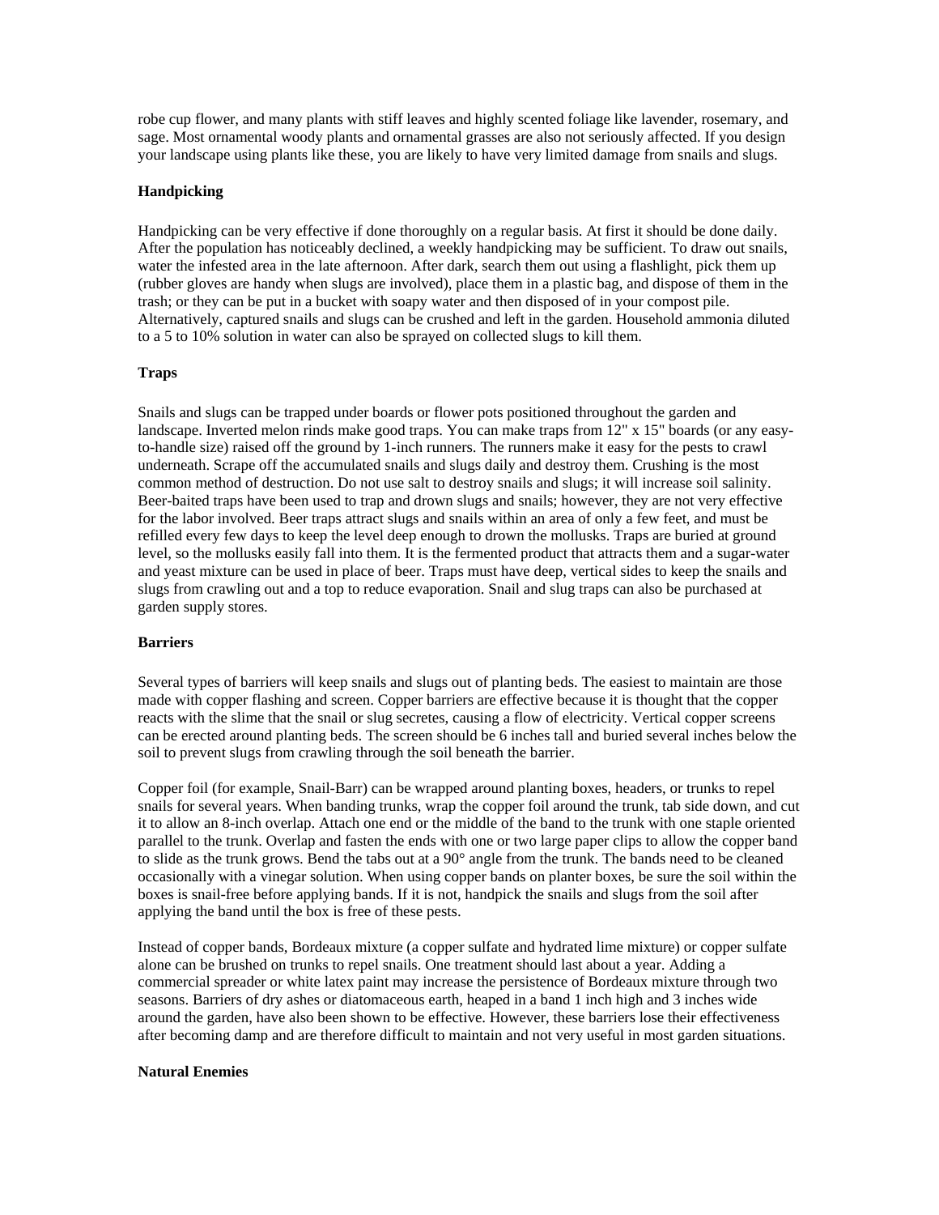robe cup flower, and many plants with stiff leaves and highly scented foliage like lavender, rosemary, and sage. Most ornamental woody plants and ornamental grasses are also not seriously affected. If you design your landscape using plants like these, you are likely to have very limited damage from snails and slugs.

**Handpicking**

Handpicking can be very effective if done thoroughly on a regular basis. At first it should be done daily. After the population has noticeably declined, a weekly handpicking may be sufficient. To draw out snails, water the infested area in the late afternoon. After dark, search them out using a flashlight, pick them up (rubber gloves are handy when slugs are involved), place them in a plastic bag, and dispose of them in the trash; or they can be put in a bucket with soapy water and then disposed of in your compost pile. Alternatively, captured snails and slugs can be crushed and left in the garden. Household ammonia diluted to a 5 to 10% solution in water can also be sprayed on collected slugs to kill them.

**Traps**

Snails and slugs can be trapped under boards or flower pots positioned throughout the garden and landscape. Inverted melon rinds make good traps. You can make traps from 12" x 15" boards (or any easy-to-handle size) raised off the ground by 1-inch runners. The runners make it easy for the pests to crawl underneath. Scrape off the accumulated snails and slugs daily and destroy them. Crushing is the most common method of destruction. Do not use salt to destroy snails and slugs; it will increase soil salinity. Beer-baited traps have been used to trap and drown slugs and snails; however, they are not very effective for the labor involved. Beer traps attract slugs and snails within an area of only a few feet, and must be refilled every few days to keep the level deep enough to drown the mollusks. Traps are buried at ground level, so the mollusks easily fall into them. It is the fermented product that attracts them and a sugar-water and yeast mixture can be used in place of beer. Traps must have deep, vertical sides to keep the snails and slugs from crawling out and a top to reduce evaporation. Snail and slug traps can also be purchased at garden supply stores.

**Barriers**

Several types of barriers will keep snails and slugs out of planting beds. The easiest to maintain are those made with copper flashing and screen. Copper barriers are effective because it is thought that the copper reacts with the slime that the snail or slug secretes, causing a flow of electricity. Vertical copper screens can be erected around planting beds. The screen should be 6 inches tall and buried several inches below the soil to prevent slugs from crawling through the soil beneath the barrier.

Copper foil (for example, Snail-Barr) can be wrapped around planting boxes, headers, or trunks to repel snails for several years. When banding trunks, wrap the copper foil around the trunk, tab side down, and cut it to allow an 8-inch overlap. Attach one end or the middle of the band to the trunk with one staple oriented parallel to the trunk. Overlap and fasten the ends with one or two large paper clips to allow the copper band to slide as the trunk grows. Bend the tabs out at a 90° angle from the trunk. The bands need to be cleaned occasionally with a vinegar solution. When using copper bands on planter boxes, be sure the soil within the boxes is snail-free before applying bands. If it is not, handpick the snails and slugs from the soil after applying the band until the box is free of these pests.

Instead of copper bands, Bordeaux mixture (a copper sulfate and hydrated lime mixture) or copper sulfate alone can be brushed on trunks to repel snails. One treatment should last about a year. Adding a commercial spreader or white latex paint may increase the persistence of Bordeaux mixture through two seasons. Barriers of dry ashes or diatomaceous earth, heaped in a band 1 inch high and 3 inches wide around the garden, have also been shown to be effective. However, these barriers lose their effectiveness after becoming damp and are therefore difficult to maintain and not very useful in most garden situations.

**Natural Enemies**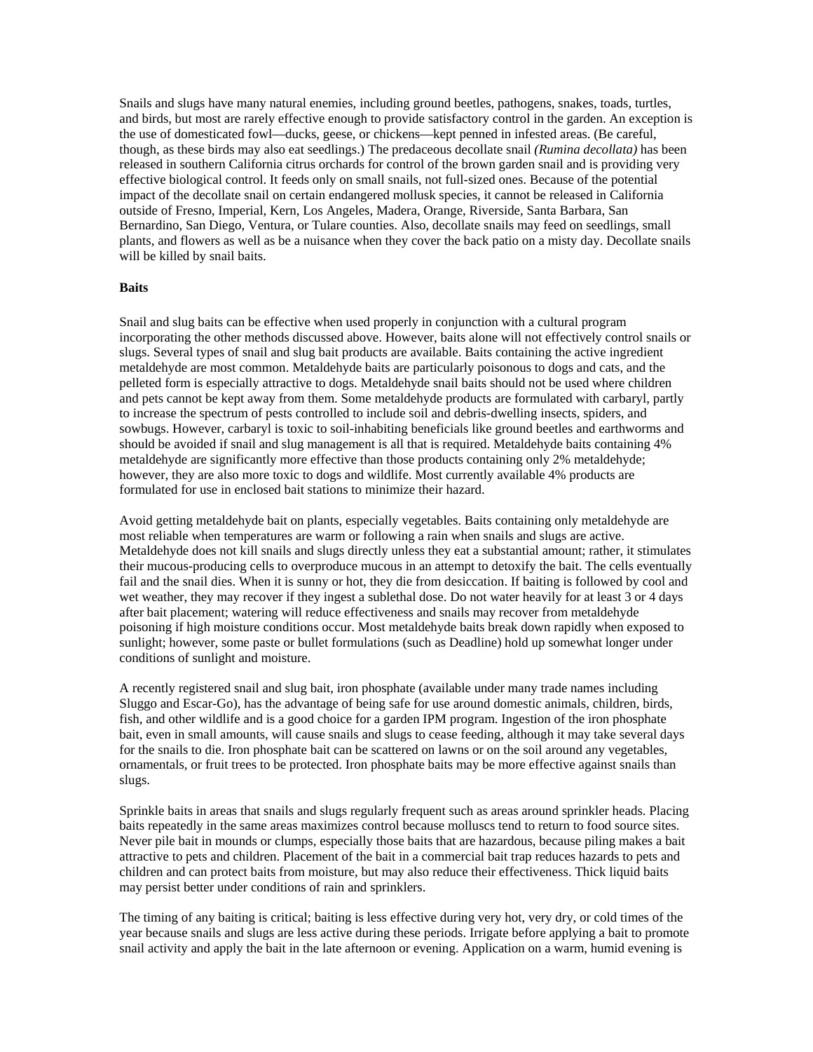Snails and slugs have many natural enemies, including ground beetles, pathogens, snakes, toads, turtles, and birds, but most are rarely effective enough to provide satisfactory control in the garden. An exception is the use of domesticated fowl—ducks, geese, or chickens—kept penned in infested areas. (Be careful, though, as these birds may also eat seedlings.) The predaceous decollate snail *(Rumina decollata)* has been released in southern California citrus orchards for control of the brown garden snail and is providing very effective biological control. It feeds only on small snails, not full-sized ones. Because of the potential impact of the decollate snail on certain endangered mollusk species, it cannot be released in California outside of Fresno, Imperial, Kern, Los Angeles, Madera, Orange, Riverside, Santa Barbara, San Bernardino, San Diego, Ventura, or Tulare counties. Also, decollate snails may feed on seedlings, small plants, and flowers as well as be a nuisance when they cover the back patio on a misty day. Decollate snails will be killed by snail baits.

**Baits**

Snail and slug baits can be effective when used properly in conjunction with a cultural program incorporating the other methods discussed above. However, baits alone will not effectively control snails or slugs. Several types of snail and slug bait products are available. Baits containing the active ingredient metaldehyde are most common. Metaldehyde baits are particularly poisonous to dogs and cats, and the pelleted form is especially attractive to dogs. Metaldehyde snail baits should not be used where children and pets cannot be kept away from them. Some metaldehyde products are formulated with carbaryl, partly to increase the spectrum of pests controlled to include soil and debris-dwelling insects, spiders, and sowbugs. However, carbaryl is toxic to soil-inhabiting beneficials like ground beetles and earthworms and should be avoided if snail and slug management is all that is required. Metaldehyde baits containing 4% metaldehyde are significantly more effective than those products containing only 2% metaldehyde; however, they are also more toxic to dogs and wildlife. Most currently available 4% products are formulated for use in enclosed bait stations to minimize their hazard.

Avoid getting metaldehyde bait on plants, especially vegetables. Baits containing only metaldehyde are most reliable when temperatures are warm or following a rain when snails and slugs are active. Metaldehyde does not kill snails and slugs directly unless they eat a substantial amount; rather, it stimulates their mucous-producing cells to overproduce mucous in an attempt to detoxify the bait. The cells eventually fail and the snail dies. When it is sunny or hot, they die from desiccation. If baiting is followed by cool and wet weather, they may recover if they ingest a sublethal dose. Do not water heavily for at least 3 or 4 days after bait placement; watering will reduce effectiveness and snails may recover from metaldehyde poisoning if high moisture conditions occur. Most metaldehyde baits break down rapidly when exposed to sunlight; however, some paste or bullet formulations (such as Deadline) hold up somewhat longer under conditions of sunlight and moisture.

A recently registered snail and slug bait, iron phosphate (available under many trade names including Sluggo and Escar-Go), has the advantage of being safe for use around domestic animals, children, birds, fish, and other wildlife and is a good choice for a garden IPM program. Ingestion of the iron phosphate bait, even in small amounts, will cause snails and slugs to cease feeding, although it may take several days for the snails to die. Iron phosphate bait can be scattered on lawns or on the soil around any vegetables, ornamentals, or fruit trees to be protected. Iron phosphate baits may be more effective against snails than slugs.

Sprinkle baits in areas that snails and slugs regularly frequent such as areas around sprinkler heads. Placing baits repeatedly in the same areas maximizes control because molluscs tend to return to food source sites. Never pile bait in mounds or clumps, especially those baits that are hazardous, because piling makes a bait attractive to pets and children. Placement of the bait in a commercial bait trap reduces hazards to pets and children and can protect baits from moisture, but may also reduce their effectiveness. Thick liquid baits may persist better under conditions of rain and sprinklers.

The timing of any baiting is critical; baiting is less effective during very hot, very dry, or cold times of the year because snails and slugs are less active during these periods. Irrigate before applying a bait to promote snail activity and apply the bait in the late afternoon or evening. Application on a warm, humid evening is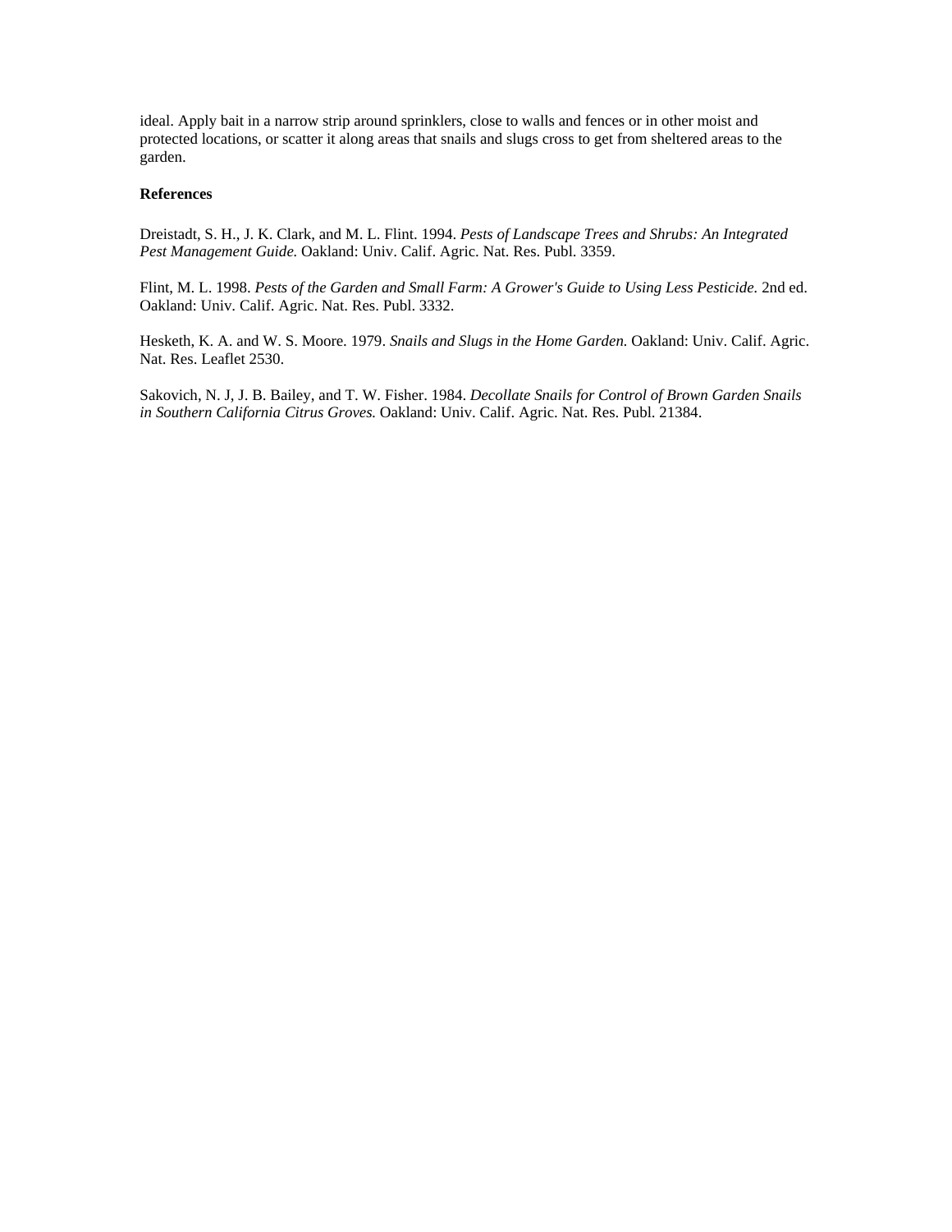ideal. Apply bait in a narrow strip around sprinklers, close to walls and fences or in other moist and protected locations, or scatter it along areas that snails and slugs cross to get from sheltered areas to the garden.

**References**

Dreistadt, S. H., J. K. Clark, and M. L. Flint. 1994. *Pests of Landscape Trees and Shrubs: An Integrated Pest Management Guide.* Oakland: Univ. Calif. Agric. Nat. Res. Publ. 3359.

Flint, M. L. 1998. *Pests of the Garden and Small Farm: A Grower's Guide to Using Less Pesticide.* 2nd ed. Oakland: Univ. Calif. Agric. Nat. Res. Publ. 3332.

Hesketh, K. A. and W. S. Moore. 1979. *Snails and Slugs in the Home Garden.* Oakland: Univ. Calif. Agric. Nat. Res. Leaflet 2530.

Sakovich, N. J, J. B. Bailey, and T. W. Fisher. 1984. *Decollate Snails for Control of Brown Garden Snails in Southern California Citrus Groves.* Oakland: Univ. Calif. Agric. Nat. Res. Publ. 21384.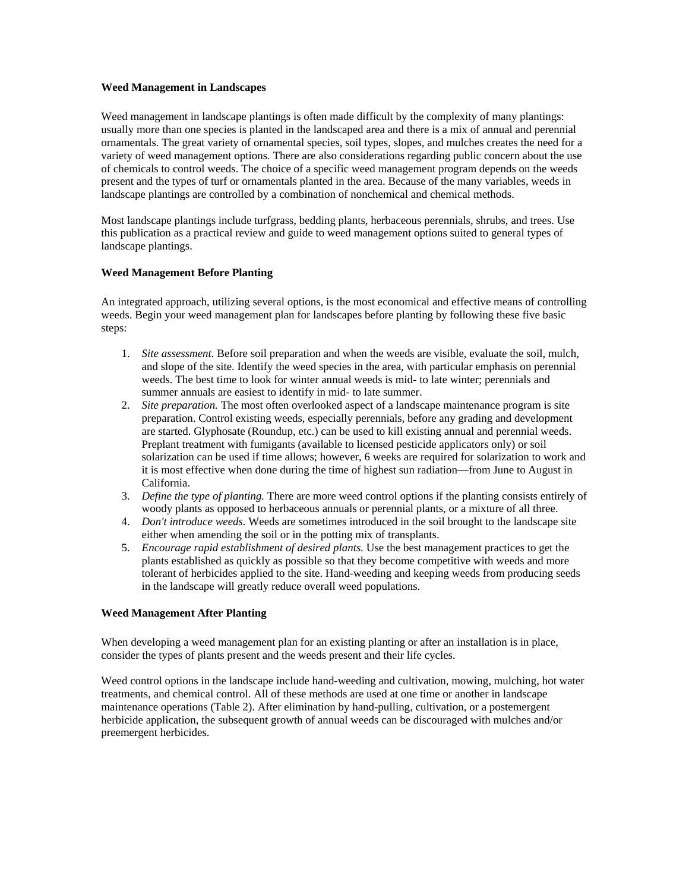## Weed Management in Landscapes

Weed management in landscape plantings is often made difficult by the complexity of many plantings: usually more than one species is planted in the landscaped area and there is a mix of annual and perennial ornamentals. The great variety of ornamental species, soil types, slopes, and mulches creates the need for a variety of weed management options. There are also considerations regarding public concern about the use of chemicals to control weeds. The choice of a specific weed management program depends on the weeds present and the types of turf or ornamentals planted in the area. Because of the many variables, weeds in landscape plantings are controlled by a combination of nonchemical and chemical methods.

Most landscape plantings include turfgrass, bedding plants, herbaceous perennials, shrubs, and trees. Use this publication as a practical review and guide to weed management options suited to general types of landscape plantings.

## Weed Management Before Planting

An integrated approach, utilizing several options, is the most economical and effective means of controlling weeds. Begin your weed management plan for landscapes before planting by following these five basic steps:

1. *Site assessment.* Before soil preparation and when the weeds are visible, evaluate the soil, mulch, and slope of the site. Identify the weed species in the area, with particular emphasis on perennial weeds. The best time to look for winter annual weeds is mid- to late winter; perennials and summer annuals are easiest to identify in mid- to late summer.
2. *Site preparation.* The most often overlooked aspect of a landscape maintenance program is site preparation. Control existing weeds, especially perennials, before any grading and development are started. Glyphosate (Roundup, etc.) can be used to kill existing annual and perennial weeds. Preplant treatment with fumigants (available to licensed pesticide applicators only) or soil solarization can be used if time allows; however, 6 weeks are required for solarization to work and it is most effective when done during the time of highest sun radiation—from June to August in California.
3. *Define the type of planting.* There are more weed control options if the planting consists entirely of woody plants as opposed to herbaceous annuals or perennial plants, or a mixture of all three.
4. *Don't introduce weeds.* Weeds are sometimes introduced in the soil brought to the landscape site either when amending the soil or in the potting mix of transplants.
5. *Encourage rapid establishment of desired plants.* Use the best management practices to get the plants established as quickly as possible so that they become competitive with weeds and more tolerant of herbicides applied to the site. Hand-weeding and keeping weeds from producing seeds in the landscape will greatly reduce overall weed populations.

## Weed Management After Planting

When developing a weed management plan for an existing planting or after an installation is in place, consider the types of plants present and the weeds present and their life cycles.

Weed control options in the landscape include hand-weeding and cultivation, mowing, mulching, hot water treatments, and chemical control. All of these methods are used at one time or another in landscape maintenance operations (Table 2). After elimination by hand-pulling, cultivation, or a postemergent herbicide application, the subsequent growth of annual weeds can be discouraged with mulches and/or preemergent herbicides.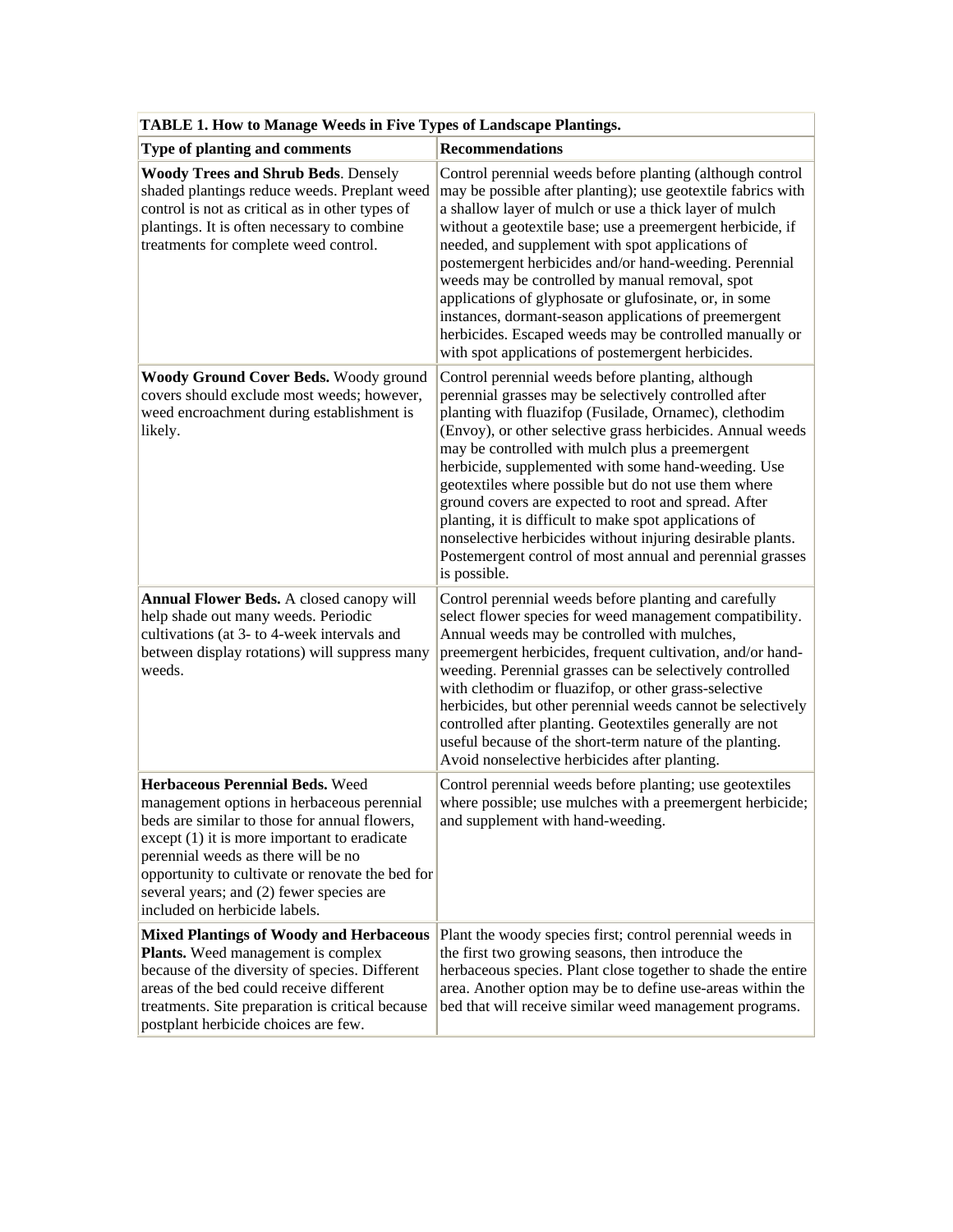| TABLE 1. How to Manage Weeds in Five Types of Landscape Plantings. | |
|---|---|
| **Type of planting and comments** | **Recommendations** |
| **Woody Trees and Shrub Beds**. Densely shaded plantings reduce weeds. Preplant weed control is not as critical as in other types of plantings. It is often necessary to combine treatments for complete weed control. | Control perennial weeds before planting (although control may be possible after planting); use geotextile fabrics with a shallow layer of mulch or use a thick layer of mulch without a geotextile base; use a preemergent herbicide, if needed, and supplement with spot applications of postemergent herbicides and/or hand-weeding. Perennial weeds may be controlled by manual removal, spot applications of glyphosate or glufosinate, or, in some instances, dormant-season applications of preemergent herbicides. Escaped weeds may be controlled manually or with spot applications of postemergent herbicides. |
| **Woody Ground Cover Beds.** Woody ground covers should exclude most weeds; however, weed encroachment during establishment is likely. | Control perennial weeds before planting, although perennial grasses may be selectively controlled after planting with fluazifop (Fusilade, Ornamec), clethodim (Envoy), or other selective grass herbicides. Annual weeds may be controlled with mulch plus a preemergent herbicide, supplemented with some hand-weeding. Use geotextiles where possible but do not use them where ground covers are expected to root and spread. After planting, it is difficult to make spot applications of nonselective herbicides without injuring desirable plants. Postemergent control of most annual and perennial grasses is possible. |
| **Annual Flower Beds.** A closed canopy will help shade out many weeds. Periodic cultivations (at 3- to 4-week intervals and between display rotations) will suppress many weeds. | Control perennial weeds before planting and carefully select flower species for weed management compatibility. Annual weeds may be controlled with mulches, preemergent herbicides, frequent cultivation, and/or hand-weeding. Perennial grasses can be selectively controlled with clethodim or fluazifop, or other grass-selective herbicides, but other perennial weeds cannot be selectively controlled after planting. Geotextiles generally are not useful because of the short-term nature of the planting. Avoid nonselective herbicides after planting. |
| **Herbaceous Perennial Beds.** Weed management options in herbaceous perennial beds are similar to those for annual flowers, except (1) it is more important to eradicate perennial weeds as there will be no opportunity to cultivate or renovate the bed for several years; and (2) fewer species are included on herbicide labels. | Control perennial weeds before planting; use geotextiles where possible; use mulches with a preemergent herbicide; and supplement with hand-weeding. |
| **Mixed Plantings of Woody and Herbaceous Plants.** Weed management is complex because of the diversity of species. Different areas of the bed could receive different treatments. Site preparation is critical because postplant herbicide choices are few. | Plant the woody species first; control perennial weeds in the first two growing seasons, then introduce the herbaceous species. Plant close together to shade the entire area. Another option may be to define use-areas within the bed that will receive similar weed management programs. |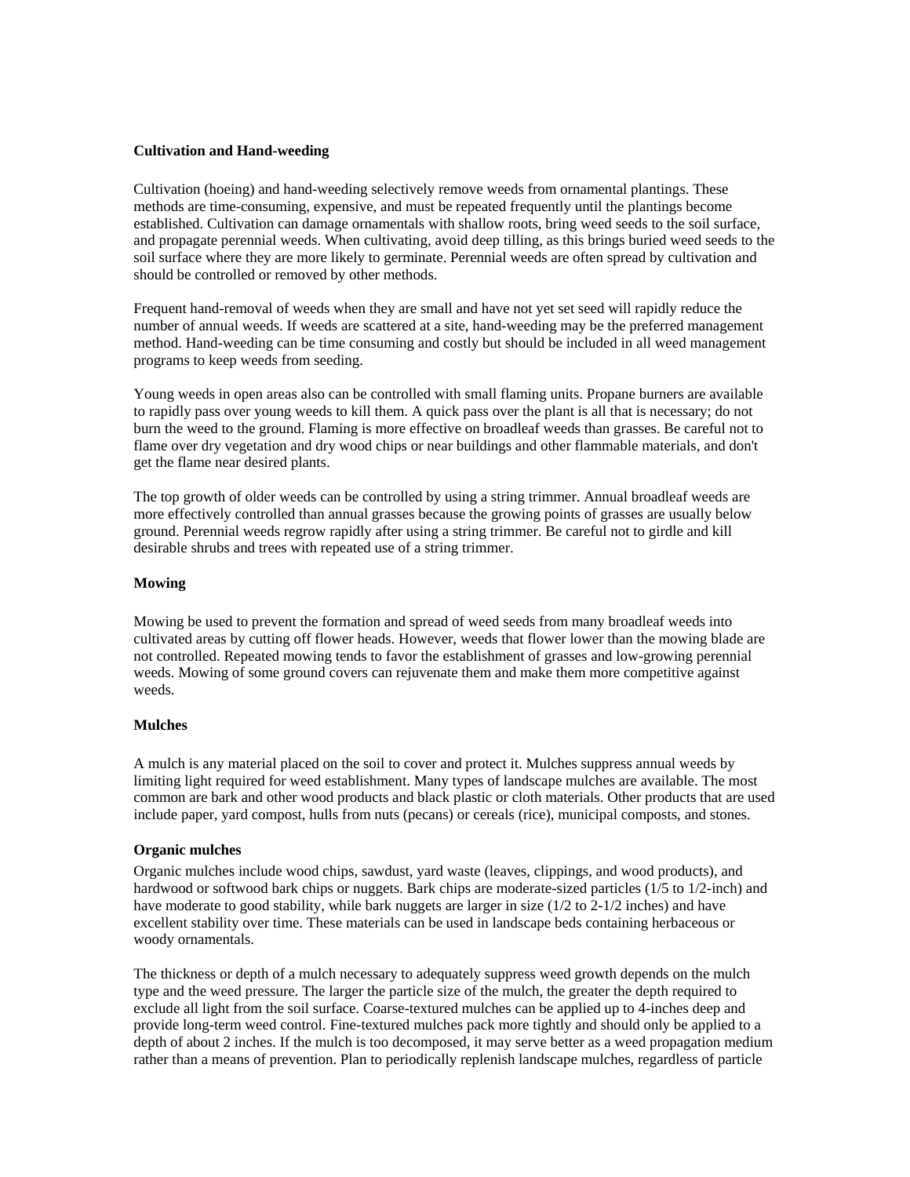### Cultivation and Hand-weeding

Cultivation (hoeing) and hand-weeding selectively remove weeds from ornamental plantings. These methods are time-consuming, expensive, and must be repeated frequently until the plantings become established. Cultivation can damage ornamentals with shallow roots, bring weed seeds to the soil surface, and propagate perennial weeds. When cultivating, avoid deep tilling, as this brings buried weed seeds to the soil surface where they are more likely to germinate. Perennial weeds are often spread by cultivation and should be controlled or removed by other methods.

Frequent hand-removal of weeds when they are small and have not yet set seed will rapidly reduce the number of annual weeds. If weeds are scattered at a site, hand-weeding may be the preferred management method. Hand-weeding can be time consuming and costly but should be included in all weed management programs to keep weeds from seeding.

Young weeds in open areas also can be controlled with small flaming units. Propane burners are available to rapidly pass over young weeds to kill them. A quick pass over the plant is all that is necessary; do not burn the weed to the ground. Flaming is more effective on broadleaf weeds than grasses. Be careful not to flame over dry vegetation and dry wood chips or near buildings and other flammable materials, and don't get the flame near desired plants.

The top growth of older weeds can be controlled by using a string trimmer. Annual broadleaf weeds are more effectively controlled than annual grasses because the growing points of grasses are usually below ground. Perennial weeds regrow rapidly after using a string trimmer. Be careful not to girdle and kill desirable shrubs and trees with repeated use of a string trimmer.

### Mowing

Mowing be used to prevent the formation and spread of weed seeds from many broadleaf weeds into cultivated areas by cutting off flower heads. However, weeds that flower lower than the mowing blade are not controlled. Repeated mowing tends to favor the establishment of grasses and low-growing perennial weeds. Mowing of some ground covers can rejuvenate them and make them more competitive against weeds.

### Mulches

A mulch is any material placed on the soil to cover and protect it. Mulches suppress annual weeds by limiting light required for weed establishment. Many types of landscape mulches are available. The most common are bark and other wood products and black plastic or cloth materials. Other products that are used include paper, yard compost, hulls from nuts (pecans) or cereals (rice), municipal composts, and stones.

#### Organic mulches

Organic mulches include wood chips, sawdust, yard waste (leaves, clippings, and wood products), and hardwood or softwood bark chips or nuggets. Bark chips are moderate-sized particles (1/5 to 1/2-inch) and have moderate to good stability, while bark nuggets are larger in size (1/2 to 2-1/2 inches) and have excellent stability over time. These materials can be used in landscape beds containing herbaceous or woody ornamentals.

The thickness or depth of a mulch necessary to adequately suppress weed growth depends on the mulch type and the weed pressure. The larger the particle size of the mulch, the greater the depth required to exclude all light from the soil surface. Coarse-textured mulches can be applied up to 4-inches deep and provide long-term weed control. Fine-textured mulches pack more tightly and should only be applied to a depth of about 2 inches. If the mulch is too decomposed, it may serve better as a weed propagation medium rather than a means of prevention. Plan to periodically replenish landscape mulches, regardless of particle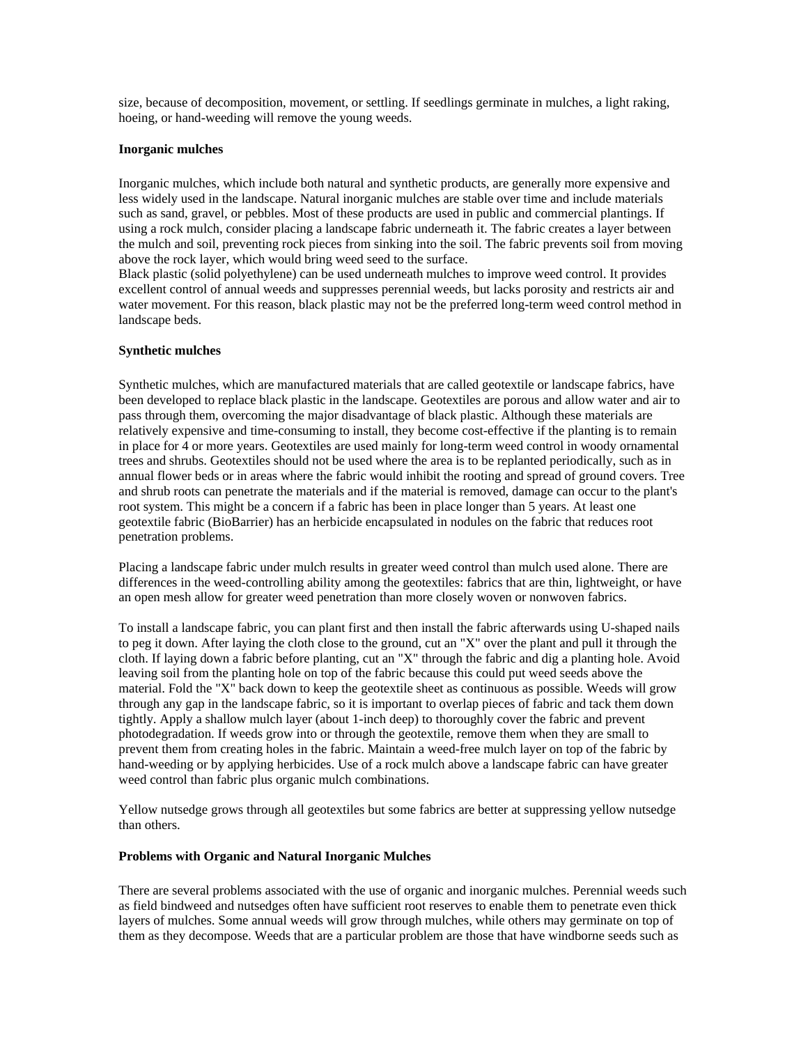size, because of decomposition, movement, or settling. If seedlings germinate in mulches, a light raking, hoeing, or hand-weeding will remove the young weeds.

**Inorganic mulches**

Inorganic mulches, which include both natural and synthetic products, are generally more expensive and less widely used in the landscape. Natural inorganic mulches are stable over time and include materials such as sand, gravel, or pebbles. Most of these products are used in public and commercial plantings. If using a rock mulch, consider placing a landscape fabric underneath it. The fabric creates a layer between the mulch and soil, preventing rock pieces from sinking into the soil. The fabric prevents soil from moving above the rock layer, which would bring weed seed to the surface.
Black plastic (solid polyethylene) can be used underneath mulches to improve weed control. It provides excellent control of annual weeds and suppresses perennial weeds, but lacks porosity and restricts air and water movement. For this reason, black plastic may not be the preferred long-term weed control method in landscape beds.

**Synthetic mulches**

Synthetic mulches, which are manufactured materials that are called geotextile or landscape fabrics, have been developed to replace black plastic in the landscape. Geotextiles are porous and allow water and air to pass through them, overcoming the major disadvantage of black plastic. Although these materials are relatively expensive and time-consuming to install, they become cost-effective if the planting is to remain in place for 4 or more years. Geotextiles are used mainly for long-term weed control in woody ornamental trees and shrubs. Geotextiles should not be used where the area is to be replanted periodically, such as in annual flower beds or in areas where the fabric would inhibit the rooting and spread of ground covers. Tree and shrub roots can penetrate the materials and if the material is removed, damage can occur to the plant's root system. This might be a concern if a fabric has been in place longer than 5 years. At least one geotextile fabric (BioBarrier) has an herbicide encapsulated in nodules on the fabric that reduces root penetration problems.

Placing a landscape fabric under mulch results in greater weed control than mulch used alone. There are differences in the weed-controlling ability among the geotextiles: fabrics that are thin, lightweight, or have an open mesh allow for greater weed penetration than more closely woven or nonwoven fabrics.

To install a landscape fabric, you can plant first and then install the fabric afterwards using U-shaped nails to peg it down. After laying the cloth close to the ground, cut an "X" over the plant and pull it through the cloth. If laying down a fabric before planting, cut an "X" through the fabric and dig a planting hole. Avoid leaving soil from the planting hole on top of the fabric because this could put weed seeds above the material. Fold the "X" back down to keep the geotextile sheet as continuous as possible. Weeds will grow through any gap in the landscape fabric, so it is important to overlap pieces of fabric and tack them down tightly. Apply a shallow mulch layer (about 1-inch deep) to thoroughly cover the fabric and prevent photodegradation. If weeds grow into or through the geotextile, remove them when they are small to prevent them from creating holes in the fabric. Maintain a weed-free mulch layer on top of the fabric by hand-weeding or by applying herbicides. Use of a rock mulch above a landscape fabric can have greater weed control than fabric plus organic mulch combinations.

Yellow nutsedge grows through all geotextiles but some fabrics are better at suppressing yellow nutsedge than others.

**Problems with Organic and Natural Inorganic Mulches**

There are several problems associated with the use of organic and inorganic mulches. Perennial weeds such as field bindweed and nutsedges often have sufficient root reserves to enable them to penetrate even thick layers of mulches. Some annual weeds will grow through mulches, while others may germinate on top of them as they decompose. Weeds that are a particular problem are those that have windborne seeds such as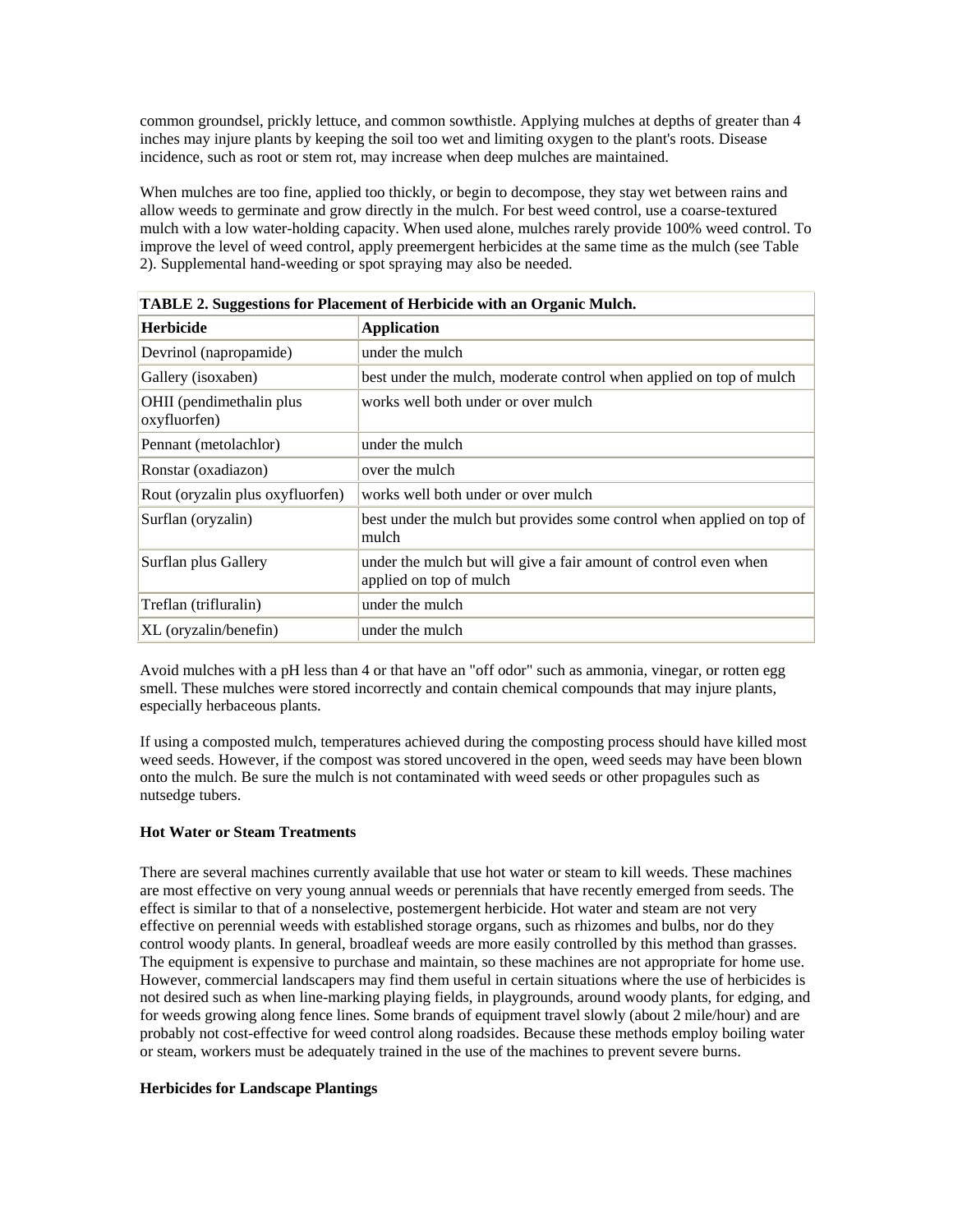common groundsel, prickly lettuce, and common sowthistle. Applying mulches at depths of greater than 4 inches may injure plants by keeping the soil too wet and limiting oxygen to the plant's roots. Disease incidence, such as root or stem rot, may increase when deep mulches are maintained.

When mulches are too fine, applied too thickly, or begin to decompose, they stay wet between rains and allow weeds to germinate and grow directly in the mulch. For best weed control, use a coarse-textured mulch with a low water-holding capacity. When used alone, mulches rarely provide 100% weed control. To improve the level of weed control, apply preemergent herbicides at the same time as the mulch (see Table 2). Supplemental hand-weeding or spot spraying may also be needed.

**TABLE 2. Suggestions for Placement of Herbicide with an Organic Mulch.**

| Herbicide | Application |
|---|---|
| Devrinol (napropamide) | under the mulch |
| Gallery (isoxaben) | best under the mulch, moderate control when applied on top of mulch |
| OHII (pendimethalin plus oxyfluorfen) | works well both under or over mulch |
| Pennant (metolachlor) | under the mulch |
| Ronstar (oxadiazon) | over the mulch |
| Rout (oryzalin plus oxyfluorfen) | works well both under or over mulch |
| Surflan (oryzalin) | best under the mulch but provides some control when applied on top of mulch |
| Surflan plus Gallery | under the mulch but will give a fair amount of control even when applied on top of mulch |
| Treflan (trifluralin) | under the mulch |
| XL (oryzalin/benefin) | under the mulch |

Avoid mulches with a pH less than 4 or that have an "off odor" such as ammonia, vinegar, or rotten egg smell. These mulches were stored incorrectly and contain chemical compounds that may injure plants, especially herbaceous plants.

If using a composted mulch, temperatures achieved during the composting process should have killed most weed seeds. However, if the compost was stored uncovered in the open, weed seeds may have been blown onto the mulch. Be sure the mulch is not contaminated with weed seeds or other propagules such as nutsedge tubers.

**Hot Water or Steam Treatments**

There are several machines currently available that use hot water or steam to kill weeds. These machines are most effective on very young annual weeds or perennials that have recently emerged from seeds. The effect is similar to that of a nonselective, postemergent herbicide. Hot water and steam are not very effective on perennial weeds with established storage organs, such as rhizomes and bulbs, nor do they control woody plants. In general, broadleaf weeds are more easily controlled by this method than grasses. The equipment is expensive to purchase and maintain, so these machines are not appropriate for home use. However, commercial landscapers may find them useful in certain situations where the use of herbicides is not desired such as when line-marking playing fields, in playgrounds, around woody plants, for edging, and for weeds growing along fence lines. Some brands of equipment travel slowly (about 2 mile/hour) and are probably not cost-effective for weed control along roadsides. Because these methods employ boiling water or steam, workers must be adequately trained in the use of the machines to prevent severe burns.

**Herbicides for Landscape Plantings**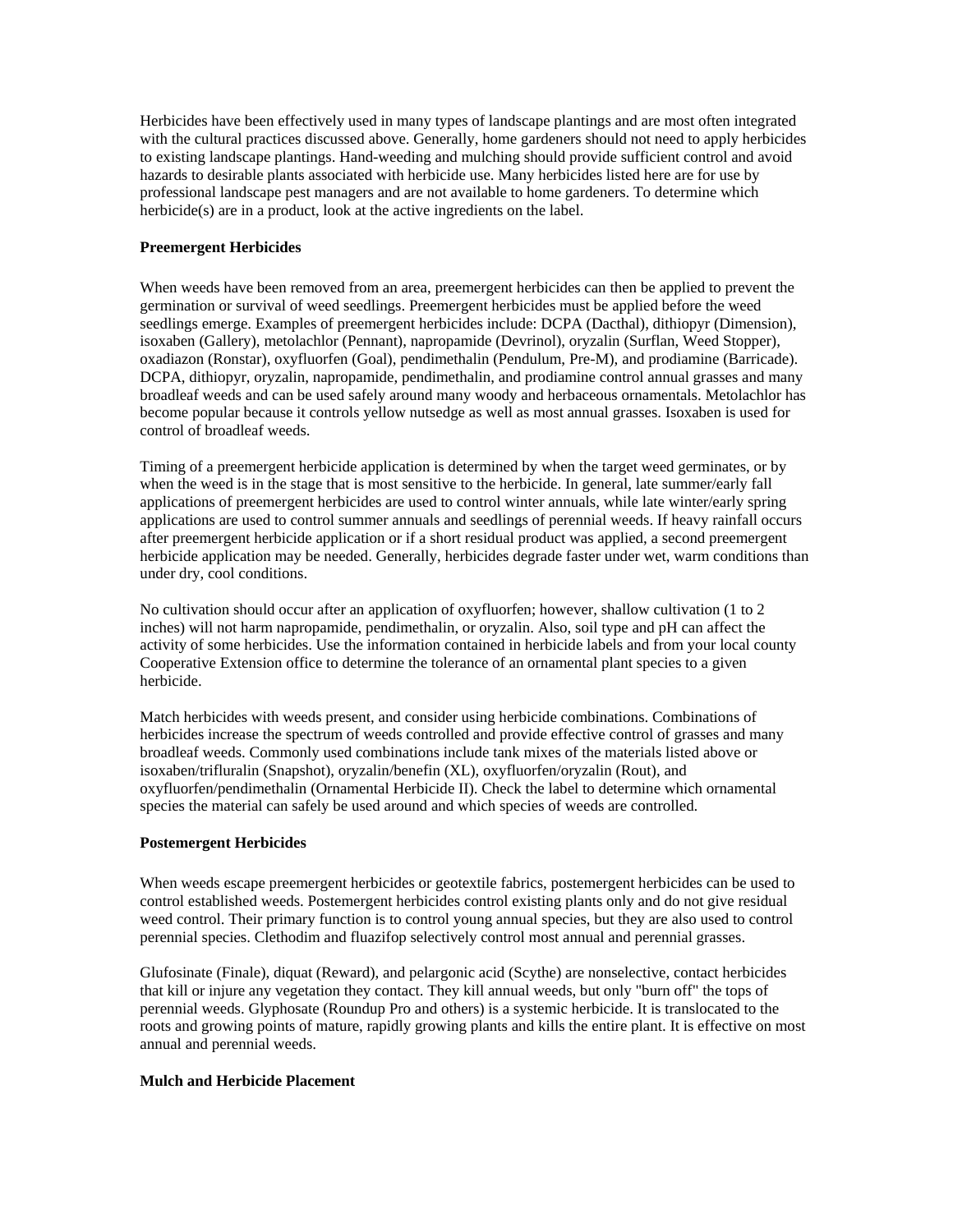Herbicides have been effectively used in many types of landscape plantings and are most often integrated with the cultural practices discussed above. Generally, home gardeners should not need to apply herbicides to existing landscape plantings. Hand-weeding and mulching should provide sufficient control and avoid hazards to desirable plants associated with herbicide use. Many herbicides listed here are for use by professional landscape pest managers and are not available to home gardeners. To determine which herbicide(s) are in a product, look at the active ingredients on the label.

**Preemergent Herbicides**

When weeds have been removed from an area, preemergent herbicides can then be applied to prevent the germination or survival of weed seedlings. Preemergent herbicides must be applied before the weed seedlings emerge. Examples of preemergent herbicides include: DCPA (Dacthal), dithiopyr (Dimension), isoxaben (Gallery), metolachlor (Pennant), napropamide (Devrinol), oryzalin (Surflan, Weed Stopper), oxadiazon (Ronstar), oxyfluorfen (Goal), pendimethalin (Pendulum, Pre-M), and prodiamine (Barricade). DCPA, dithiopyr, oryzalin, napropamide, pendimethalin, and prodiamine control annual grasses and many broadleaf weeds and can be used safely around many woody and herbaceous ornamentals. Metolachlor has become popular because it controls yellow nutsedge as well as most annual grasses. Isoxaben is used for control of broadleaf weeds.

Timing of a preemergent herbicide application is determined by when the target weed germinates, or by when the weed is in the stage that is most sensitive to the herbicide. In general, late summer/early fall applications of preemergent herbicides are used to control winter annuals, while late winter/early spring applications are used to control summer annuals and seedlings of perennial weeds. If heavy rainfall occurs after preemergent herbicide application or if a short residual product was applied, a second preemergent herbicide application may be needed. Generally, herbicides degrade faster under wet, warm conditions than under dry, cool conditions.

No cultivation should occur after an application of oxyfluorfen; however, shallow cultivation (1 to 2 inches) will not harm napropamide, pendimethalin, or oryzalin. Also, soil type and pH can affect the activity of some herbicides. Use the information contained in herbicide labels and from your local county Cooperative Extension office to determine the tolerance of an ornamental plant species to a given herbicide.

Match herbicides with weeds present, and consider using herbicide combinations. Combinations of herbicides increase the spectrum of weeds controlled and provide effective control of grasses and many broadleaf weeds. Commonly used combinations include tank mixes of the materials listed above or isoxaben/trifluralin (Snapshot), oryzalin/benefin (XL), oxyfluorfen/oryzalin (Rout), and oxyfluorfen/pendimethalin (Ornamental Herbicide II). Check the label to determine which ornamental species the material can safely be used around and which species of weeds are controlled.

**Postemergent Herbicides**

When weeds escape preemergent herbicides or geotextile fabrics, postemergent herbicides can be used to control established weeds. Postemergent herbicides control existing plants only and do not give residual weed control. Their primary function is to control young annual species, but they are also used to control perennial species. Clethodim and fluazifop selectively control most annual and perennial grasses.

Glufosinate (Finale), diquat (Reward), and pelargonic acid (Scythe) are nonselective, contact herbicides that kill or injure any vegetation they contact. They kill annual weeds, but only "burn off" the tops of perennial weeds. Glyphosate (Roundup Pro and others) is a systemic herbicide. It is translocated to the roots and growing points of mature, rapidly growing plants and kills the entire plant. It is effective on most annual and perennial weeds.

**Mulch and Herbicide Placement**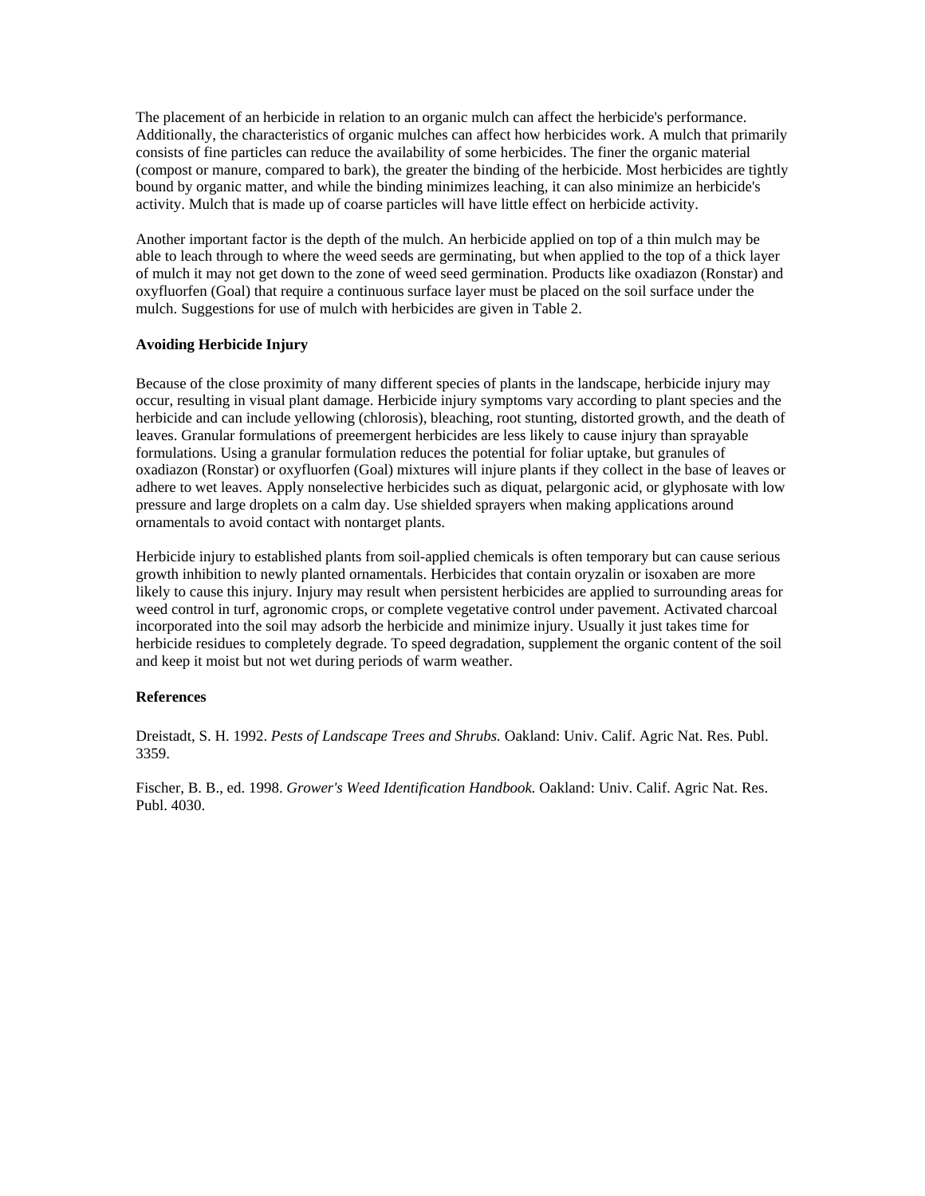The placement of an herbicide in relation to an organic mulch can affect the herbicide's performance. Additionally, the characteristics of organic mulches can affect how herbicides work. A mulch that primarily consists of fine particles can reduce the availability of some herbicides. The finer the organic material (compost or manure, compared to bark), the greater the binding of the herbicide. Most herbicides are tightly bound by organic matter, and while the binding minimizes leaching, it can also minimize an herbicide's activity. Mulch that is made up of coarse particles will have little effect on herbicide activity.

Another important factor is the depth of the mulch. An herbicide applied on top of a thin mulch may be able to leach through to where the weed seeds are germinating, but when applied to the top of a thick layer of mulch it may not get down to the zone of weed seed germination. Products like oxadiazon (Ronstar) and oxyfluorfen (Goal) that require a continuous surface layer must be placed on the soil surface under the mulch. Suggestions for use of mulch with herbicides are given in Table 2.

**Avoiding Herbicide Injury**

Because of the close proximity of many different species of plants in the landscape, herbicide injury may occur, resulting in visual plant damage. Herbicide injury symptoms vary according to plant species and the herbicide and can include yellowing (chlorosis), bleaching, root stunting, distorted growth, and the death of leaves. Granular formulations of preemergent herbicides are less likely to cause injury than sprayable formulations. Using a granular formulation reduces the potential for foliar uptake, but granules of oxadiazon (Ronstar) or oxyfluorfen (Goal) mixtures will injure plants if they collect in the base of leaves or adhere to wet leaves. Apply nonselective herbicides such as diquat, pelargonic acid, or glyphosate with low pressure and large droplets on a calm day. Use shielded sprayers when making applications around ornamentals to avoid contact with nontarget plants.

Herbicide injury to established plants from soil-applied chemicals is often temporary but can cause serious growth inhibition to newly planted ornamentals. Herbicides that contain oryzalin or isoxaben are more likely to cause this injury. Injury may result when persistent herbicides are applied to surrounding areas for weed control in turf, agronomic crops, or complete vegetative control under pavement. Activated charcoal incorporated into the soil may adsorb the herbicide and minimize injury. Usually it just takes time for herbicide residues to completely degrade. To speed degradation, supplement the organic content of the soil and keep it moist but not wet during periods of warm weather.

**References**

Dreistadt, S. H. 1992. *Pests of Landscape Trees and Shrubs.* Oakland: Univ. Calif. Agric Nat. Res. Publ. 3359.

Fischer, B. B., ed. 1998. *Grower's Weed Identification Handbook.* Oakland: Univ. Calif. Agric Nat. Res. Publ. 4030.